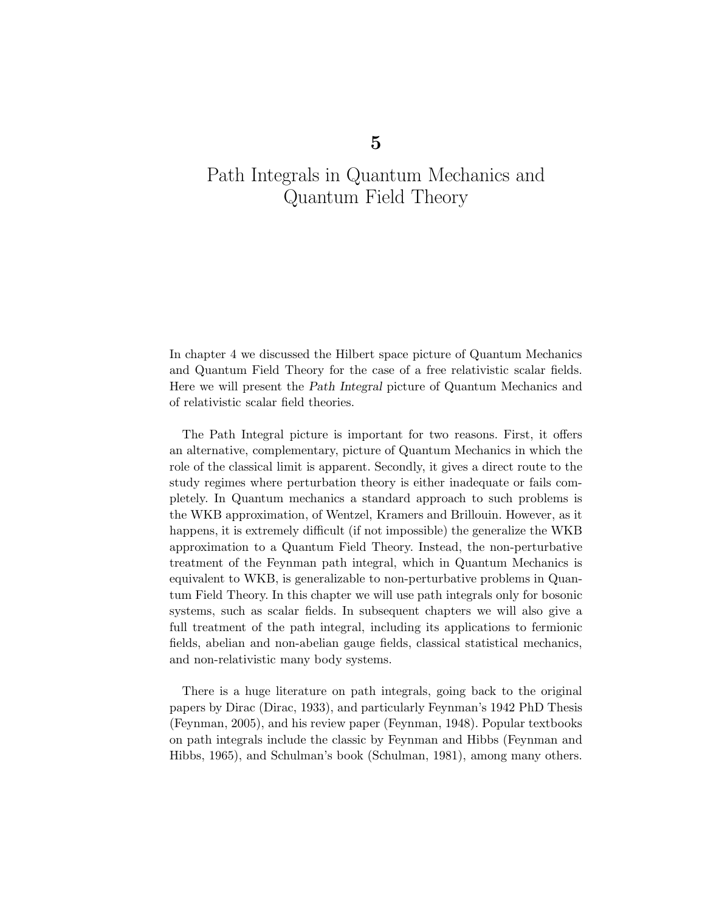# 5

# Path Integrals in Quantum Mechanics and Quantum Field Theory

In chapter 4 we discussed the Hilbert space picture of Quantum Mechanics and Quantum Field Theory for the case of a free relativistic scalar fields. Here we will present the *Path Integral* picture of Quantum Mechanics and of relativistic scalar field theories.

The Path Integral picture is important for two reasons. First, it offers an alternative, complementary, picture of Quantum Mechanics in which the role of the classical limit is apparent. Secondly, it gives a direct route to the study regimes where perturbation theory is either inadequate or fails completely. In Quantum mechanics a standard approach to such problems is the WKB approximation, of Wentzel, Kramers and Brillouin. However, as it happens, it is extremely difficult (if not impossible) the generalize the WKB approximation to a Quantum Field Theory. Instead, the non-perturbative treatment of the Feynman path integral, which in Quantum Mechanics is equivalent to WKB, is generalizable to non-perturbative problems in Quantum Field Theory. In this chapter we will use path integrals only for bosonic systems, such as scalar fields. In subsequent chapters we will also give a full treatment of the path integral, including its applications to fermionic fields, abelian and non-abelian gauge fields, classical statistical mechanics, and non-relativistic many body systems.

There is a huge literature on path integrals, going back to the original papers by Dirac (Dirac, 1933), and particularly Feynman's 1942 PhD Thesis (Feynman, 2005), and his review paper (Feynman, 1948). Popular textbooks on path integrals include the classic by Feynman and Hibbs (Feynman and Hibbs, 1965), and Schulman's book (Schulman, 1981), among many others.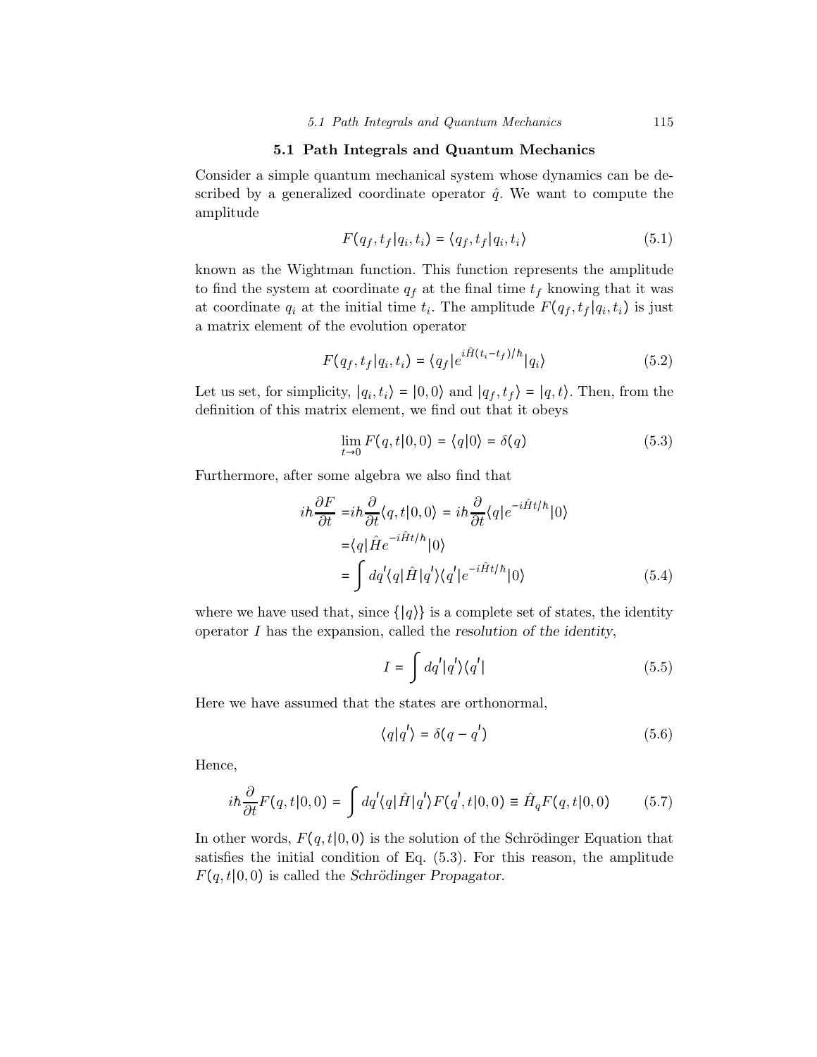## 5.1 Path Integrals and Quantum Mechanics

Consider a simple quantum mechanical system whose dynamics can be described by a generalized coordinate operator $\hat{q}$. We want to compute the amplitude

$$F(q_f, t_f | q_i, t_i) = \langle q_f, t_f | q_i, t_i \rangle \tag{5.1}$$

known as the Wightman function. This function represents the amplitude to find the system at coordinate $q_f$ at the final time $t_f$ knowing that it was at coordinate $q_i$ at the initial time $t_i$. The amplitude $F(q_f, t_f | q_i, t_i)$ is just a matrix element of the evolution operator

$$F(q_f, t_f | q_i, t_i) = \langle q_f | e^{i\hat{H}(t_i - t_f)/\hbar} | q_i \rangle \tag{5.2}$$

Let us set, for simplicity, $|q_i, t_i\rangle = |0, 0\rangle$ and $|q_f, t_f\rangle = |q, t\rangle$. Then, from the definition of this matrix element, we find out that it obeys

$$\lim_{t \to 0} F(q, t | 0, 0) = \langle q | 0 \rangle = \delta(q) \tag{5.3}$$

Furthermore, after some algebra we also find that

$$\begin{aligned}
i\hbar \frac{\partial F}{\partial t} &= i\hbar \frac{\partial}{\partial t} \langle q, t | 0, 0 \rangle = i\hbar \frac{\partial}{\partial t} \langle q | e^{-i\hat{H}t/\hbar} | 0 \rangle \\
&= \langle q | \hat{H} e^{-i\hat{H}t/\hbar} | 0 \rangle \\
&= \int dq' \langle q | \hat{H} | q' \rangle \langle q' | e^{-i\hat{H}t/\hbar} | 0 \rangle
\end{aligned} \tag{5.4}$$

where we have used that, since $\{|q\rangle\}$ is a complete set of states, the identity operator $I$ has the expansion, called the *resolution of the identity*,

$$I = \int dq' |q'\rangle \langle q'| \tag{5.5}$$

Here we have assumed that the states are orthonormal,

$$\langle q | q' \rangle = \delta(q - q') \tag{5.6}$$

Hence,

$$i\hbar \frac{\partial}{\partial t} F(q, t | 0, 0) = \int dq' \langle q | \hat{H} | q' \rangle F(q', t | 0, 0) \equiv \hat{H}_q F(q, t | 0, 0) \tag{5.7}$$

In other words, $F(q, t | 0, 0)$ is the solution of the Schrödinger Equation that satisfies the initial condition of Eq. (5.3). For this reason, the amplitude $F(q, t | 0, 0)$ is called the *Schrödinger Propagator*.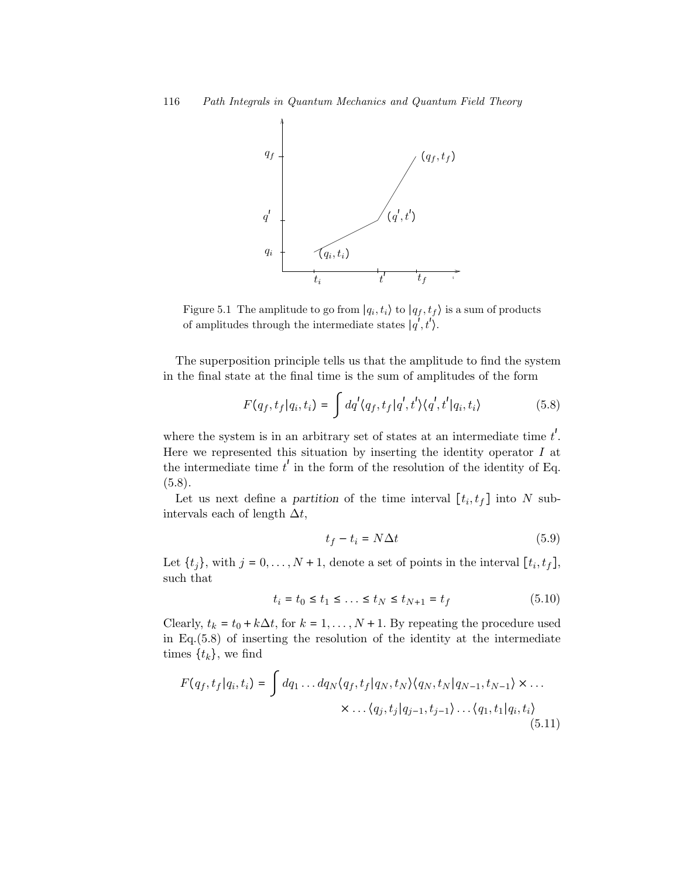Figure 5.1 The amplitude to go from $|q_i, t_i\rangle$ to $|q_f, t_f\rangle$ is a sum of products of amplitudes through the intermediate states $|q', t'\rangle$.

The superposition principle tells us that the amplitude to find the system in the final state at the final time is the sum of amplitudes of the form

$$F(q_f, t_f | q_i, t_i) = \int dq' \langle q_f, t_f | q', t' \rangle \langle q', t' | q_i, t_i \rangle \tag{5.8}$$

where the system is in an arbitrary set of states at an intermediate time $t'$. Here we represented this situation by inserting the identity operator $I$ at the intermediate time $t'$ in the form of the resolution of the identity of Eq.(5.8).

Let us next define a *partition* of the time interval $[t_i, t_f]$ into $N$ sub-intervals each of length $\Delta t$,

$$t_f - t_i = N \Delta t \tag{5.9}$$

Let $\{t_j\}$, with $j = 0, \ldots, N+1$, denote a set of points in the interval $[t_i, t_f]$, such that

$$t_i = t_0 \leq t_1 \leq \ldots \leq t_N \leq t_{N+1} = t_f \tag{5.10}$$

Clearly, $t_k = t_0 + k\Delta t$, for $k = 1, \ldots, N+1$. By repeating the procedure used in Eq.(5.8) of inserting the resolution of the identity at the intermediate times $\{t_k\}$, we find

$$F(q_f, t_f | q_i, t_i) = \int dq_1 \ldots dq_N \langle q_f, t_f | q_N, t_N \rangle \langle q_N, t_N | q_{N-1}, t_{N-1} \rangle \times \ldots \\ \times \ldots \langle q_j, t_j | q_{j-1}, t_{j-1} \rangle \ldots \langle q_1, t_1 | q_i, t_i \rangle \tag{5.11}$$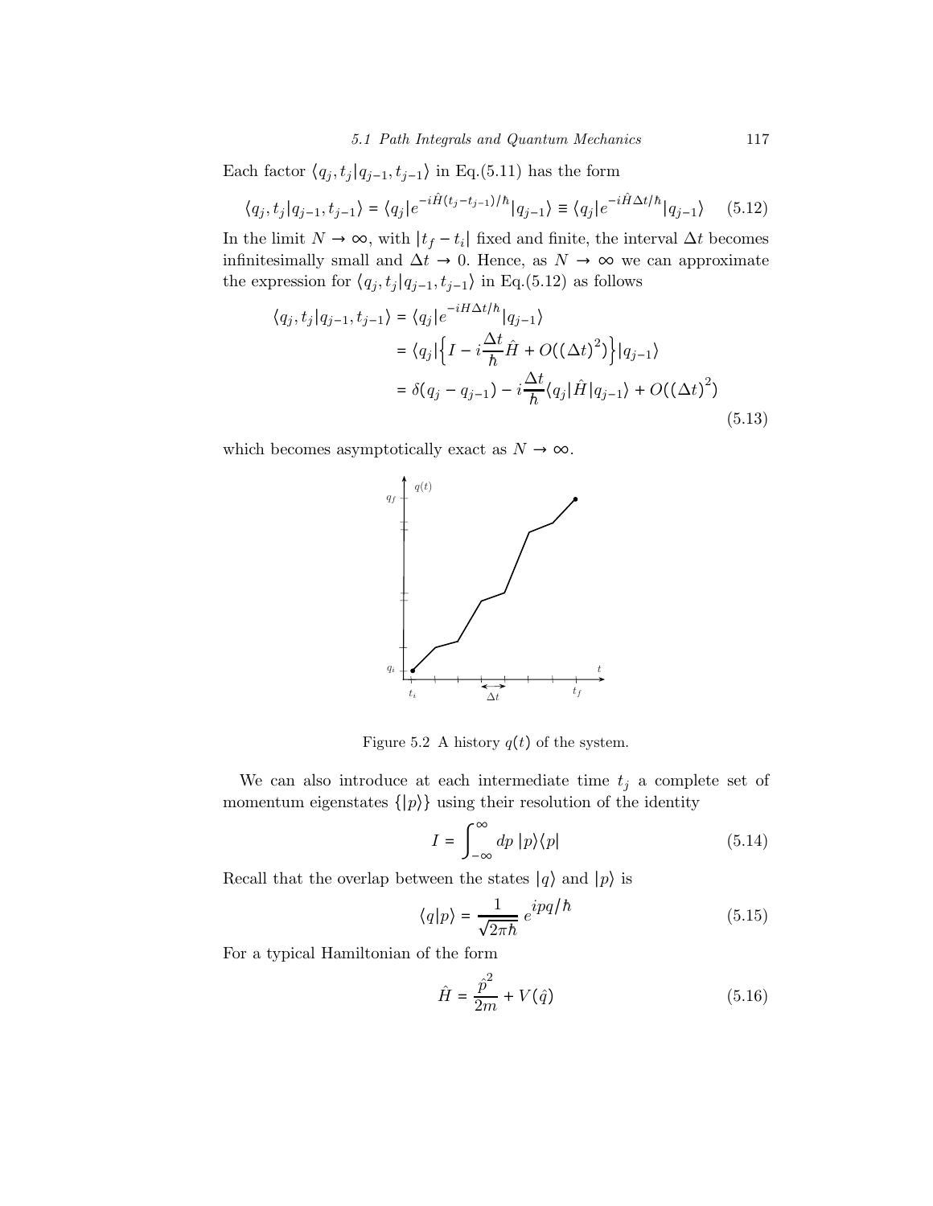Each factor $\langle q_j, t_j | q_{j-1}, t_{j-1} \rangle$ in Eq.(5.11) has the form

$$\langle q_j, t_j | q_{j-1}, t_{j-1} \rangle = \langle q_j | e^{-i\hat{H}(t_j - t_{j-1})/\hbar} | q_{j-1} \rangle \equiv \langle q_j | e^{-i\hat{H}\Delta t/\hbar} | q_{j-1} \rangle \qquad (5.12)$$

In the limit $N \to \infty$, with $|t_f - t_i|$ fixed and finite, the interval $\Delta t$ becomes infinitesimally small and $\Delta t \to 0$. Hence, as $N \to \infty$ we can approximate the expression for $\langle q_j, t_j | q_{j-1}, t_{j-1} \rangle$ in Eq.(5.12) as follows

$$\begin{aligned}
\langle q_j, t_j | q_{j-1}, t_{j-1} \rangle &= \langle q_j | e^{-iH\Delta t/\hbar} | q_{j-1} \rangle \\
&= \langle q_j | \left\{ I - i\frac{\Delta t}{\hbar}\hat{H} + O((\Delta t)^2) \right\} | q_{j-1} \rangle \\
&= \delta(q_j - q_{j-1}) - i\frac{\Delta t}{\hbar}\langle q_j | \hat{H} | q_{j-1} \rangle + O((\Delta t)^2)
\end{aligned} \qquad (5.13)$$

which becomes asymptotically exact as $N \to \infty$.

Figure 5.2 A history $q(t)$ of the system.

We can also introduce at each intermediate time $t_j$ a complete set of momentum eigenstates $\{|p\rangle\}$ using their resolution of the identity

$$I = \int_{-\infty}^{\infty} dp \, |p\rangle\langle p| \qquad (5.14)$$

Recall that the overlap between the states $|q\rangle$ and $|p\rangle$ is

$$\langle q | p \rangle = \frac{1}{\sqrt{2\pi\hbar}} \, e^{ipq/\hbar} \qquad (5.15)$$

For a typical Hamiltonian of the form

$$\hat{H} = \frac{\hat{p}^2}{2m} + V(\hat{q}) \qquad (5.16)$$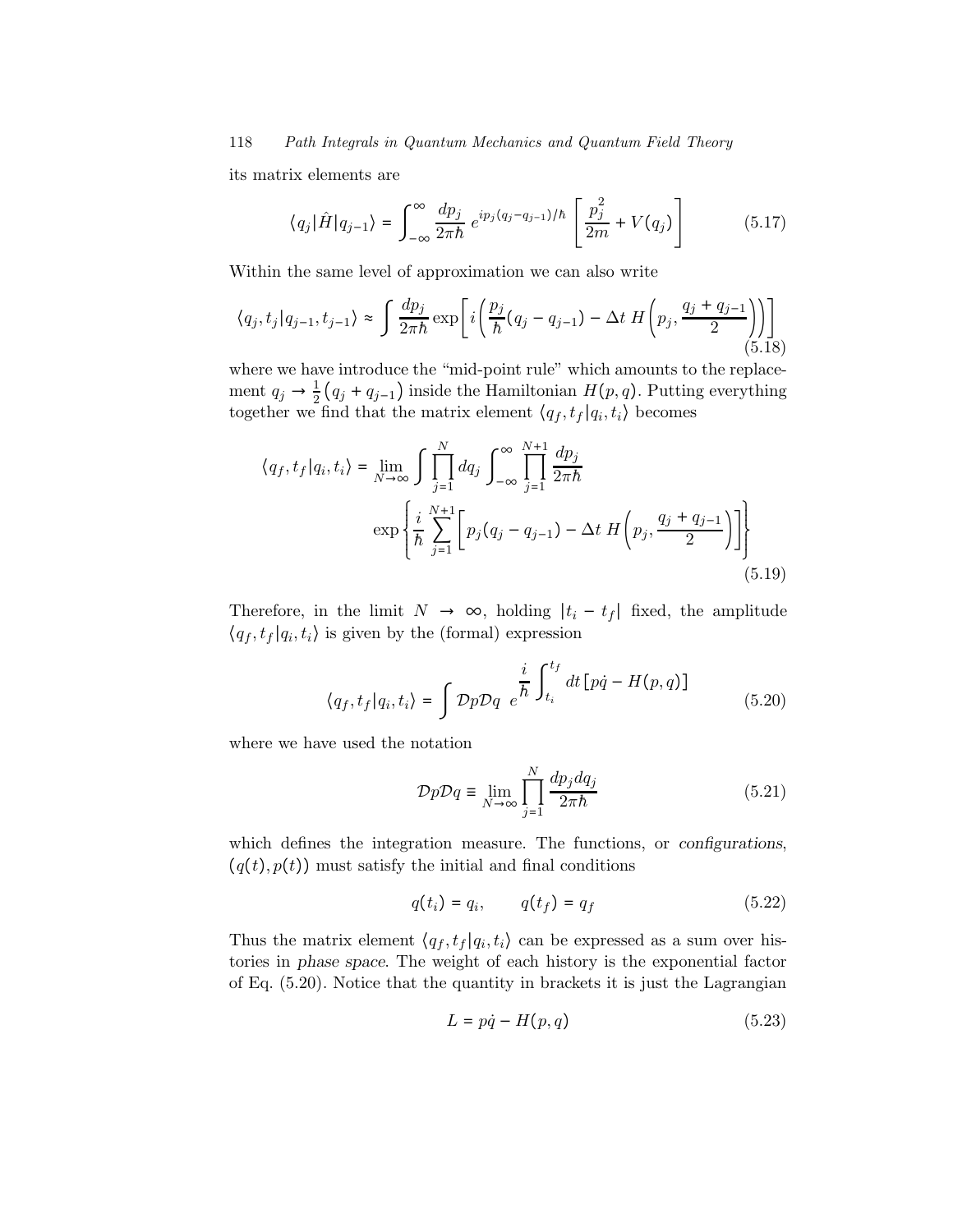its matrix elements are

$$\langle q_j|\hat{H}|q_{j-1}\rangle = \int_{-\infty}^{\infty} \frac{dp_j}{2\pi\hbar}\, e^{ip_j(q_j-q_{j-1})/\hbar} \left[\frac{p_j^2}{2m} + V(q_j)\right] \tag{5.17}$$

Within the same level of approximation we can also write

$$\langle q_j, t_j|q_{j-1}, t_{j-1}\rangle \approx \int \frac{dp_j}{2\pi\hbar} \exp\left[i\left(\frac{p_j}{\hbar}(q_j - q_{j-1}) - \Delta t\, H\left(p_j, \frac{q_j + q_{j-1}}{2}\right)\right)\right] \tag{5.18}$$

where we have introduce the "mid-point rule" which amounts to the replacement $q_j \to \frac{1}{2}(q_j + q_{j-1})$ inside the Hamiltonian $H(p,q)$. Putting everything together we find that the matrix element $\langle q_f, t_f|q_i, t_i\rangle$ becomes

$$\langle q_f, t_f|q_i, t_i\rangle = \lim_{N\to\infty} \int \prod_{j=1}^{N} dq_j \int_{-\infty}^{\infty} \prod_{j=1}^{N+1} \frac{dp_j}{2\pi\hbar} \exp\left\{\frac{i}{\hbar} \sum_{j=1}^{N+1} \left[p_j(q_j - q_{j-1}) - \Delta t\, H\left(p_j, \frac{q_j + q_{j-1}}{2}\right)\right]\right\} \tag{5.19}$$

Therefore, in the limit $N \to \infty$, holding $|t_i - t_f|$ fixed, the amplitude $\langle q_f, t_f|q_i, t_i\rangle$ is given by the (formal) expression

$$\langle q_f, t_f|q_i, t_i\rangle = \int \mathcal{D}p\mathcal{D}q\; e^{\frac{i}{\hbar}\int_{t_i}^{t_f} dt\,[p\dot{q} - H(p,q)]} \tag{5.20}$$

where we have used the notation

$$\mathcal{D}p\mathcal{D}q \equiv \lim_{N\to\infty} \prod_{j=1}^{N} \frac{dp_j dq_j}{2\pi\hbar} \tag{5.21}$$

which defines the integration measure. The functions, or *configurations*, $(q(t), p(t))$ must satisfy the initial and final conditions

$$q(t_i) = q_i, \qquad q(t_f) = q_f \tag{5.22}$$

Thus the matrix element $\langle q_f, t_f|q_i, t_i\rangle$ can be expressed as a sum over histories in *phase space*. The weight of each history is the exponential factor of Eq. (5.20). Notice that the quantity in brackets it is just the Lagrangian

$$L = p\dot{q} - H(p,q) \tag{5.23}$$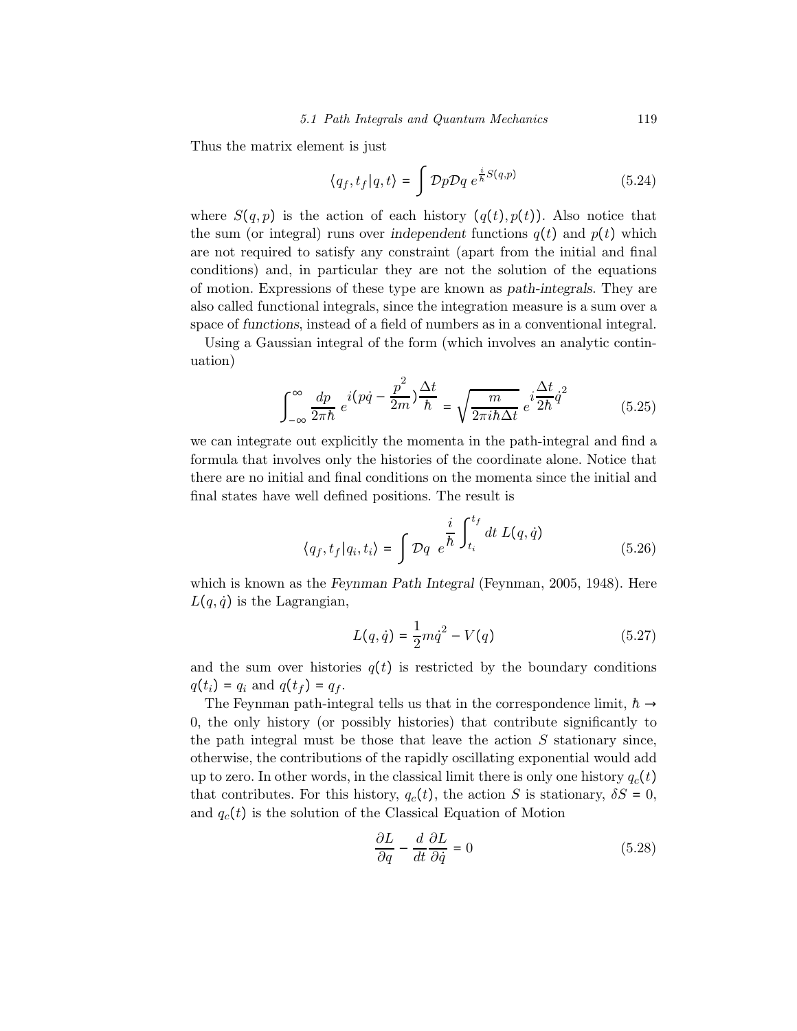Thus the matrix element is just

$$
\langle q_f, t_f | q, t \rangle = \int \mathcal{D}p\mathcal{D}q \; e^{\frac{i}{\hbar}S(q,p)} \tag{5.24}
$$

where $S(q,p)$ is the action of each history $(q(t), p(t))$. Also notice that the sum (or integral) runs over *independent* functions $q(t)$ and $p(t)$ which are not required to satisfy any constraint (apart from the initial and final conditions) and, in particular they are not the solution of the equations of motion. Expressions of these type are known as *path-integrals*. They are also called functional integrals, since the integration measure is a sum over a space of *functions*, instead of a field of numbers as in a conventional integral.

Using a Gaussian integral of the form (which involves an analytic continuation)

$$
\int_{-\infty}^{\infty} \frac{dp}{2\pi\hbar} \; e^{i\left(p\dot{q} - \frac{p^2}{2m}\right)\frac{\Delta t}{\hbar}} = \sqrt{\frac{m}{2\pi i\hbar\Delta t}} \; e^{i\frac{\Delta t}{2\hbar}\dot{q}^2} \tag{5.25}
$$

we can integrate out explicitly the momenta in the path-integral and find a formula that involves only the histories of the coordinate alone. Notice that there are no initial and final conditions on the momenta since the initial and final states have well defined positions. The result is

$$
\langle q_f, t_f | q_i, t_i \rangle = \int \mathcal{D}q \;\; e^{\frac{i}{\hbar}\int_{t_i}^{t_f} dt \; L(q,\dot{q})} \tag{5.26}
$$

which is known as the *Feynman Path Integral* (Feynman, 2005, 1948). Here $L(q, \dot{q})$ is the Lagrangian,

$$
L(q, \dot{q}) = \frac{1}{2}m\dot{q}^2 - V(q) \tag{5.27}
$$

and the sum over histories $q(t)$ is restricted by the boundary conditions $q(t_i) = q_i$ and $q(t_f) = q_f$.

The Feynman path-integral tells us that in the correspondence limit, $\hbar \to 0$, the only history (or possibly histories) that contribute significantly to the path integral must be those that leave the action $S$ stationary since, otherwise, the contributions of the rapidly oscillating exponential would add up to zero. In other words, in the classical limit there is only one history $q_c(t)$ that contributes. For this history, $q_c(t)$, the action $S$ is stationary, $\delta S = 0$, and $q_c(t)$ is the solution of the Classical Equation of Motion

$$
\frac{\partial L}{\partial q} - \frac{d}{dt}\frac{\partial L}{\partial \dot{q}} = 0 \tag{5.28}
$$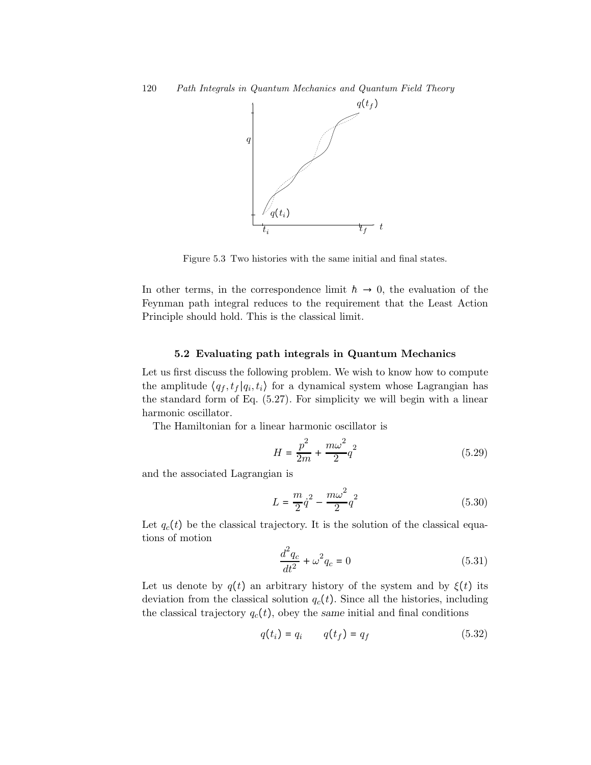Figure 5.3 Two histories with the same initial and final states.

In other terms, in the correspondence limit $\hbar \to 0$, the evaluation of the Feynman path integral reduces to the requirement that the Least Action Principle should hold. This is the classical limit.

### 5.2 Evaluating path integrals in Quantum Mechanics

Let us first discuss the following problem. We wish to know how to compute the amplitude $\langle q_f, t_f | q_i, t_i \rangle$ for a dynamical system whose Lagrangian has the standard form of Eq. (5.27). For simplicity we will begin with a linear harmonic oscillator.

The Hamiltonian for a linear harmonic oscillator is

$$H = \frac{p^2}{2m} + \frac{m\omega^2}{2} q^2 \tag{5.29}$$

and the associated Lagrangian is

$$L = \frac{m}{2} \dot{q}^2 - \frac{m\omega^2}{2} q^2 \tag{5.30}$$

Let $q_c(t)$ be the classical trajectory. It is the solution of the classical equations of motion

$$\frac{d^2 q_c}{dt^2} + \omega^2 q_c = 0 \tag{5.31}$$

Let us denote by $q(t)$ an arbitrary history of the system and by $\xi(t)$ its deviation from the classical solution $q_c(t)$. Since all the histories, including the classical trajectory $q_c(t)$, obey the *same* initial and final conditions

$$q(t_i) = q_i \qquad q(t_f) = q_f \tag{5.32}$$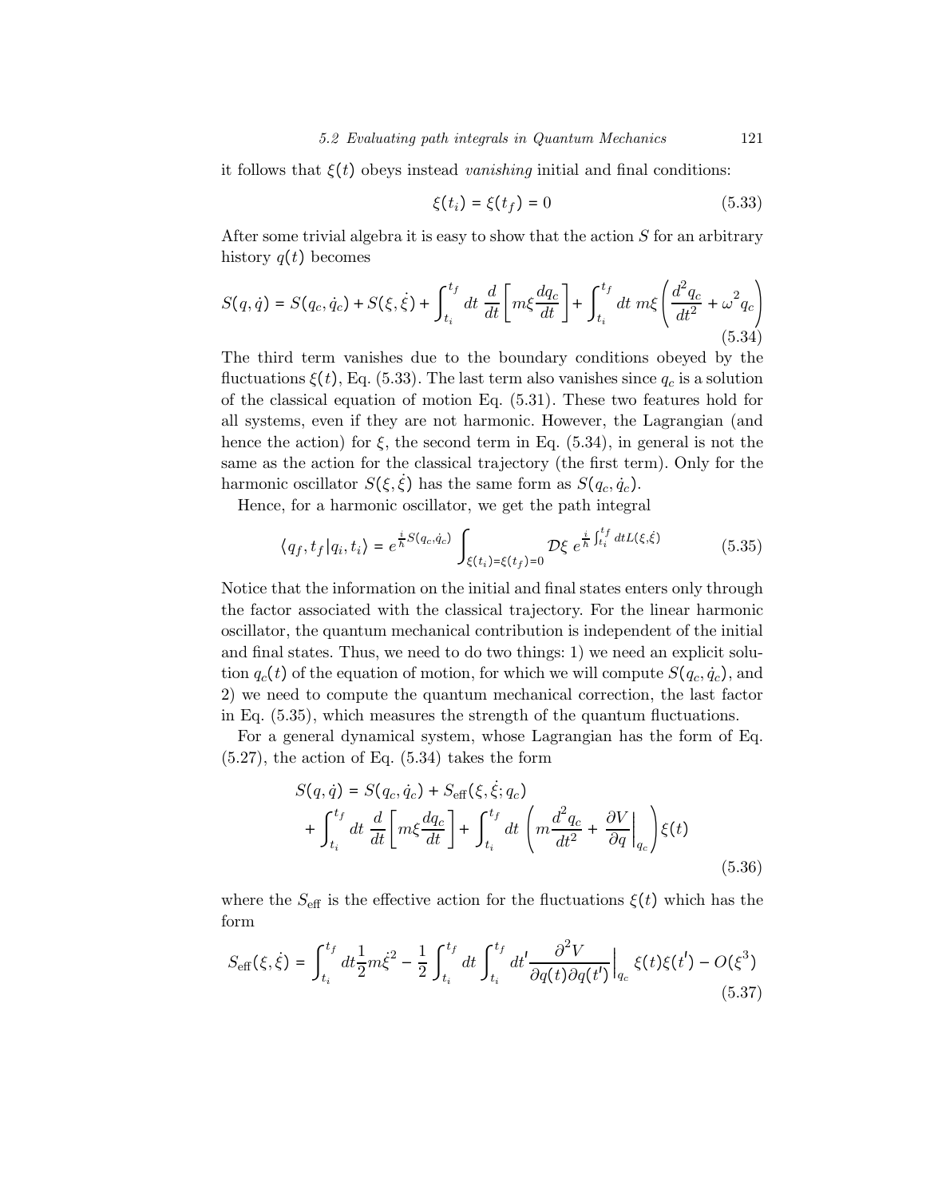it follows that $\xi(t)$ obeys instead *vanishing* initial and final conditions:

$$\xi(t_i) = \xi(t_f) = 0 \tag{5.33}$$

After some trivial algebra it is easy to show that the action $S$ for an arbitrary history $q(t)$ becomes

$$S(q,\dot{q}) = S(q_c,\dot{q}_c) + S(\xi,\dot{\xi}) + \int_{t_i}^{t_f} dt\, \frac{d}{dt}\left[m\xi\frac{dq_c}{dt}\right] + \int_{t_i}^{t_f} dt\; m\xi\left(\frac{d^2q_c}{dt^2} + \omega^2 q_c\right) \tag{5.34}$$

The third term vanishes due to the boundary conditions obeyed by the fluctuations $\xi(t)$, Eq. (5.33). The last term also vanishes since $q_c$ is a solution of the classical equation of motion Eq. (5.31). These two features hold for all systems, even if they are not harmonic. However, the Lagrangian (and hence the action) for $\xi$, the second term in Eq. (5.34), in general is not the same as the action for the classical trajectory (the first term). Only for the harmonic oscillator $S(\xi,\dot{\xi})$ has the same form as $S(q_c,\dot{q}_c)$.

Hence, for a harmonic oscillator, we get the path integral

$$\langle q_f, t_f | q_i, t_i\rangle = e^{\frac{i}{\hbar}S(q_c,\dot{q}_c)} \int_{\xi(t_i)=\xi(t_f)=0} \mathcal{D}\xi\; e^{\frac{i}{\hbar}\int_{t_i}^{t_f} dt L(\xi,\dot{\xi})} \tag{5.35}$$

Notice that the information on the initial and final states enters only through the factor associated with the classical trajectory. For the linear harmonic oscillator, the quantum mechanical contribution is independent of the initial and final states. Thus, we need to do two things: 1) we need an explicit solution $q_c(t)$ of the equation of motion, for which we will compute $S(q_c,\dot{q}_c)$, and 2) we need to compute the quantum mechanical correction, the last factor in Eq. (5.35), which measures the strength of the quantum fluctuations.

For a general dynamical system, whose Lagrangian has the form of Eq. (5.27), the action of Eq. (5.34) takes the form

$$\begin{aligned} S(q,\dot{q}) = {} & S(q_c,\dot{q}_c) + S_{\text{eff}}(\xi,\dot{\xi};q_c) \\ & + \int_{t_i}^{t_f} dt\, \frac{d}{dt}\left[m\xi\frac{dq_c}{dt}\right] + \int_{t_i}^{t_f} dt\, \left(m\frac{d^2q_c}{dt^2} + \left.\frac{\partial V}{\partial q}\right|_{q_c}\right)\xi(t) \end{aligned} \tag{5.36}$$

where the $S_{\text{eff}}$ is the effective action for the fluctuations $\xi(t)$ which has the form

$$S_{\text{eff}}(\xi,\dot{\xi}) = \int_{t_i}^{t_f} dt \frac{1}{2}m\dot{\xi}^2 - \frac{1}{2}\int_{t_i}^{t_f} dt \int_{t_i}^{t_f} dt' \left.\frac{\partial^2 V}{\partial q(t)\partial q(t')}\right|_{q_c} \xi(t)\xi(t') - O(\xi^3) \tag{5.37}$$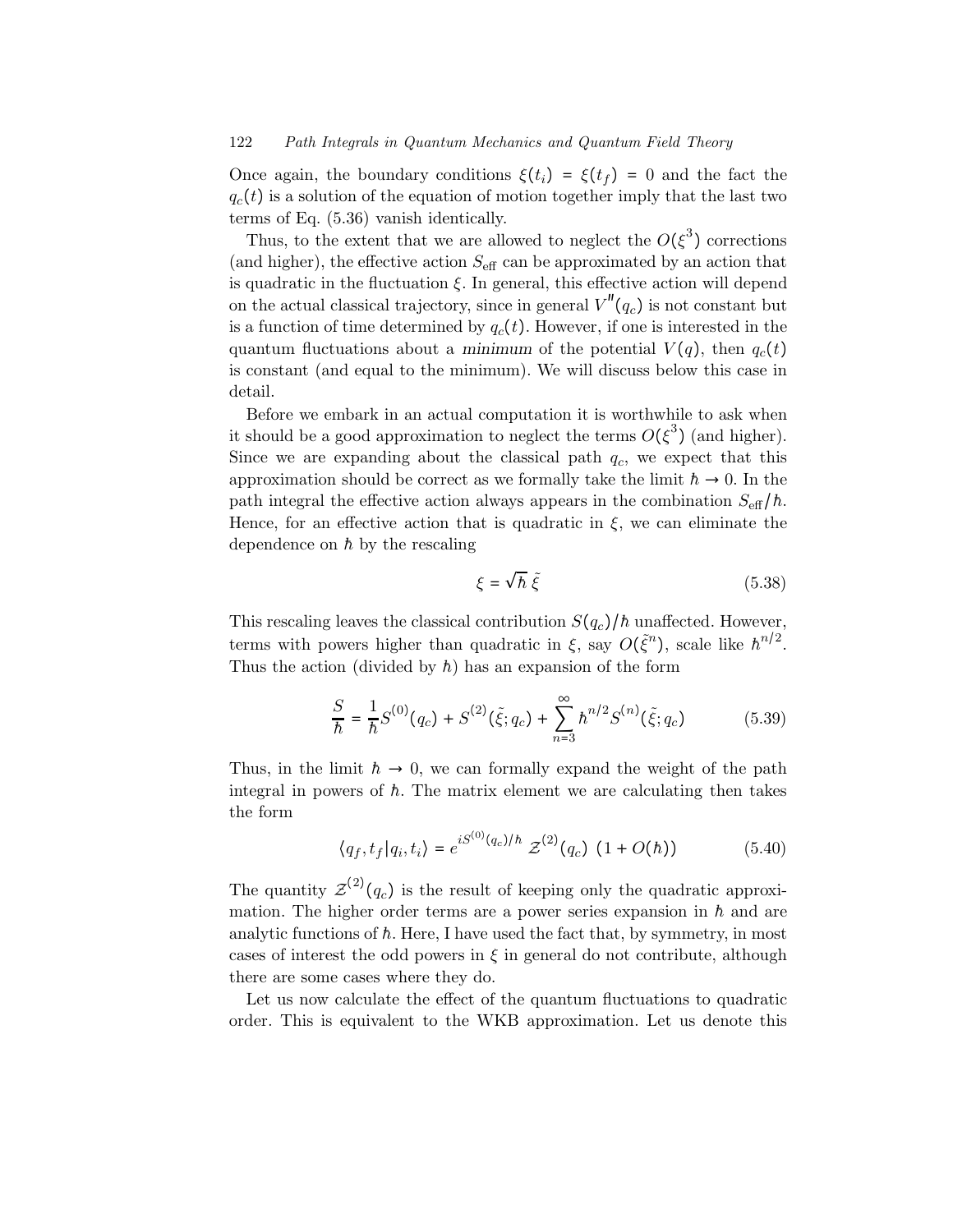Once again, the boundary conditions $\xi(t_i) = \xi(t_f) = 0$ and the fact the $q_c(t)$ is a solution of the equation of motion together imply that the last two terms of Eq. (5.36) vanish identically.

Thus, to the extent that we are allowed to neglect the $O(\xi^3)$ corrections (and higher), the effective action $S_{\text{eff}}$ can be approximated by an action that is quadratic in the fluctuation $\xi$. In general, this effective action will depend on the actual classical trajectory, since in general $V''(q_c)$ is not constant but is a function of time determined by $q_c(t)$. However, if one is interested in the quantum fluctuations about a *minimum* of the potential $V(q)$, then $q_c(t)$ is constant (and equal to the minimum). We will discuss below this case in detail.

Before we embark in an actual computation it is worthwhile to ask when it should be a good approximation to neglect the terms $O(\xi^3)$ (and higher). Since we are expanding about the classical path $q_c$, we expect that this approximation should be correct as we formally take the limit $\hbar \to 0$. In the path integral the effective action always appears in the combination $S_{\text{eff}}/\hbar$. Hence, for an effective action that is quadratic in $\xi$, we can eliminate the dependence on $\hbar$ by the rescaling

$$\xi = \sqrt{\hbar}\, \tilde{\xi} \tag{5.38}$$

This rescaling leaves the classical contribution $S(q_c)/\hbar$ unaffected. However, terms with powers higher than quadratic in $\xi$, say $O(\tilde{\xi}^n)$, scale like $\hbar^{n/2}$. Thus the action (divided by $\hbar$) has an expansion of the form

$$\frac{S}{\hbar} = \frac{1}{\hbar} S^{(0)}(q_c) + S^{(2)}(\tilde{\xi}; q_c) + \sum_{n=3}^{\infty} \hbar^{n/2} S^{(n)}(\tilde{\xi}; q_c) \tag{5.39}$$

Thus, in the limit $\hbar \to 0$, we can formally expand the weight of the path integral in powers of $\hbar$. The matrix element we are calculating then takes the form

$$\langle q_f, t_f | q_i, t_i \rangle = e^{iS^{(0)}(q_c)/\hbar}\, \mathcal{Z}^{(2)}(q_c)\, \left(1 + O(\hbar)\right) \tag{5.40}$$

The quantity $\mathcal{Z}^{(2)}(q_c)$ is the result of keeping only the quadratic approximation. The higher order terms are a power series expansion in $\hbar$ and are analytic functions of $\hbar$. Here, I have used the fact that, by symmetry, in most cases of interest the odd powers in $\xi$ in general do not contribute, although there are some cases where they do.

Let us now calculate the effect of the quantum fluctuations to quadratic order. This is equivalent to the WKB approximation. Let us denote this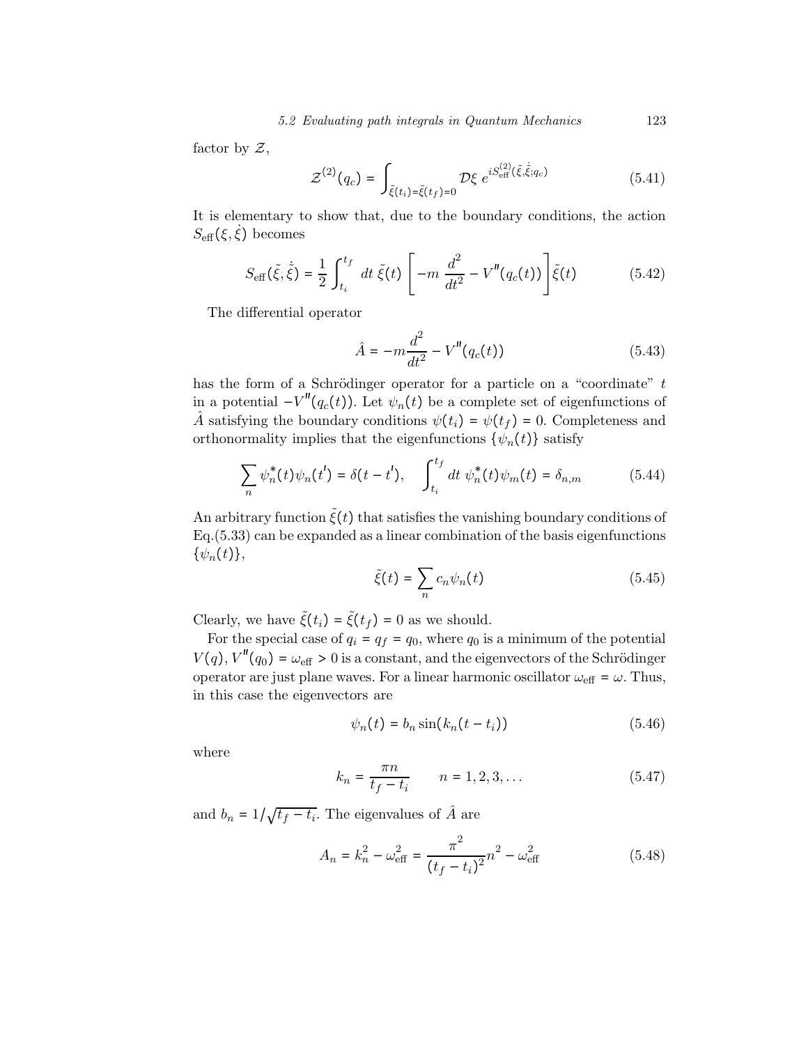factor by $\mathcal{Z}$,

$$\mathcal{Z}^{(2)}(q_c) = \int_{\tilde{\xi}(t_i)=\tilde{\xi}(t_f)=0} \mathcal{D}\xi \; e^{iS^{(2)}_{\text{eff}}(\tilde{\xi},\dot{\tilde{\xi}};q_c)} \tag{5.41}$$

It is elementary to show that, due to the boundary conditions, the action $S_{\text{eff}}(\xi, \dot{\xi})$ becomes

$$S_{\text{eff}}(\tilde{\xi}, \dot{\tilde{\xi}}) = \frac{1}{2} \int_{t_i}^{t_f} dt \; \tilde{\xi}(t) \left[ -m \frac{d^2}{dt^2} - V''(q_c(t)) \right] \tilde{\xi}(t) \tag{5.42}$$

The differential operator

$$\hat{A} = -m \frac{d^2}{dt^2} - V''(q_c(t)) \tag{5.43}$$

has the form of a Schrödinger operator for a particle on a "coordinate" $t$ in a potential $-V''(q_c(t))$. Let $\psi_n(t)$ be a complete set of eigenfunctions of $\hat{A}$ satisfying the boundary conditions $\psi(t_i) = \psi(t_f) = 0$. Completeness and orthonormality implies that the eigenfunctions $\{\psi_n(t)\}$ satisfy

$$\sum_n \psi_n^*(t)\psi_n(t') = \delta(t - t'), \quad \int_{t_i}^{t_f} dt \; \psi_n^*(t)\psi_m(t) = \delta_{n,m} \tag{5.44}$$

An arbitrary function $\tilde{\xi}(t)$ that satisfies the vanishing boundary conditions of Eq.(5.33) can be expanded as a linear combination of the basis eigenfunctions $\{\psi_n(t)\}$,

$$\tilde{\xi}(t) = \sum_n c_n \psi_n(t) \tag{5.45}$$

Clearly, we have $\tilde{\xi}(t_i) = \tilde{\xi}(t_f) = 0$ as we should.

For the special case of $q_i = q_f = q_0$, where $q_0$ is a minimum of the potential $V(q)$, $V''(q_0) = \omega_{\text{eff}} > 0$ is a constant, and the eigenvectors of the Schrödinger operator are just plane waves. For a linear harmonic oscillator $\omega_{\text{eff}} = \omega$. Thus, in this case the eigenvectors are

$$\psi_n(t) = b_n \sin(k_n(t - t_i)) \tag{5.46}$$

where

$$k_n = \frac{\pi n}{t_f - t_i} \qquad n = 1, 2, 3, \ldots \tag{5.47}$$

and $b_n = 1/\sqrt{t_f - t_i}$. The eigenvalues of $\hat{A}$ are

$$A_n = k_n^2 - \omega_{\text{eff}}^2 = \frac{\pi^2}{(t_f - t_i)^2} n^2 - \omega_{\text{eff}}^2 \tag{5.48}$$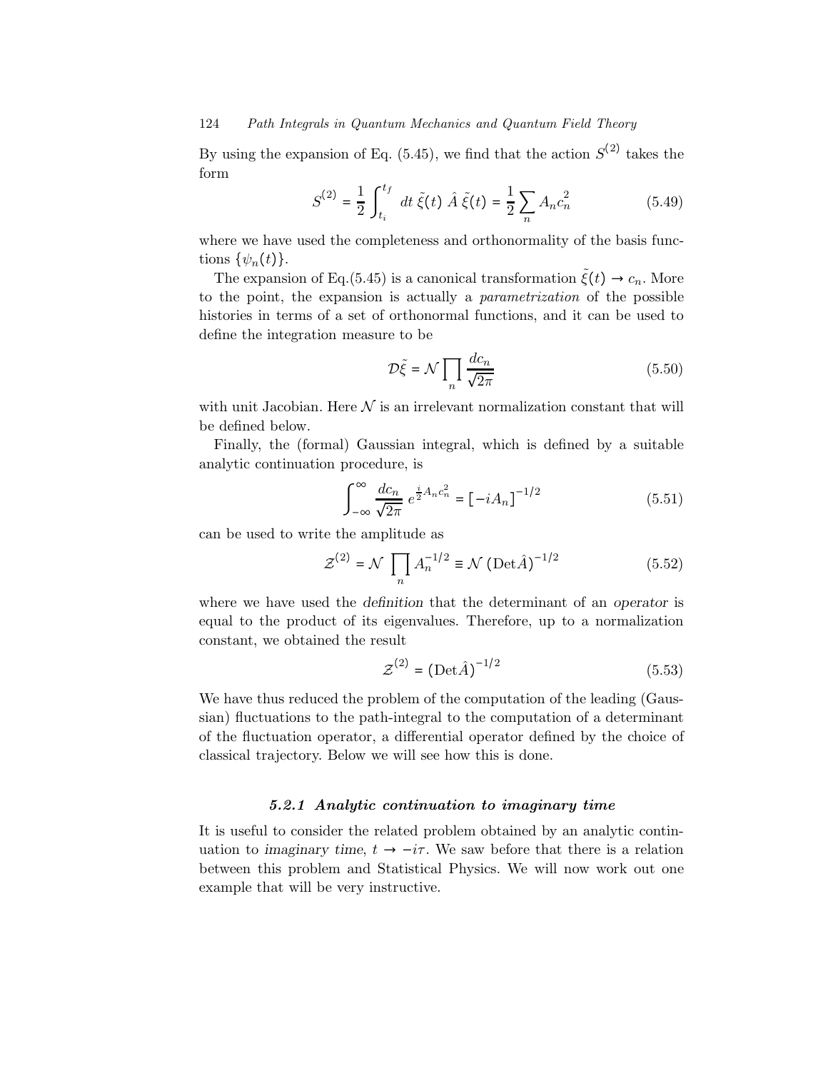By using the expansion of Eq. (5.45), we find that the action $S^{(2)}$ takes the form

$$S^{(2)} = \frac{1}{2} \int_{t_i}^{t_f} dt \, \tilde{\xi}(t) \, \hat{A} \, \tilde{\xi}(t) = \frac{1}{2} \sum_n A_n c_n^2 \tag{5.49}$$

where we have used the completeness and orthonormality of the basis functions $\{\psi_n(t)\}$.

The expansion of Eq.(5.45) is a canonical transformation $\tilde{\xi}(t) \to c_n$. More to the point, the expansion is actually a *parametrization* of the possible histories in terms of a set of orthonormal functions, and it can be used to define the integration measure to be

$$\mathcal{D}\tilde{\xi} = \mathcal{N} \prod_n \frac{dc_n}{\sqrt{2\pi}} \tag{5.50}$$

with unit Jacobian. Here $\mathcal{N}$ is an irrelevant normalization constant that will be defined below.

Finally, the (formal) Gaussian integral, which is defined by a suitable analytic continuation procedure, is

$$\int_{-\infty}^{\infty} \frac{dc_n}{\sqrt{2\pi}} \, e^{\frac{i}{2} A_n c_n^2} = \left[-iA_n\right]^{-1/2} \tag{5.51}$$

can be used to write the amplitude as

$$\mathcal{Z}^{(2)} = \mathcal{N} \prod_n A_n^{-1/2} \equiv \mathcal{N} \left(\text{Det}\hat{A}\right)^{-1/2} \tag{5.52}$$

where we have used the *definition* that the determinant of an *operator* is equal to the product of its eigenvalues. Therefore, up to a normalization constant, we obtained the result

$$\mathcal{Z}^{(2)} = \left(\text{Det}\hat{A}\right)^{-1/2} \tag{5.53}$$

We have thus reduced the problem of the computation of the leading (Gaussian) fluctuations to the path-integral to the computation of a determinant of the fluctuation operator, a differential operator defined by the choice of classical trajectory. Below we will see how this is done.

### *5.2.1 Analytic continuation to imaginary time*

It is useful to consider the related problem obtained by an analytic continuation to *imaginary time*, $t \to -i\tau$. We saw before that there is a relation between this problem and Statistical Physics. We will now work out one example that will be very instructive.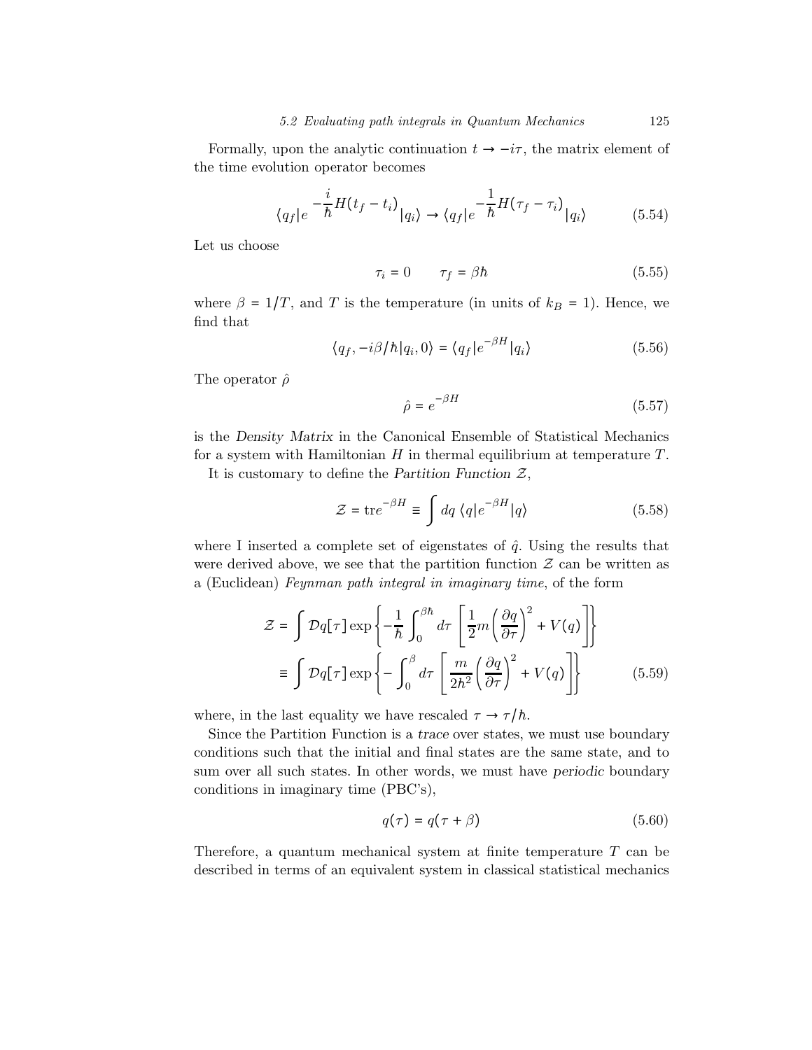Formally, upon the analytic continuation $t \to -i\tau$, the matrix element of the time evolution operator becomes

$$\langle q_f | e^{-\frac{i}{\hbar} H(t_f - t_i)} | q_i \rangle \to \langle q_f | e^{-\frac{1}{\hbar} H(\tau_f - \tau_i)} | q_i \rangle \tag{5.54}$$

Let us choose

$$\tau_i = 0 \qquad \tau_f = \beta\hbar \tag{5.55}$$

where $\beta = 1/T$, and $T$ is the temperature (in units of $k_B = 1$). Hence, we find that

$$\langle q_f, -i\beta/\hbar | q_i, 0 \rangle = \langle q_f | e^{-\beta H} | q_i \rangle \tag{5.56}$$

The operator $\hat{\rho}$

$$\hat{\rho} = e^{-\beta H} \tag{5.57}$$

is the *Density Matrix* in the Canonical Ensemble of Statistical Mechanics for a system with Hamiltonian $H$ in thermal equilibrium at temperature $T$.

It is customary to define the *Partition Function* $\mathcal{Z}$,

$$\mathcal{Z} = \text{tr} e^{-\beta H} \equiv \int dq \, \langle q | e^{-\beta H} | q \rangle \tag{5.58}$$

where I inserted a complete set of eigenstates of $\hat{q}$. Using the results that were derived above, we see that the partition function $\mathcal{Z}$ can be written as a (Euclidean) *Feynman path integral in imaginary time*, of the form

$$\begin{aligned} \mathcal{Z} &= \int \mathcal{D}q[\tau] \exp\left\{ -\frac{1}{\hbar} \int_0^{\beta\hbar} d\tau \left[ \frac{1}{2} m \left( \frac{\partial q}{\partial \tau} \right)^2 + V(q) \right] \right\} \\ &\equiv \int \mathcal{D}q[\tau] \exp\left\{ - \int_0^{\beta} d\tau \left[ \frac{m}{2\hbar^2} \left( \frac{\partial q}{\partial \tau} \right)^2 + V(q) \right] \right\} \end{aligned} \tag{5.59}$$

where, in the last equality we have rescaled $\tau \to \tau/\hbar$.

Since the Partition Function is a *trace* over states, we must use boundary conditions such that the initial and final states are the same state, and to sum over all such states. In other words, we must have *periodic* boundary conditions in imaginary time (PBC's),

$$q(\tau) = q(\tau + \beta) \tag{5.60}$$

Therefore, a quantum mechanical system at finite temperature $T$ can be described in terms of an equivalent system in classical statistical mechanics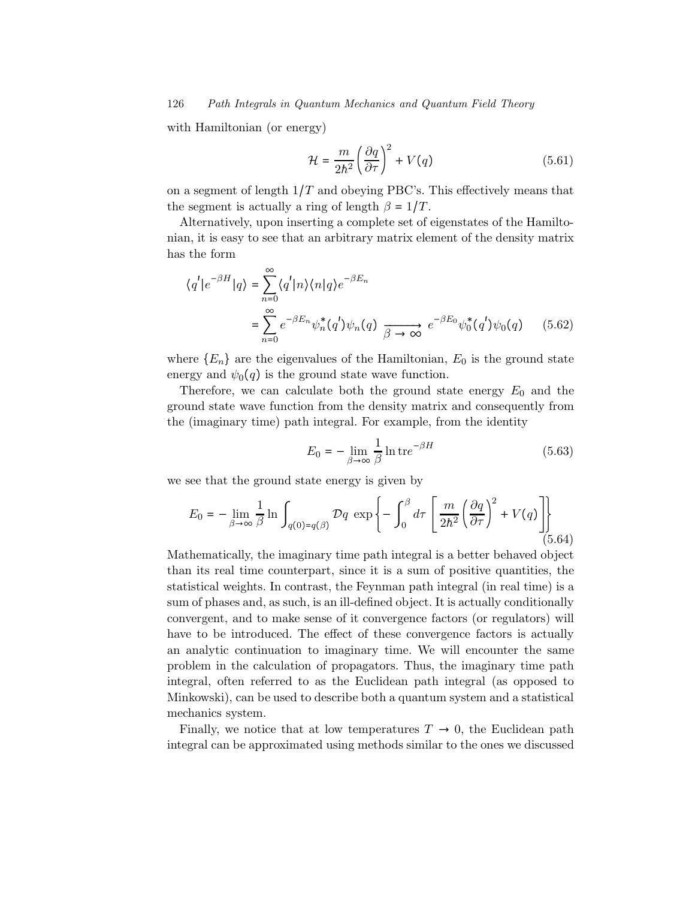with Hamiltonian (or energy)

$$\mathcal{H} = \frac{m}{2\hbar^2}\left(\frac{\partial q}{\partial \tau}\right)^2 + V(q) \tag{5.61}$$

on a segment of length $1/T$ and obeying PBC's. This effectively means that the segment is actually a ring of length $\beta = 1/T$.

Alternatively, upon inserting a complete set of eigenstates of the Hamiltonian, it is easy to see that an arbitrary matrix element of the density matrix has the form

$$\begin{aligned}\langle q'|e^{-\beta H}|q\rangle &= \sum_{n=0}^{\infty} \langle q'|n\rangle\langle n|q\rangle e^{-\beta E_n} \\ &= \sum_{n=0}^{\infty} e^{-\beta E_n} \psi_n^*(q')\psi_n(q) \xrightarrow[\beta \to \infty]{} e^{-\beta E_0}\psi_0^*(q')\psi_0(q)\end{aligned} \tag{5.62}$$

where $\{E_n\}$ are the eigenvalues of the Hamiltonian, $E_0$ is the ground state energy and $\psi_0(q)$ is the ground state wave function.

Therefore, we can calculate both the ground state energy $E_0$ and the ground state wave function from the density matrix and consequently from the (imaginary time) path integral. For example, from the identity

$$E_0 = -\lim_{\beta\to\infty} \frac{1}{\beta} \ln \operatorname{tr} e^{-\beta H} \tag{5.63}$$

we see that the ground state energy is given by

$$E_0 = -\lim_{\beta\to\infty} \frac{1}{\beta} \ln \int_{q(0)=q(\beta)} \mathcal{D}q \, \exp\left\{-\int_0^\beta d\tau \left[\frac{m}{2\hbar^2}\left(\frac{\partial q}{\partial \tau}\right)^2 + V(q)\right]\right\} \tag{5.64}$$

Mathematically, the imaginary time path integral is a better behaved object than its real time counterpart, since it is a sum of positive quantities, the statistical weights. In contrast, the Feynman path integral (in real time) is a sum of phases and, as such, is an ill-defined object. It is actually conditionally convergent, and to make sense of it convergence factors (or regulators) will have to be introduced. The effect of these convergence factors is actually an analytic continuation to imaginary time. We will encounter the same problem in the calculation of propagators. Thus, the imaginary time path integral, often referred to as the Euclidean path integral (as opposed to Minkowski), can be used to describe both a quantum system and a statistical mechanics system.

Finally, we notice that at low temperatures $T \to 0$, the Euclidean path integral can be approximated using methods similar to the ones we discussed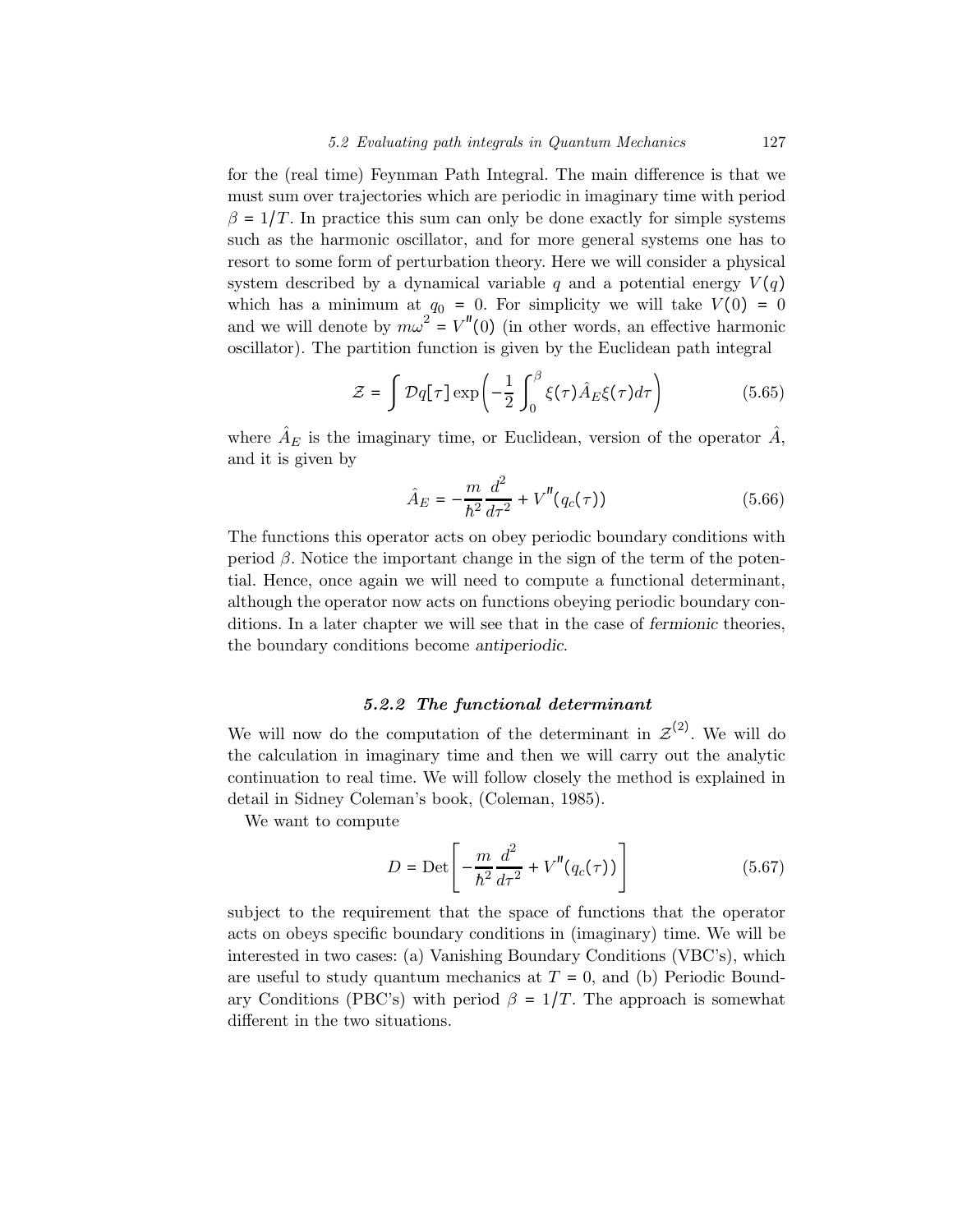for the (real time) Feynman Path Integral. The main difference is that we must sum over trajectories which are periodic in imaginary time with period $\beta = 1/T$. In practice this sum can only be done exactly for simple systems such as the harmonic oscillator, and for more general systems one has to resort to some form of perturbation theory. Here we will consider a physical system described by a dynamical variable $q$ and a potential energy $V(q)$ which has a minimum at $q_0 = 0$. For simplicity we will take $V(0) = 0$ and we will denote by $m\omega^2 = V''(0)$ (in other words, an effective harmonic oscillator). The partition function is given by the Euclidean path integral

$$\mathcal{Z} = \int \mathcal{D}q[\tau] \exp\left( -\frac{1}{2} \int_0^\beta \xi(\tau) \hat{A}_E \xi(\tau) d\tau \right) \tag{5.65}$$

where $\hat{A}_E$ is the imaginary time, or Euclidean, version of the operator $\hat{A}$, and it is given by

$$\hat{A}_E = -\frac{m}{\hbar^2} \frac{d^2}{d\tau^2} + V''(q_c(\tau)) \tag{5.66}$$

The functions this operator acts on obey periodic boundary conditions with period $\beta$. Notice the important change in the sign of the term of the potential. Hence, once again we will need to compute a functional determinant, although the operator now acts on functions obeying periodic boundary conditions. In a later chapter we will see that in the case of *fermionic* theories, the boundary conditions become *antiperiodic*.

### 5.2.2 The functional determinant

We will now do the computation of the determinant in $\mathcal{Z}^{(2)}$. We will do the calculation in imaginary time and then we will carry out the analytic continuation to real time. We will follow closely the method is explained in detail in Sidney Coleman's book, (Coleman, 1985).

We want to compute

$$D = \mathrm{Det}\left[ -\frac{m}{\hbar^2} \frac{d^2}{d\tau^2} + V''(q_c(\tau)) \right] \tag{5.67}$$

subject to the requirement that the space of functions that the operator acts on obeys specific boundary conditions in (imaginary) time. We will be interested in two cases: (a) Vanishing Boundary Conditions (VBC's), which are useful to study quantum mechanics at $T = 0$, and (b) Periodic Boundary Conditions (PBC's) with period $\beta = 1/T$. The approach is somewhat different in the two situations.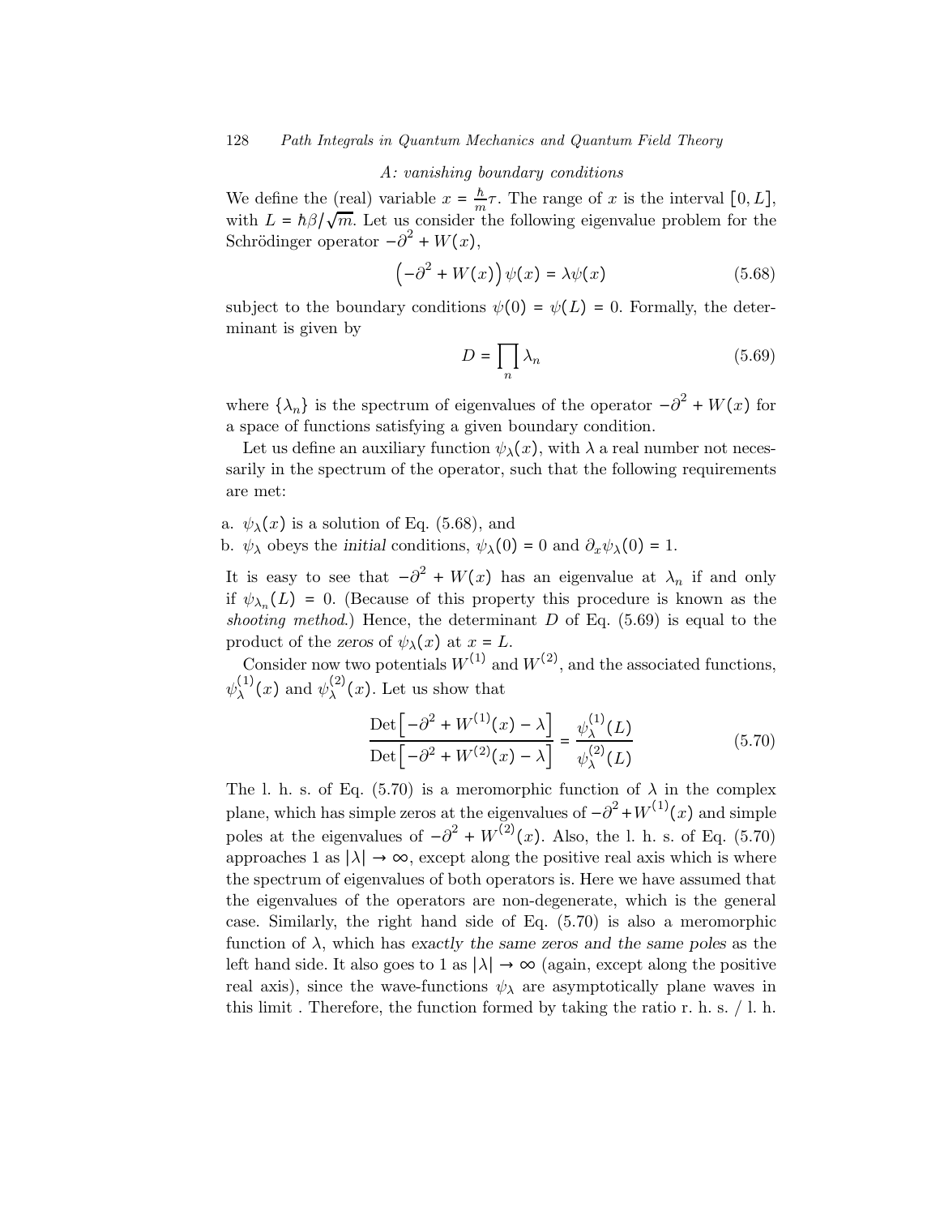*A: vanishing boundary conditions*

We define the (real) variable $x = \frac{\hbar}{m}\tau$. The range of $x$ is the interval $[0, L]$, with $L = \hbar\beta/\sqrt{m}$. Let us consider the following eigenvalue problem for the Schrödinger operator $-\partial^2 + W(x)$,

$$\left(-\partial^2 + W(x)\right)\psi(x) = \lambda\psi(x) \tag{5.68}$$

subject to the boundary conditions $\psi(0) = \psi(L) = 0$. Formally, the determinant is given by

$$D = \prod_n \lambda_n \tag{5.69}$$

where $\{\lambda_n\}$ is the spectrum of eigenvalues of the operator $-\partial^2 + W(x)$ for a space of functions satisfying a given boundary condition.

Let us define an auxiliary function $\psi_\lambda(x)$, with $\lambda$ a real number not necessarily in the spectrum of the operator, such that the following requirements are met:

a. $\psi_\lambda(x)$ is a solution of Eq. (5.68), and
b. $\psi_\lambda$ obeys the *initial* conditions, $\psi_\lambda(0) = 0$ and $\partial_x\psi_\lambda(0) = 1$.

It is easy to see that $-\partial^2 + W(x)$ has an eigenvalue at $\lambda_n$ if and only if $\psi_{\lambda_n}(L) = 0$. (Because of this property this procedure is known as the *shooting method*.) Hence, the determinant $D$ of Eq. (5.69) is equal to the product of the *zeros* of $\psi_\lambda(x)$ at $x = L$.

Consider now two potentials $W^{(1)}$ and $W^{(2)}$, and the associated functions, $\psi_\lambda^{(1)}(x)$ and $\psi_\lambda^{(2)}(x)$. Let us show that

$$\frac{\mathrm{Det}\left[-\partial^2 + W^{(1)}(x) - \lambda\right]}{\mathrm{Det}\left[-\partial^2 + W^{(2)}(x) - \lambda\right]} = \frac{\psi_\lambda^{(1)}(L)}{\psi_\lambda^{(2)}(L)} \tag{5.70}$$

The l. h. s. of Eq. (5.70) is a meromorphic function of $\lambda$ in the complex plane, which has simple zeros at the eigenvalues of $-\partial^2 + W^{(1)}(x)$ and simple poles at the eigenvalues of $-\partial^2 + W^{(2)}(x)$. Also, the l. h. s. of Eq. (5.70) approaches 1 as $|\lambda| \to \infty$, except along the positive real axis which is where the spectrum of eigenvalues of both operators is. Here we have assumed that the eigenvalues of the operators are non-degenerate, which is the general case. Similarly, the right hand side of Eq. (5.70) is also a meromorphic function of $\lambda$, which has *exactly the same zeros and the same poles* as the left hand side. It also goes to 1 as $|\lambda| \to \infty$ (again, except along the positive real axis), since the wave-functions $\psi_\lambda$ are asymptotically plane waves in this limit . Therefore, the function formed by taking the ratio r. h. s. / l. h.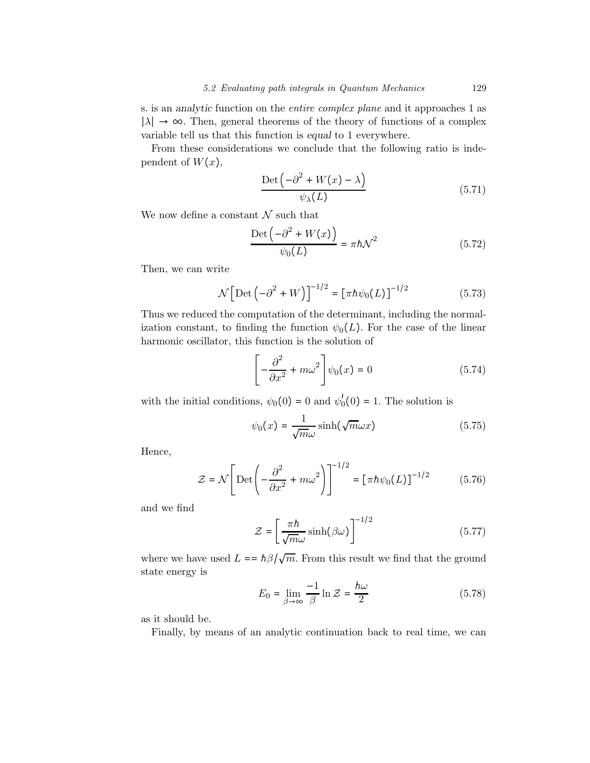s. is an *analytic* function on the *entire complex plane* and it approaches 1 as $|\lambda| \to \infty$. Then, general theorems of the theory of functions of a complex variable tell us that this function is *equal* to 1 everywhere.

From these considerations we conclude that the following ratio is independent of $W(x)$,

$$\frac{\text{Det}\left(-\partial^2 + W(x) - \lambda\right)}{\psi_\lambda(L)} \tag{5.71}$$

We now define a constant $\mathcal{N}$ such that

$$\frac{\text{Det}\left(-\partial^2 + W(x)\right)}{\psi_0(L)} = \pi\hbar\mathcal{N}^2 \tag{5.72}$$

Then, we can write

$$\mathcal{N}\left[\text{Det}\left(-\partial^2 + W\right)\right]^{-1/2} = \left[\pi\hbar\psi_0(L)\right]^{-1/2} \tag{5.73}$$

Thus we reduced the computation of the determinant, including the normalization constant, to finding the function $\psi_0(L)$. For the case of the linear harmonic oscillator, this function is the solution of

$$\left[-\frac{\partial^2}{\partial x^2} + m\omega^2\right]\psi_0(x) = 0 \tag{5.74}$$

with the initial conditions, $\psi_0(0) = 0$ and $\psi_0'(0) = 1$. The solution is

$$\psi_0(x) = \frac{1}{\sqrt{m}\omega}\sinh(\sqrt{m}\omega x) \tag{5.75}$$

Hence,

$$\mathcal{Z} = \mathcal{N}\left[\text{Det}\left(-\frac{\partial^2}{\partial x^2} + m\omega^2\right)\right]^{-1/2} = \left[\pi\hbar\psi_0(L)\right]^{-1/2} \tag{5.76}$$

and we find

$$\mathcal{Z} = \left[\frac{\pi\hbar}{\sqrt{m}\omega}\sinh(\beta\omega)\right]^{-1/2} \tag{5.77}$$

where we have used $L == \hbar\beta/\sqrt{m}$. From this result we find that the ground state energy is

$$E_0 = \lim_{\beta\to\infty}\frac{-1}{\beta}\ln\mathcal{Z} = \frac{\hbar\omega}{2} \tag{5.78}$$

as it should be.

Finally, by means of an analytic continuation back to real time, we can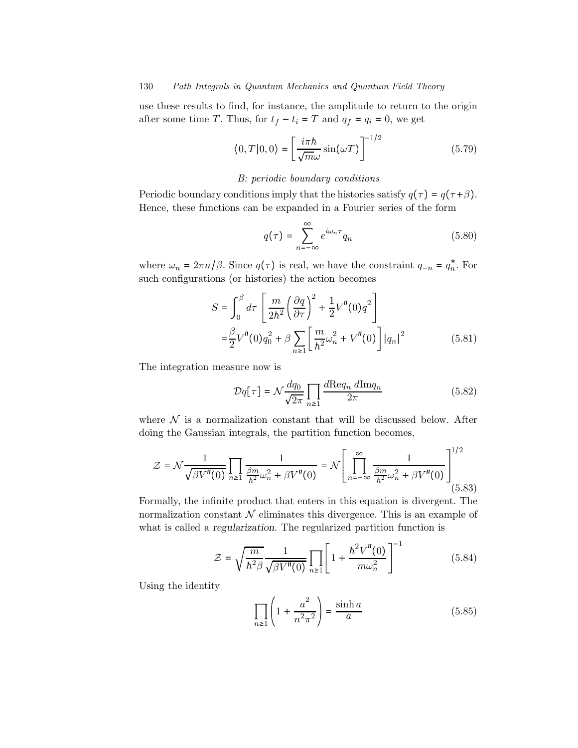use these results to find, for instance, the amplitude to return to the origin after some time $T$. Thus, for $t_f - t_i = T$ and $q_f = q_i = 0$, we get

$$\langle 0, T | 0, 0 \rangle = \left[ \frac{i\pi\hbar}{\sqrt{m}\omega} \sin(\omega T) \right]^{-1/2} \tag{5.79}$$

*B: periodic boundary conditions*

Periodic boundary conditions imply that the histories satisfy $q(\tau) = q(\tau + \beta)$. Hence, these functions can be expanded in a Fourier series of the form

$$q(\tau) = \sum_{n=-\infty}^{\infty} e^{i\omega_n \tau} q_n \tag{5.80}$$

where $\omega_n = 2\pi n/\beta$. Since $q(\tau)$ is real, we have the constraint $q_{-n} = q_n^*$. For such configurations (or histories) the action becomes

$$\begin{aligned} S &= \int_0^\beta d\tau \left[ \frac{m}{2\hbar^2} \left( \frac{\partial q}{\partial \tau} \right)^2 + \frac{1}{2} V''(0) q^2 \right] \\ &= \frac{\beta}{2} V''(0) q_0^2 + \beta \sum_{n \geq 1} \left[ \frac{m}{\hbar^2} \omega_n^2 + V''(0) \right] |q_n|^2 \end{aligned} \tag{5.81}$$

The integration measure now is

$$\mathcal{D}q[\tau] = \mathcal{N} \frac{dq_0}{\sqrt{2\pi}} \prod_{n \geq 1} \frac{d\text{Re}q_n \, d\text{Im}q_n}{2\pi} \tag{5.82}$$

where $\mathcal{N}$ is a normalization constant that will be discussed below. After doing the Gaussian integrals, the partition function becomes,

$$\mathcal{Z} = \mathcal{N} \frac{1}{\sqrt{\beta V''(0)}} \prod_{n \geq 1} \frac{1}{\frac{\beta m}{\hbar^2} \omega_n^2 + \beta V''(0)} = \mathcal{N} \left[ \prod_{n=-\infty}^{\infty} \frac{1}{\frac{\beta m}{\hbar^2} \omega_n^2 + \beta V''(0)} \right]^{1/2} \tag{5.83}$$

Formally, the infinite product that enters in this equation is divergent. The normalization constant $\mathcal{N}$ eliminates this divergence. This is an example of what is called a *regularization*. The regularized partition function is

$$\mathcal{Z} = \sqrt{\frac{m}{\hbar^2 \beta}} \frac{1}{\sqrt{\beta V''(0)}} \prod_{n \geq 1} \left[ 1 + \frac{\hbar^2 V''(0)}{m \omega_n^2} \right]^{-1} \tag{5.84}$$

Using the identity

$$\prod_{n \geq 1} \left( 1 + \frac{a^2}{n^2 \pi^2} \right) = \frac{\sinh a}{a} \tag{5.85}$$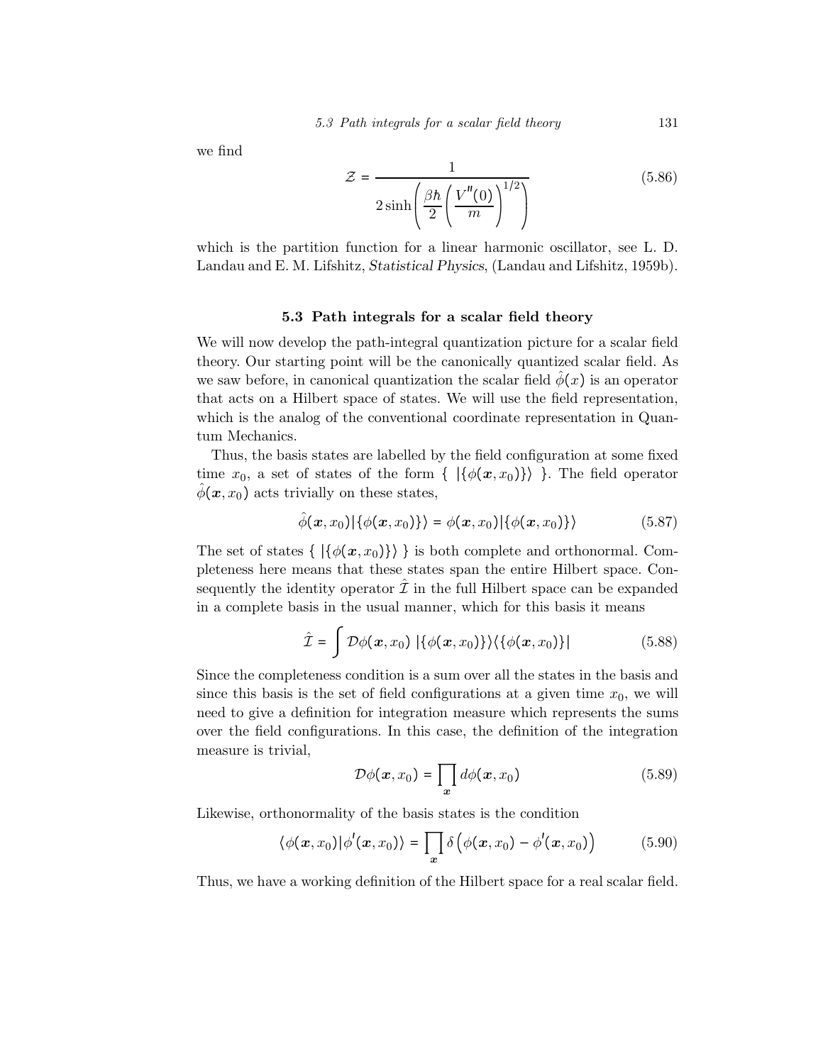we find

$$\mathcal{Z} = \frac{1}{2\sinh\left(\frac{\beta\hbar}{2}\left(\frac{V''(0)}{m}\right)^{1/2}\right)} \tag{5.86}$$

which is the partition function for a linear harmonic oscillator, see L. D. Landau and E. M. Lifshitz, *Statistical Physics*, (Landau and Lifshitz, 1959b).

### 5.3 Path integrals for a scalar field theory

We will now develop the path-integral quantization picture for a scalar field theory. Our starting point will be the canonically quantized scalar field. As we saw before, in canonical quantization the scalar field $\hat{\phi}(x)$ is an operator that acts on a Hilbert space of states. We will use the field representation, which is the analog of the conventional coordinate representation in Quantum Mechanics.

Thus, the basis states are labelled by the field configuration at some fixed time $x_0$, a set of states of the form $\{ \; |\{\phi(\boldsymbol{x}, x_0)\}\rangle \; \}$. The field operator $\hat{\phi}(\boldsymbol{x}, x_0)$ acts trivially on these states,

$$\hat{\phi}(\boldsymbol{x}, x_0)|\{\phi(\boldsymbol{x}, x_0)\}\rangle = \phi(\boldsymbol{x}, x_0)|\{\phi(\boldsymbol{x}, x_0)\}\rangle \tag{5.87}$$

The set of states $\{ \; |\{\phi(\boldsymbol{x}, x_0)\}\rangle \; \}$ is both complete and orthonormal. Completeness here means that these states span the entire Hilbert space. Consequently the identity operator $\hat{\mathcal{I}}$ in the full Hilbert space can be expanded in a complete basis in the usual manner, which for this basis it means

$$\hat{\mathcal{I}} = \int \mathcal{D}\phi(\boldsymbol{x}, x_0) \; |\{\phi(\boldsymbol{x}, x_0)\}\rangle\langle\{\phi(\boldsymbol{x}, x_0)\}| \tag{5.88}$$

Since the completeness condition is a sum over all the states in the basis and since this basis is the set of field configurations at a given time $x_0$, we will need to give a definition for integration measure which represents the sums over the field configurations. In this case, the definition of the integration measure is trivial,

$$\mathcal{D}\phi(\boldsymbol{x}, x_0) = \prod_{\boldsymbol{x}} d\phi(\boldsymbol{x}, x_0) \tag{5.89}$$

Likewise, orthonormality of the basis states is the condition

$$\langle\phi(\boldsymbol{x}, x_0)|\phi'(\boldsymbol{x}, x_0)\rangle = \prod_{\boldsymbol{x}} \delta\left(\phi(\boldsymbol{x}, x_0) - \phi'(\boldsymbol{x}, x_0)\right) \tag{5.90}$$

Thus, we have a working definition of the Hilbert space for a real scalar field.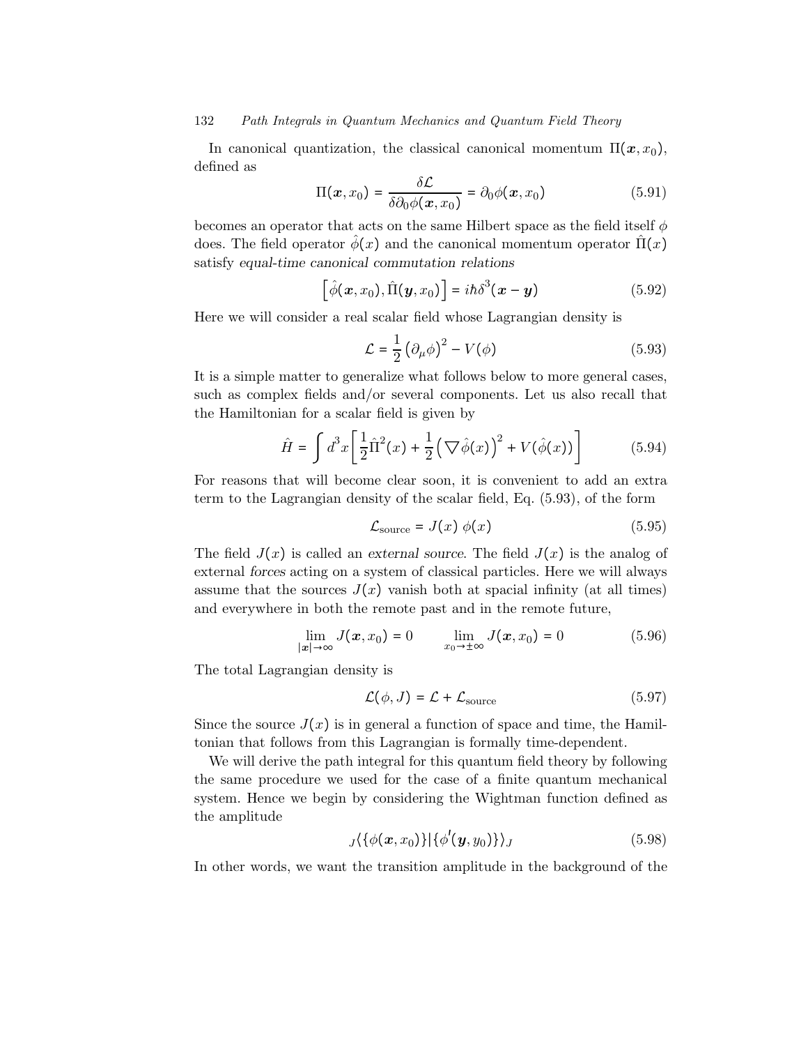In canonical quantization, the classical canonical momentum $\Pi(\boldsymbol{x}, x_0)$, defined as

$$\Pi(\boldsymbol{x}, x_0) = \frac{\delta \mathcal{L}}{\delta \partial_0 \phi(\boldsymbol{x}, x_0)} = \partial_0 \phi(\boldsymbol{x}, x_0) \tag{5.91}$$

becomes an operator that acts on the same Hilbert space as the field itself $\phi$ does. The field operator $\hat{\phi}(x)$ and the canonical momentum operator $\hat{\Pi}(x)$ satisfy *equal-time canonical commutation relations*

$$\left[\hat{\phi}(\boldsymbol{x}, x_0), \hat{\Pi}(\boldsymbol{y}, x_0)\right] = i\hbar \delta^3(\boldsymbol{x} - \boldsymbol{y}) \tag{5.92}$$

Here we will consider a real scalar field whose Lagrangian density is

$$\mathcal{L} = \frac{1}{2}\left(\partial_\mu \phi\right)^2 - V(\phi) \tag{5.93}$$

It is a simple matter to generalize what follows below to more general cases, such as complex fields and/or several components. Let us also recall that the Hamiltonian for a scalar field is given by

$$\hat{H} = \int d^3x \left[\frac{1}{2}\hat{\Pi}^2(x) + \frac{1}{2}\left(\nabla \hat{\phi}(x)\right)^2 + V(\hat{\phi}(x))\right] \tag{5.94}$$

For reasons that will become clear soon, it is convenient to add an extra term to the Lagrangian density of the scalar field, Eq. (5.93), of the form

$$\mathcal{L}_{\text{source}} = J(x)\ \phi(x) \tag{5.95}$$

The field $J(x)$ is called an *external source*. The field $J(x)$ is the analog of external *forces* acting on a system of classical particles. Here we will always assume that the sources $J(x)$ vanish both at spacial infinity (at all times) and everywhere in both the remote past and in the remote future,

$$\lim_{|\boldsymbol{x}| \to \infty} J(\boldsymbol{x}, x_0) = 0 \qquad \lim_{x_0 \to \pm\infty} J(\boldsymbol{x}, x_0) = 0 \tag{5.96}$$

The total Lagrangian density is

$$\mathcal{L}(\phi, J) = \mathcal{L} + \mathcal{L}_{\text{source}} \tag{5.97}$$

Since the source $J(x)$ is in general a function of space and time, the Hamiltonian that follows from this Lagrangian is formally time-dependent.

We will derive the path integral for this quantum field theory by following the same procedure we used for the case of a finite quantum mechanical system. Hence we begin by considering the Wightman function defined as the amplitude

$$_J\langle\{\phi(\boldsymbol{x}, x_0)\}|\{\phi'(\boldsymbol{y}, y_0)\}\rangle_J \tag{5.98}$$

In other words, we want the transition amplitude in the background of the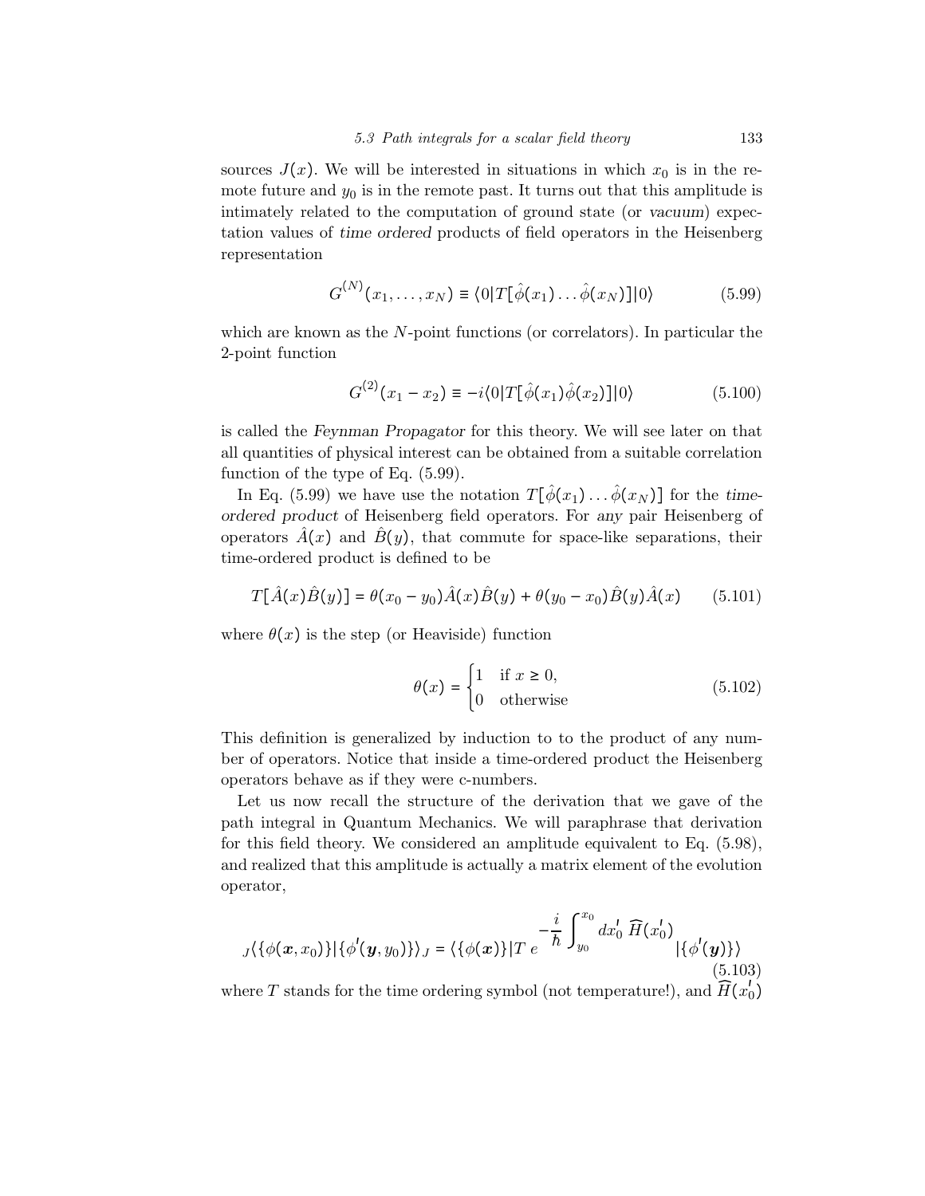sources $J(x)$. We will be interested in situations in which $x_0$ is in the remote future and $y_0$ is in the remote past. It turns out that this amplitude is intimately related to the computation of ground state (or *vacuum*) expectation values of *time ordered* products of field operators in the Heisenberg representation

$$G^{(N)}(x_1, \ldots, x_N) \equiv \langle 0 | T[\hat{\phi}(x_1) \ldots \hat{\phi}(x_N)] | 0 \rangle \tag{5.99}$$

which are known as the $N$-point functions (or correlators). In particular the 2-point function

$$G^{(2)}(x_1 - x_2) \equiv -i \langle 0 | T[\hat{\phi}(x_1) \hat{\phi}(x_2)] | 0 \rangle \tag{5.100}$$

is called the *Feynman Propagator* for this theory. We will see later on that all quantities of physical interest can be obtained from a suitable correlation function of the type of Eq. (5.99).

In Eq. (5.99) we have use the notation $T[\hat{\phi}(x_1) \ldots \hat{\phi}(x_N)]$ for the *time-ordered product* of Heisenberg field operators. For *any* pair Heisenberg of operators $\hat{A}(x)$ and $\hat{B}(y)$, that commute for space-like separations, their time-ordered product is defined to be

$$T[\hat{A}(x)\hat{B}(y)] = \theta(x_0 - y_0)\hat{A}(x)\hat{B}(y) + \theta(y_0 - x_0)\hat{B}(y)\hat{A}(x) \tag{5.101}$$

where $\theta(x)$ is the step (or Heaviside) function

$$\theta(x) = \begin{cases} 1 & \text{if } x \geq 0, \\ 0 & \text{otherwise} \end{cases} \tag{5.102}$$

This definition is generalized by induction to to the product of any number of operators. Notice that inside a time-ordered product the Heisenberg operators behave as if they were c-numbers.

Let us now recall the structure of the derivation that we gave of the path integral in Quantum Mechanics. We will paraphrase that derivation for this field theory. We considered an amplitude equivalent to Eq. (5.98), and realized that this amplitude is actually a matrix element of the evolution operator,

$${}_J\langle \{\phi(\boldsymbol{x}, x_0)\} | \{\phi'(\boldsymbol{y}, y_0)\} \rangle_J = \langle \{\phi(\boldsymbol{x})\} | T \; e^{-\frac{i}{\hbar} \int_{y_0}^{x_0} dx_0' \; \widehat{H}(x_0')} | \{\phi'(\boldsymbol{y})\} \rangle \tag{5.103}$$

where $T$ stands for the time ordering symbol (not temperature!), and $\widehat{H}(x_0')$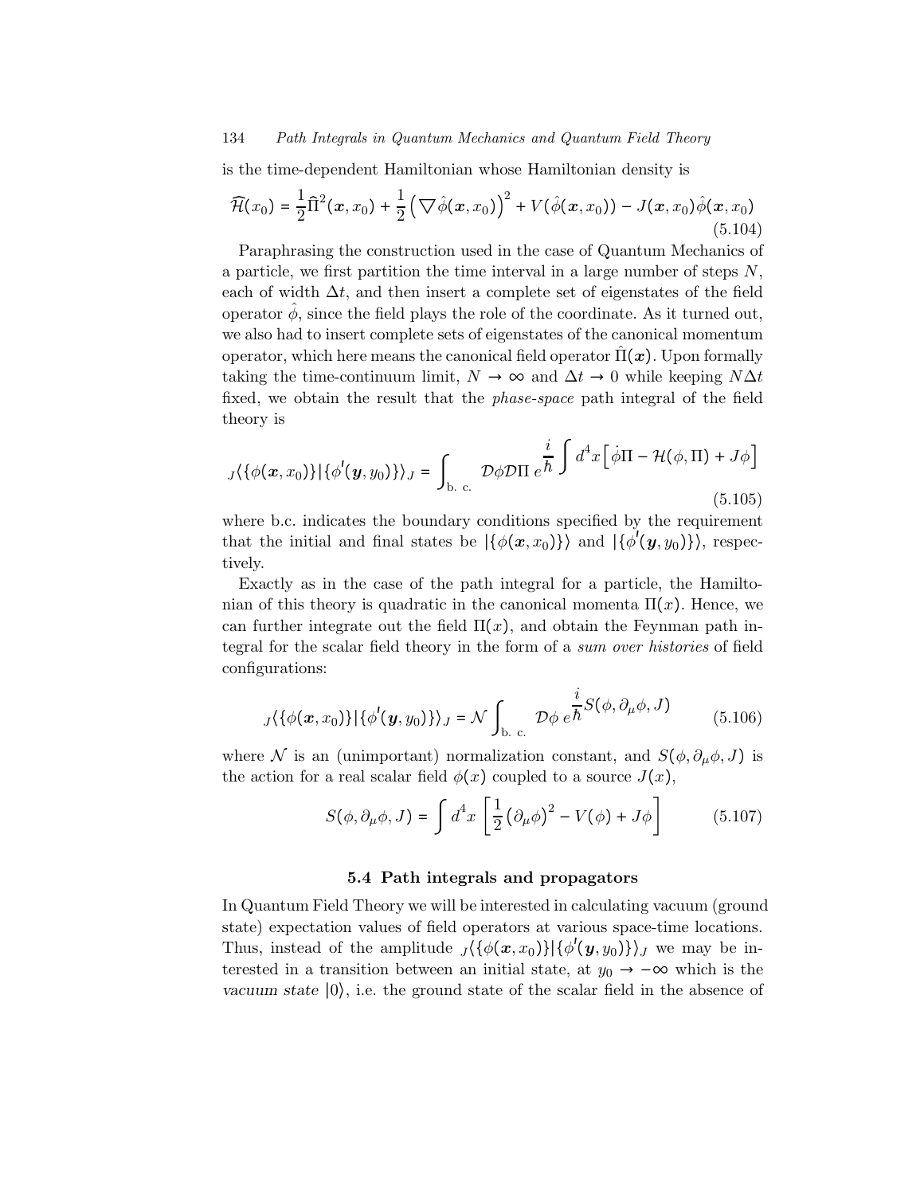is the time-dependent Hamiltonian whose Hamiltonian density is

$$\widehat{\mathcal{H}}(x_0) = \frac{1}{2}\widehat{\Pi}^2(\boldsymbol{x}, x_0) + \frac{1}{2}\left(\bigtriangledown\hat{\phi}(\boldsymbol{x}, x_0)\right)^2 + V(\hat{\phi}(\boldsymbol{x}, x_0)) - J(\boldsymbol{x}, x_0)\hat{\phi}(\boldsymbol{x}, x_0) \tag{5.104}$$

Paraphrasing the construction used in the case of Quantum Mechanics of a particle, we first partition the time interval in a large number of steps $N$, each of width $\Delta t$, and then insert a complete set of eigenstates of the field operator $\hat{\phi}$, since the field plays the role of the coordinate. As it turned out, we also had to insert complete sets of eigenstates of the canonical momentum operator, which here means the canonical field operator $\hat{\Pi}(\boldsymbol{x})$. Upon formally taking the time-continuum limit, $N \to \infty$ and $\Delta t \to 0$ while keeping $N\Delta t$ fixed, we obtain the result that the *phase-space* path integral of the field theory is

$$_J\langle\{\phi(\boldsymbol{x}, x_0)\}|\{\phi'(\boldsymbol{y}, y_0)\}\rangle_J = \int_{\text{b. c.}} \mathcal{D}\phi\mathcal{D}\Pi \; e^{\displaystyle\frac{i}{\hbar}\int d^4x\left[\dot{\phi}\Pi - \mathcal{H}(\phi, \Pi) + J\phi\right]} \tag{5.105}$$

where b.c. indicates the boundary conditions specified by the requirement that the initial and final states be $|\{\phi(\boldsymbol{x}, x_0)\}\rangle$ and $|\{\phi'(\boldsymbol{y}, y_0)\}\rangle$, respectively.

Exactly as in the case of the path integral for a particle, the Hamiltonian of this theory is quadratic in the canonical momenta $\Pi(x)$. Hence, we can further integrate out the field $\Pi(x)$, and obtain the Feynman path integral for the scalar field theory in the form of a *sum over histories* of field configurations:

$$_J\langle\{\phi(\boldsymbol{x}, x_0)\}|\{\phi'(\boldsymbol{y}, y_0)\}\rangle_J = \mathcal{N}\int_{\text{b. c.}} \mathcal{D}\phi \; e^{\displaystyle\frac{i}{\hbar}S(\phi, \partial_\mu\phi, J)} \tag{5.106}$$

where $\mathcal{N}$ is an (unimportant) normalization constant, and $S(\phi, \partial_\mu\phi, J)$ is the action for a real scalar field $\phi(x)$ coupled to a source $J(x)$,

$$S(\phi, \partial_\mu\phi, J) = \int d^4x \left[\frac{1}{2}\left(\partial_\mu\phi\right)^2 - V(\phi) + J\phi\right] \tag{5.107}$$

### 5.4 Path integrals and propagators

In Quantum Field Theory we will be interested in calculating vacuum (ground state) expectation values of field operators at various space-time locations. Thus, instead of the amplitude $_J\langle\{\phi(\boldsymbol{x}, x_0)\}|\{\phi'(\boldsymbol{y}, y_0)\}\rangle_J$ we may be interested in a transition between an initial state, at $y_0 \to -\infty$ which is the *vacuum state* $|0\rangle$, i.e. the ground state of the scalar field in the absence of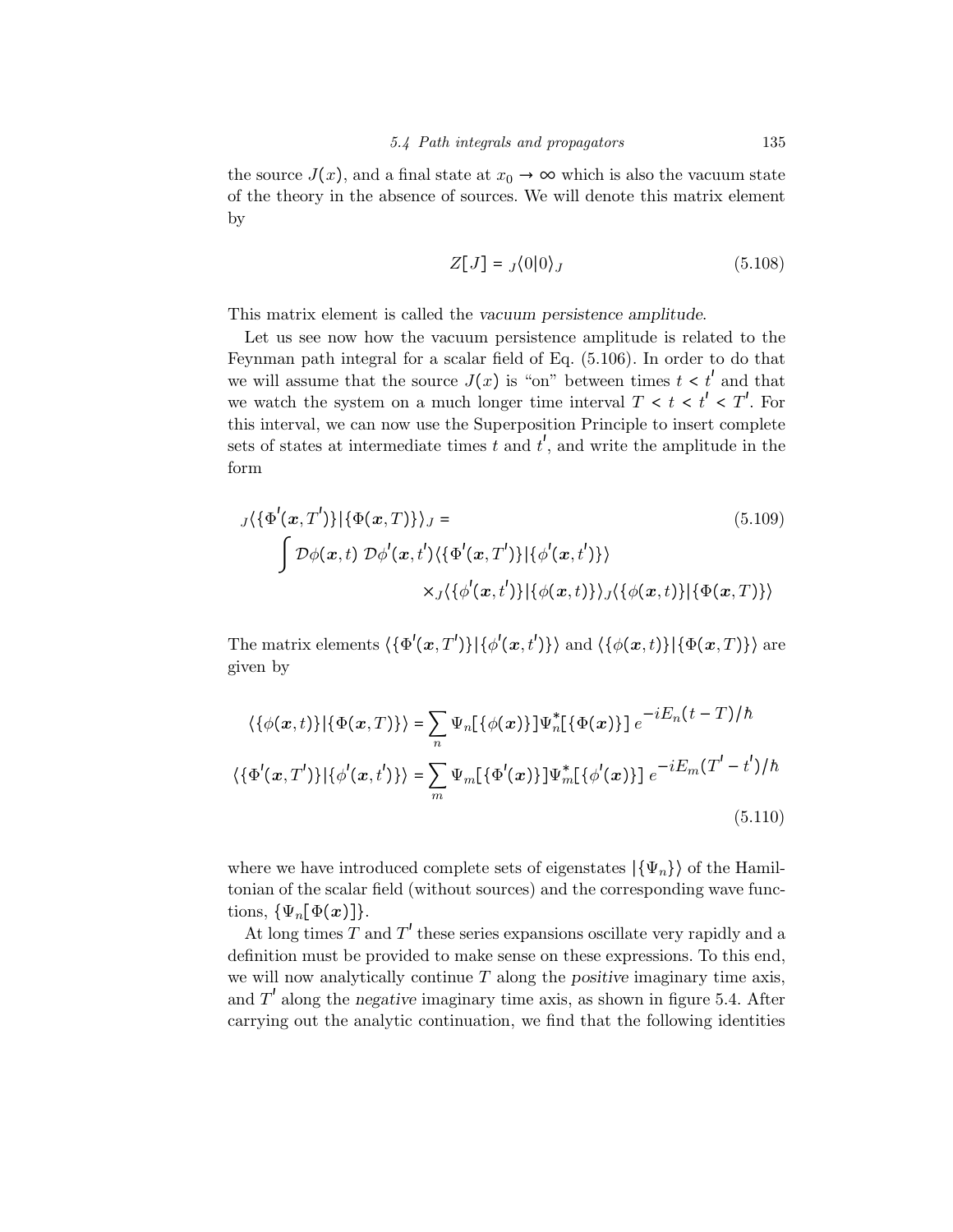the source $J(x)$, and a final state at $x_0 \to \infty$ which is also the vacuum state of the theory in the absence of sources. We will denote this matrix element by

$$Z[J] = {}_J\langle 0|0\rangle_J \tag{5.108}$$

This matrix element is called the *vacuum persistence amplitude*.

Let us see now how the vacuum persistence amplitude is related to the Feynman path integral for a scalar field of Eq. (5.106). In order to do that we will assume that the source $J(x)$ is "on" between times $t < t'$ and that we watch the system on a much longer time interval $T < t < t' < T'$. For this interval, we can now use the Superposition Principle to insert complete sets of states at intermediate times $t$ and $t'$, and write the amplitude in the form

$$\begin{aligned}
{}_J\langle\{\Phi'(\boldsymbol{x},T')\}|\{\Phi(\boldsymbol{x},T)\}\rangle_J = & \\
\int \mathcal{D}\phi(\boldsymbol{x},t)\ \mathcal{D}\phi'(\boldsymbol{x},t') & \langle\{\Phi'(\boldsymbol{x},T')\}|\{\phi'(\boldsymbol{x},t')\}\rangle \\
& \times {}_J\langle\{\phi'(\boldsymbol{x},t')\}|\{\phi(\boldsymbol{x},t)\}\rangle_J \langle\{\phi(\boldsymbol{x},t)\}|\{\Phi(\boldsymbol{x},T)\}\rangle
\end{aligned} \tag{5.109}$$

The matrix elements $\langle\{\Phi'(\boldsymbol{x},T')\}|\{\phi'(\boldsymbol{x},t')\}\rangle$ and $\langle\{\phi(\boldsymbol{x},t)\}|\{\Phi(\boldsymbol{x},T)\}\rangle$ are given by

$$\begin{aligned}
\langle\{\phi(\boldsymbol{x},t)\}|\{\Phi(\boldsymbol{x},T)\}\rangle &= \sum_n \Psi_n[\{\phi(\boldsymbol{x})\}]\Psi_n^*[\{\Phi(\boldsymbol{x})\}]\, e^{-iE_n(t-T)/\hbar} \\
\langle\{\Phi'(\boldsymbol{x},T')\}|\{\phi'(\boldsymbol{x},t')\}\rangle &= \sum_m \Psi_m[\{\Phi'(\boldsymbol{x})\}]\Psi_m^*[\{\phi'(\boldsymbol{x})\}]\, e^{-iE_m(T'-t')/\hbar}
\end{aligned} \tag{5.110}$$

where we have introduced complete sets of eigenstates $|\{\Psi_n\}\rangle$ of the Hamiltonian of the scalar field (without sources) and the corresponding wave functions, $\{\Psi_n[\Phi(\boldsymbol{x})]\}$.

At long times $T$ and $T'$ these series expansions oscillate very rapidly and a definition must be provided to make sense on these expressions. To this end, we will now analytically continue $T$ along the *positive* imaginary time axis, and $T'$ along the *negative* imaginary time axis, as shown in figure 5.4. After carrying out the analytic continuation, we find that the following identities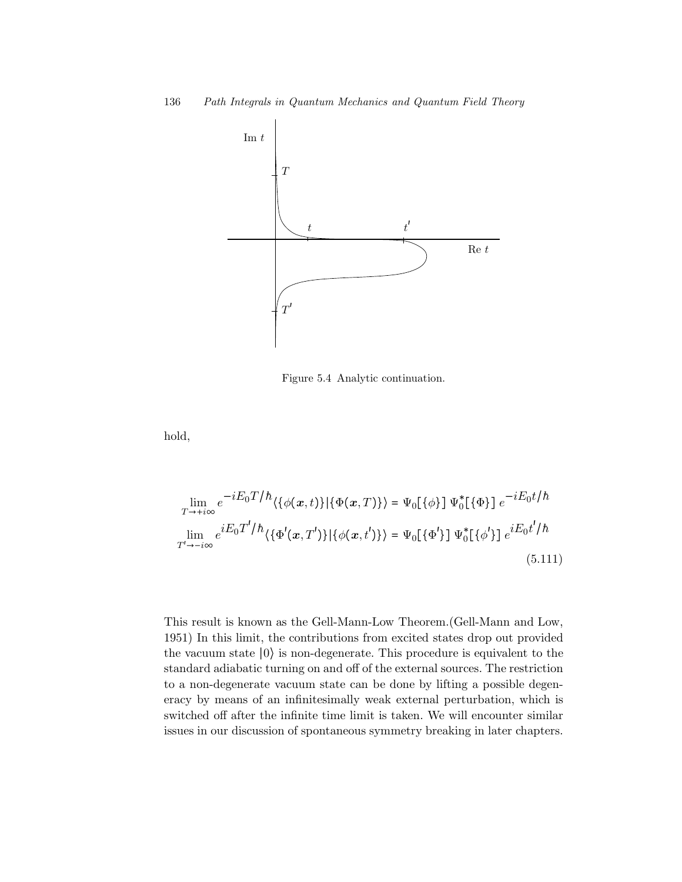Figure 5.4 Analytic continuation.

hold,

$$
\begin{aligned}
\lim_{T \to +i\infty} e^{-iE_0 T/\hbar} \langle \{\phi(\boldsymbol{x}, t)\} | \{\Phi(\boldsymbol{x}, T)\} \rangle &= \Psi_0[\{\phi\}] \, \Psi_0^*[\{\Phi\}] \, e^{-iE_0 t/\hbar} \\
\lim_{T' \to -i\infty} e^{iE_0 T'/\hbar} \langle \{\Phi'(\boldsymbol{x}, T')\} | \{\phi(\boldsymbol{x}, t')\} \rangle &= \Psi_0[\{\Phi'\}] \, \Psi_0^*[\{\phi'\}] \, e^{iE_0 t'/\hbar}
\end{aligned}
\tag{5.111}
$$

This result is known as the Gell-Mann-Low Theorem.(Gell-Mann and Low, 1951) In this limit, the contributions from excited states drop out provided the vacuum state $|0\rangle$ is non-degenerate. This procedure is equivalent to the standard adiabatic turning on and off of the external sources. The restriction to a non-degenerate vacuum state can be done by lifting a possible degeneracy by means of an infinitesimally weak external perturbation, which is switched off after the infinite time limit is taken. We will encounter similar issues in our discussion of spontaneous symmetry breaking in later chapters.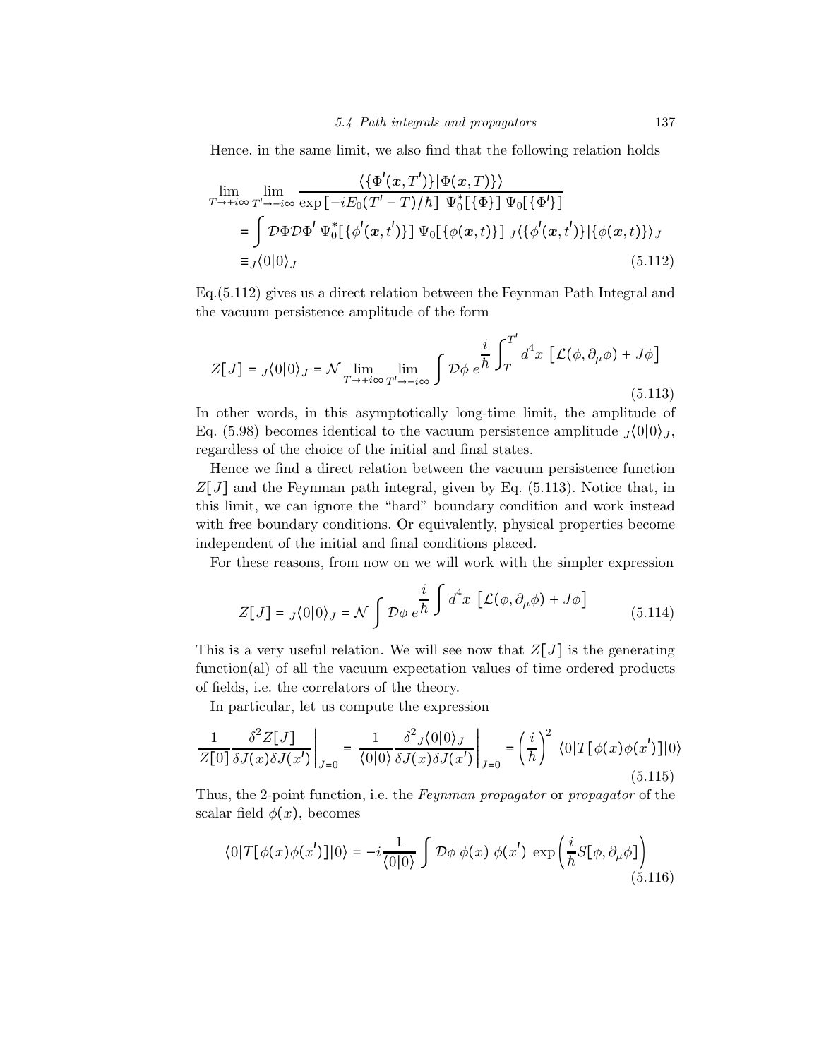Hence, in the same limit, we also find that the following relation holds

$$
\begin{aligned}
\lim_{T\to+i\infty}\lim_{T'\to-i\infty} & \frac{\langle\{\Phi'(\boldsymbol{x},T')\}|\Phi(\boldsymbol{x},T)\}\rangle}{\exp\left[-iE_0(T'-T)/\hbar\right]\ \Psi_0^*[\{\Phi\}]\ \Psi_0[\{\Phi'\}]} \\
&= \int \mathcal{D}\Phi\mathcal{D}\Phi'\ \Psi_0^*[\{\phi'(\boldsymbol{x},t')\}]\ \Psi_0[\{\phi(\boldsymbol{x},t)\}]\ {}_J\langle\{\phi'(\boldsymbol{x},t')\}|\{\phi(\boldsymbol{x},t)\}\rangle_J \\
&\equiv {}_J\langle 0|0\rangle_J
\end{aligned}
\tag{5.112}
$$

Eq.(5.112) gives us a direct relation between the Feynman Path Integral and the vacuum persistence amplitude of the form

$$
Z[J] = {}_J\langle 0|0\rangle_J = \mathcal{N}\lim_{T\to+i\infty}\lim_{T'\to-i\infty}\int \mathcal{D}\phi\ e^{\displaystyle\frac{i}{\hbar}\int_T^{T'} d^4x\ \left[\mathcal{L}(\phi,\partial_\mu\phi)+J\phi\right]}
\tag{5.113}
$$

In other words, in this asymptotically long-time limit, the amplitude of Eq. (5.98) becomes identical to the vacuum persistence amplitude ${}_J\langle 0|0\rangle_J$, regardless of the choice of the initial and final states.

Hence we find a direct relation between the vacuum persistence function $Z[J]$ and the Feynman path integral, given by Eq. (5.113). Notice that, in this limit, we can ignore the "hard" boundary condition and work instead with free boundary conditions. Or equivalently, physical properties become independent of the initial and final conditions placed.

For these reasons, from now on we will work with the simpler expression

$$
Z[J] = {}_J\langle 0|0\rangle_J = \mathcal{N}\int \mathcal{D}\phi\ e^{\displaystyle\frac{i}{\hbar}\int d^4x\ \left[\mathcal{L}(\phi,\partial_\mu\phi)+J\phi\right]}
\tag{5.114}
$$

This is a very useful relation. We will see now that $Z[J]$ is the generating function(al) of all the vacuum expectation values of time ordered products of fields, i.e. the correlators of the theory.

In particular, let us compute the expression

$$
\frac{1}{Z[0]}\frac{\delta^2 Z[J]}{\delta J(x)\delta J(x')}\bigg|_{J=0} = \frac{1}{\langle 0|0\rangle}\frac{\delta^2\,{}_J\langle 0|0\rangle_J}{\delta J(x)\delta J(x')}\bigg|_{J=0} = \left(\frac{i}{\hbar}\right)^2\ \langle 0|T[\phi(x)\phi(x')]|0\rangle
\tag{5.115}
$$

Thus, the 2-point function, i.e. the *Feynman propagator* or *propagator* of the scalar field $\phi(x)$, becomes

$$
\langle 0|T[\phi(x)\phi(x')]|0\rangle = -i\frac{1}{\langle 0|0\rangle}\int \mathcal{D}\phi\ \phi(x)\ \phi(x')\ \exp\left(\frac{i}{\hbar}S[\phi,\partial_\mu\phi]\right)
\tag{5.116}
$$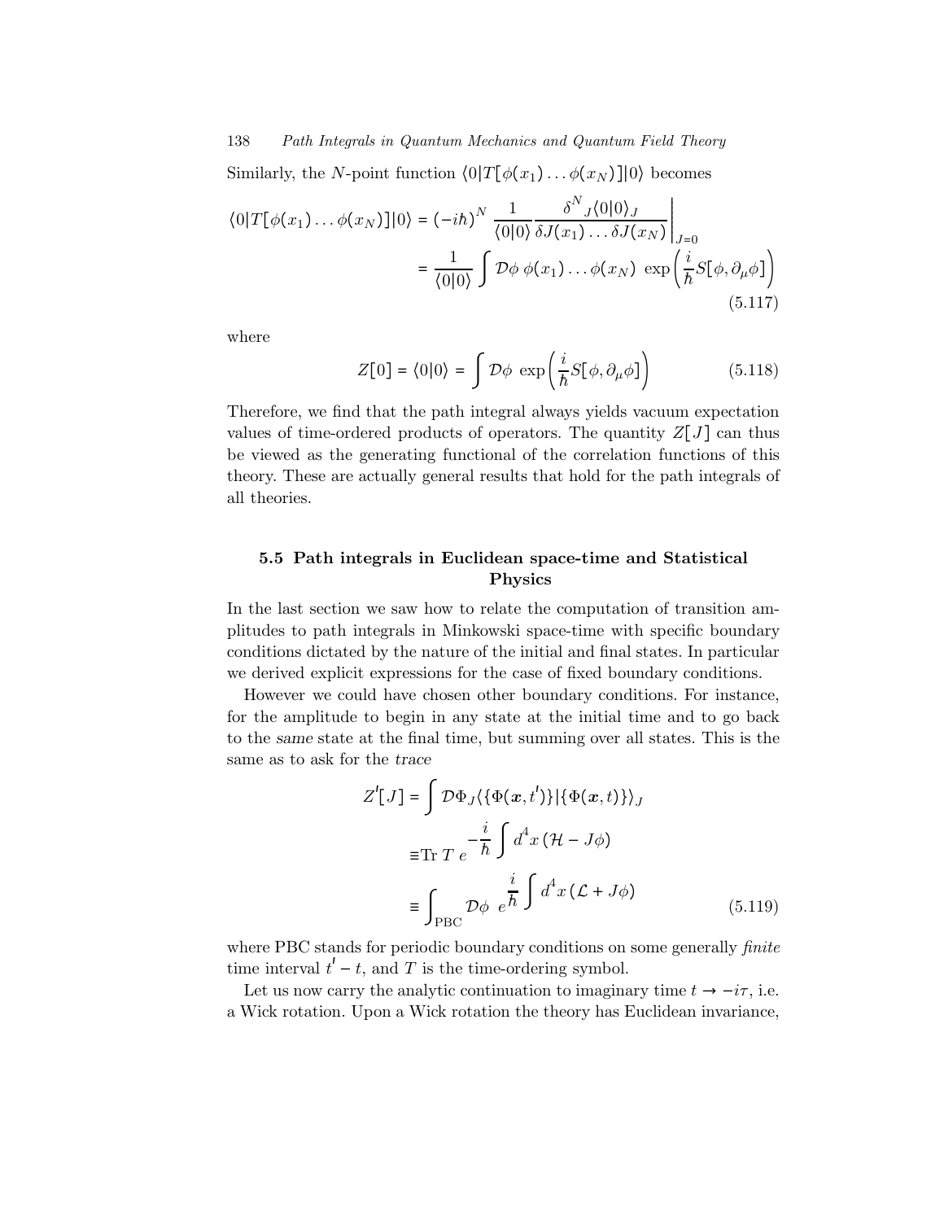Similarly, the $N$-point function $\langle 0|T[\phi(x_1)\dots\phi(x_N)]|0\rangle$ becomes

$$
\begin{aligned}
\langle 0|T[\phi(x_1)\dots\phi(x_N)]|0\rangle &= (-i\hbar)^N \; \frac{1}{\langle 0|0\rangle} \frac{\delta^N{}_J\langle 0|0\rangle_J}{\delta J(x_1)\dots\delta J(x_N)}\Bigg|_{J=0} \\
&= \frac{1}{\langle 0|0\rangle}\int \mathcal{D}\phi\; \phi(x_1)\dots\phi(x_N)\; \exp\left(\frac{i}{\hbar}S[\phi,\partial_\mu\phi]\right)
\end{aligned}
\tag{5.117}
$$

where

$$
Z[0] = \langle 0|0\rangle = \int \mathcal{D}\phi\; \exp\left(\frac{i}{\hbar}S[\phi,\partial_\mu\phi]\right) \tag{5.118}
$$

Therefore, we find that the path integral always yields vacuum expectation values of time-ordered products of operators. The quantity $Z[J]$ can thus be viewed as the generating functional of the correlation functions of this theory. These are actually general results that hold for the path integrals of all theories.

## 5.5 Path integrals in Euclidean space-time and Statistical Physics

In the last section we saw how to relate the computation of transition amplitudes to path integrals in Minkowski space-time with specific boundary conditions dictated by the nature of the initial and final states. In particular we derived explicit expressions for the case of fixed boundary conditions.

However we could have chosen other boundary conditions. For instance, for the amplitude to begin in any state at the initial time and to go back to the *same* state at the final time, but summing over all states. This is the same as to ask for the *trace*

$$
\begin{aligned}
Z'[J] &= \int \mathcal{D}\Phi_J \langle\{\Phi(\boldsymbol{x},t')\}|\{\Phi(\boldsymbol{x},t)\}\rangle_J \\
&\equiv \text{Tr}\; T\; e^{-\frac{i}{\hbar}\int d^4x\,(\mathcal{H}-J\phi)} \\
&\equiv \int_{\text{PBC}} \mathcal{D}\phi\;\; e^{\frac{i}{\hbar}\int d^4x\,(\mathcal{L}+J\phi)}
\end{aligned}
\tag{5.119}
$$

where PBC stands for periodic boundary conditions on some generally *finite* time interval $t'-t$, and $T$ is the time-ordering symbol.

Let us now carry the analytic continuation to imaginary time $t \to -i\tau$, i.e. a Wick rotation. Upon a Wick rotation the theory has Euclidean invariance,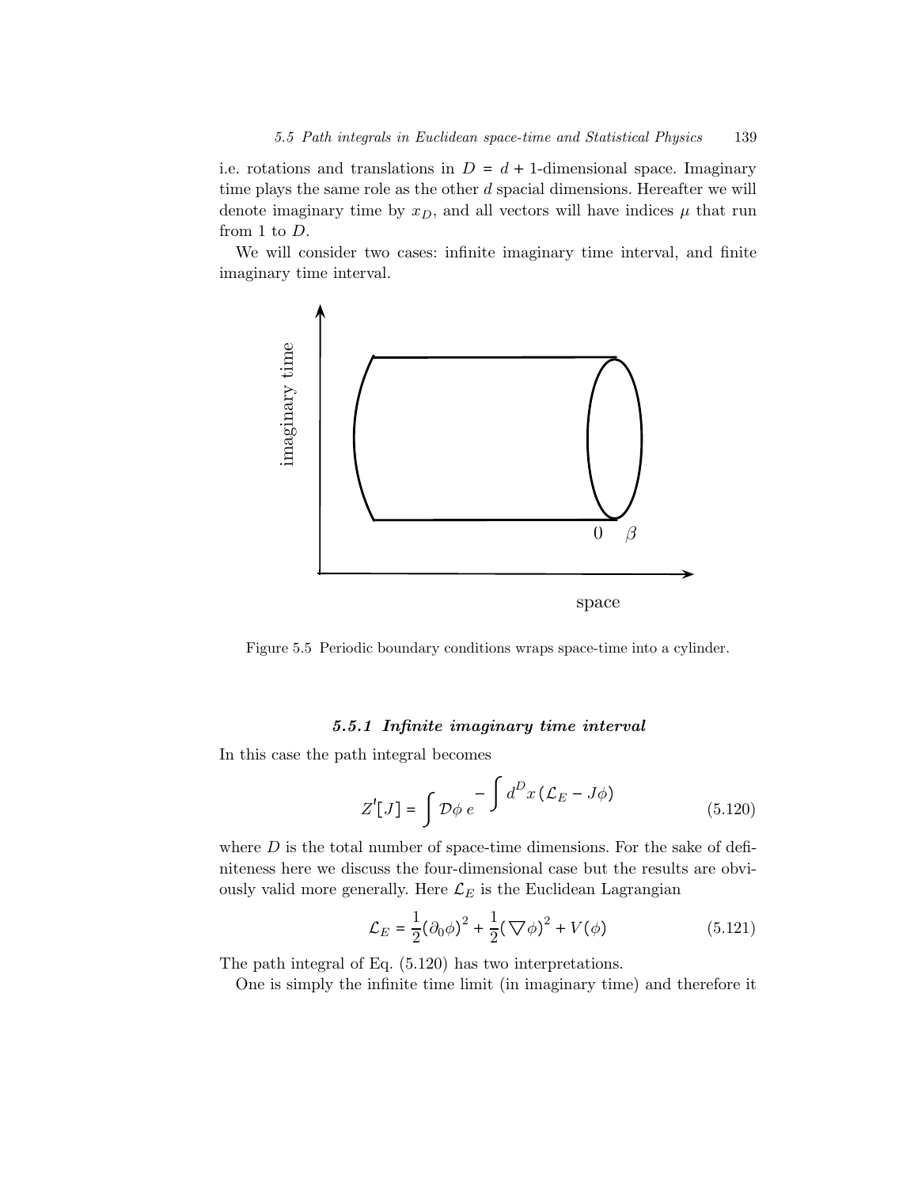i.e. rotations and translations in $D = d + 1$-dimensional space. Imaginary time plays the same role as the other $d$ spacial dimensions. Hereafter we will denote imaginary time by $x_D$, and all vectors will have indices $\mu$ that run from 1 to $D$.

We will consider two cases: infinite imaginary time interval, and finite imaginary time interval.

Figure 5.5 Periodic boundary conditions wraps space-time into a cylinder.

### 5.5.1 Infinite imaginary time interval

In this case the path integral becomes

$$Z'[J] = \int \mathcal{D}\phi \, e^{-\int d^D x \, (\mathcal{L}_E - J\phi)} \tag{5.120}$$

where $D$ is the total number of space-time dimensions. For the sake of definiteness here we discuss the four-dimensional case but the results are obviously valid more generally. Here $\mathcal{L}_E$ is the Euclidean Lagrangian

$$\mathcal{L}_E = \frac{1}{2}(\partial_0 \phi)^2 + \frac{1}{2}(\nabla \phi)^2 + V(\phi) \tag{5.121}$$

The path integral of Eq. (5.120) has two interpretations.

One is simply the infinite time limit (in imaginary time) and therefore it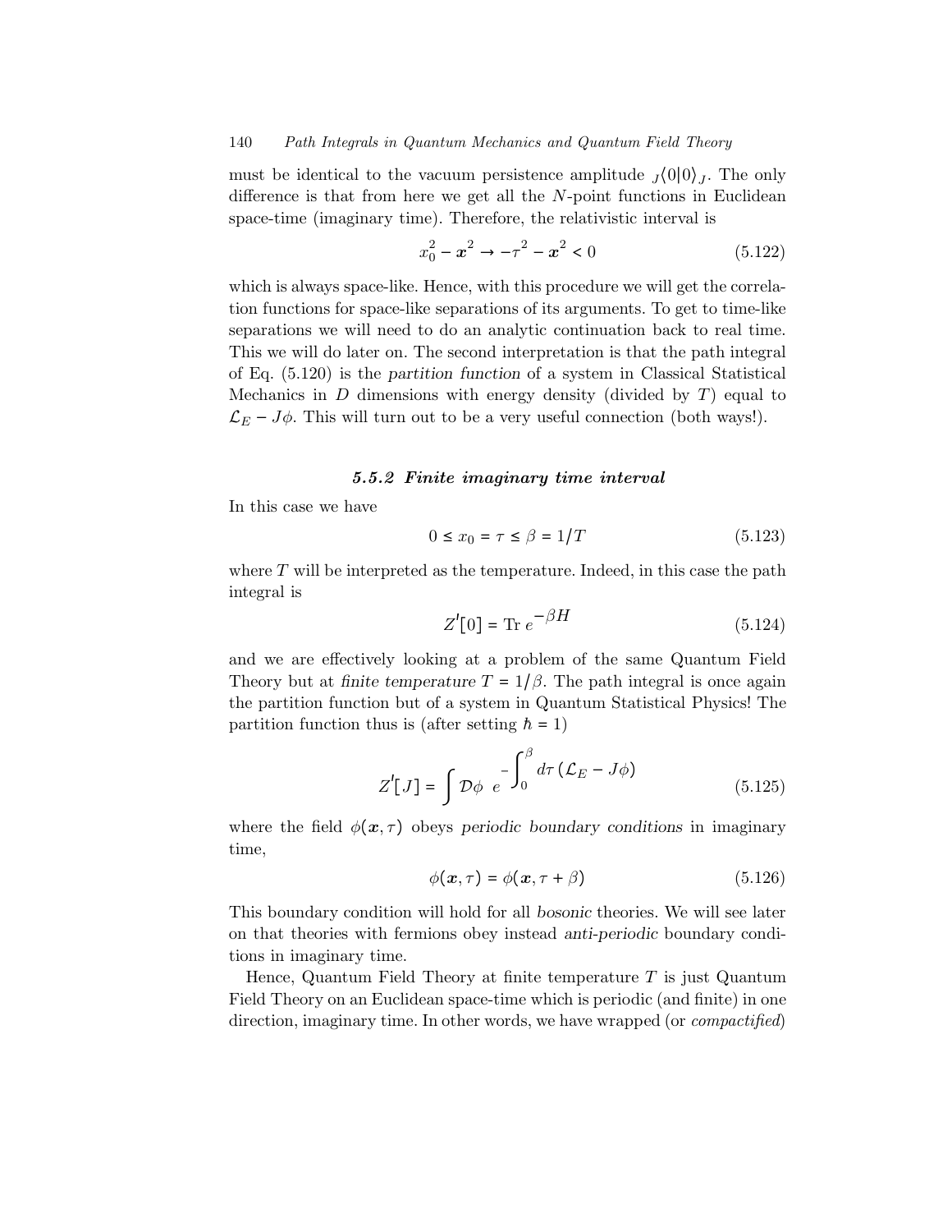must be identical to the vacuum persistence amplitude ${}_J\langle 0|0\rangle_J$. The only difference is that from here we get all the $N$-point functions in Euclidean space-time (imaginary time). Therefore, the relativistic interval is

$$x_0^2 - \boldsymbol{x}^2 \to -\tau^2 - \boldsymbol{x}^2 < 0 \tag{5.122}$$

which is always space-like. Hence, with this procedure we will get the correlation functions for space-like separations of its arguments. To get to time-like separations we will need to do an analytic continuation back to real time. This we will do later on. The second interpretation is that the path integral of Eq. (5.120) is the *partition function* of a system in Classical Statistical Mechanics in $D$ dimensions with energy density (divided by $T$) equal to $\mathcal{L}_E - J\phi$. This will turn out to be a very useful connection (both ways!).

### 5.5.2 Finite imaginary time interval

In this case we have

$$0 \leq x_0 = \tau \leq \beta = 1/T \tag{5.123}$$

where $T$ will be interpreted as the temperature. Indeed, in this case the path integral is

$$Z'[0] = \text{Tr } e^{-\beta H} \tag{5.124}$$

and we are effectively looking at a problem of the same Quantum Field Theory but at *finite temperature* $T = 1/\beta$. The path integral is once again the partition function but of a system in Quantum Statistical Physics! The partition function thus is (after setting $\hbar = 1$)

$$Z'[J] = \int \mathcal{D}\phi \; e^{-\int_0^\beta d\tau \, (\mathcal{L}_E - J\phi)} \tag{5.125}$$

where the field $\phi(\boldsymbol{x}, \tau)$ obeys *periodic boundary conditions* in imaginary time,

$$\phi(\boldsymbol{x}, \tau) = \phi(\boldsymbol{x}, \tau + \beta) \tag{5.126}$$

This boundary condition will hold for all *bosonic* theories. We will see later on that theories with fermions obey instead *anti-periodic* boundary conditions in imaginary time.

Hence, Quantum Field Theory at finite temperature $T$ is just Quantum Field Theory on an Euclidean space-time which is periodic (and finite) in one direction, imaginary time. In other words, we have wrapped (or *compactified*)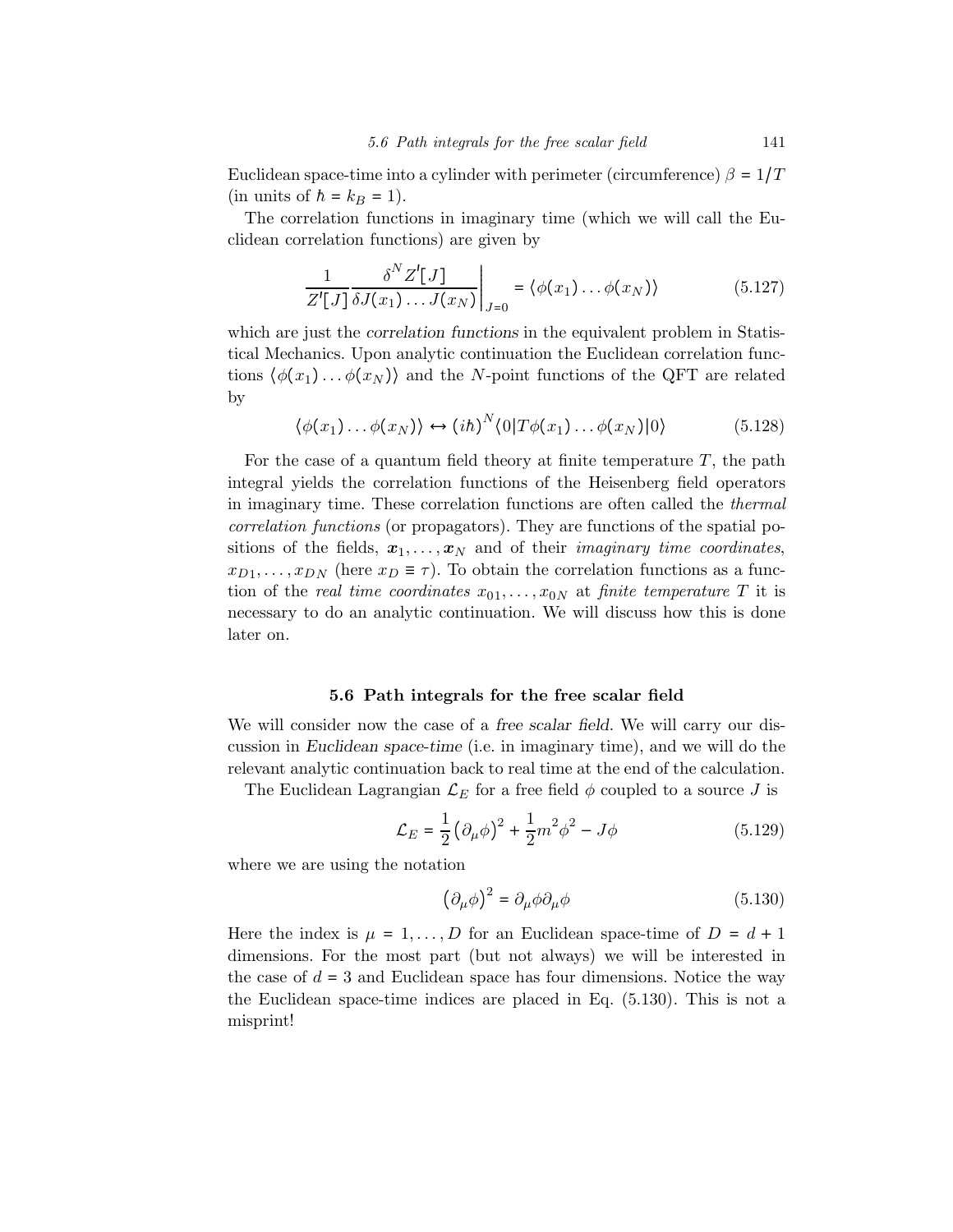Euclidean space-time into a cylinder with perimeter (circumference) $\beta = 1/T$ (in units of $\hbar = k_B = 1$).

The correlation functions in imaginary time (which we will call the Euclidean correlation functions) are given by

$$\frac{1}{Z'[J]} \frac{\delta^N Z'[J]}{\delta J(x_1) \dots J(x_N)} \bigg|_{J=0} = \langle \phi(x_1) \dots \phi(x_N) \rangle \tag{5.127}$$

which are just the *correlation functions* in the equivalent problem in Statistical Mechanics. Upon analytic continuation the Euclidean correlation functions $\langle \phi(x_1) \dots \phi(x_N) \rangle$ and the $N$-point functions of the QFT are related by

$$\langle \phi(x_1) \dots \phi(x_N) \rangle \leftrightarrow (i\hbar)^N \langle 0 | T \phi(x_1) \dots \phi(x_N) | 0 \rangle \tag{5.128}$$

For the case of a quantum field theory at finite temperature $T$, the path integral yields the correlation functions of the Heisenberg field operators in imaginary time. These correlation functions are often called the *thermal correlation functions* (or propagators). They are functions of the spatial positions of the fields, $\boldsymbol{x}_1, \dots, \boldsymbol{x}_N$ and of their *imaginary time coordinates*, $x_{D1}, \dots, x_{DN}$ (here $x_D \equiv \tau$). To obtain the correlation functions as a function of the *real time coordinates* $x_{01}, \dots, x_{0N}$ at *finite temperature* $T$ it is necessary to do an analytic continuation. We will discuss how this is done later on.

## 5.6 Path integrals for the free scalar field

We will consider now the case of a *free scalar field*. We will carry our discussion in *Euclidean space-time* (i.e. in imaginary time), and we will do the relevant analytic continuation back to real time at the end of the calculation.

The Euclidean Lagrangian $\mathcal{L}_E$ for a free field $\phi$ coupled to a source $J$ is

$$\mathcal{L}_E = \frac{1}{2} \left( \partial_\mu \phi \right)^2 + \frac{1}{2} m^2 \phi^2 - J\phi \tag{5.129}$$

where we are using the notation

$$\left( \partial_\mu \phi \right)^2 = \partial_\mu \phi \partial_\mu \phi \tag{5.130}$$

Here the index is $\mu = 1, \dots, D$ for an Euclidean space-time of $D = d + 1$ dimensions. For the most part (but not always) we will be interested in the case of $d = 3$ and Euclidean space has four dimensions. Notice the way the Euclidean space-time indices are placed in Eq. (5.130). This is not a misprint!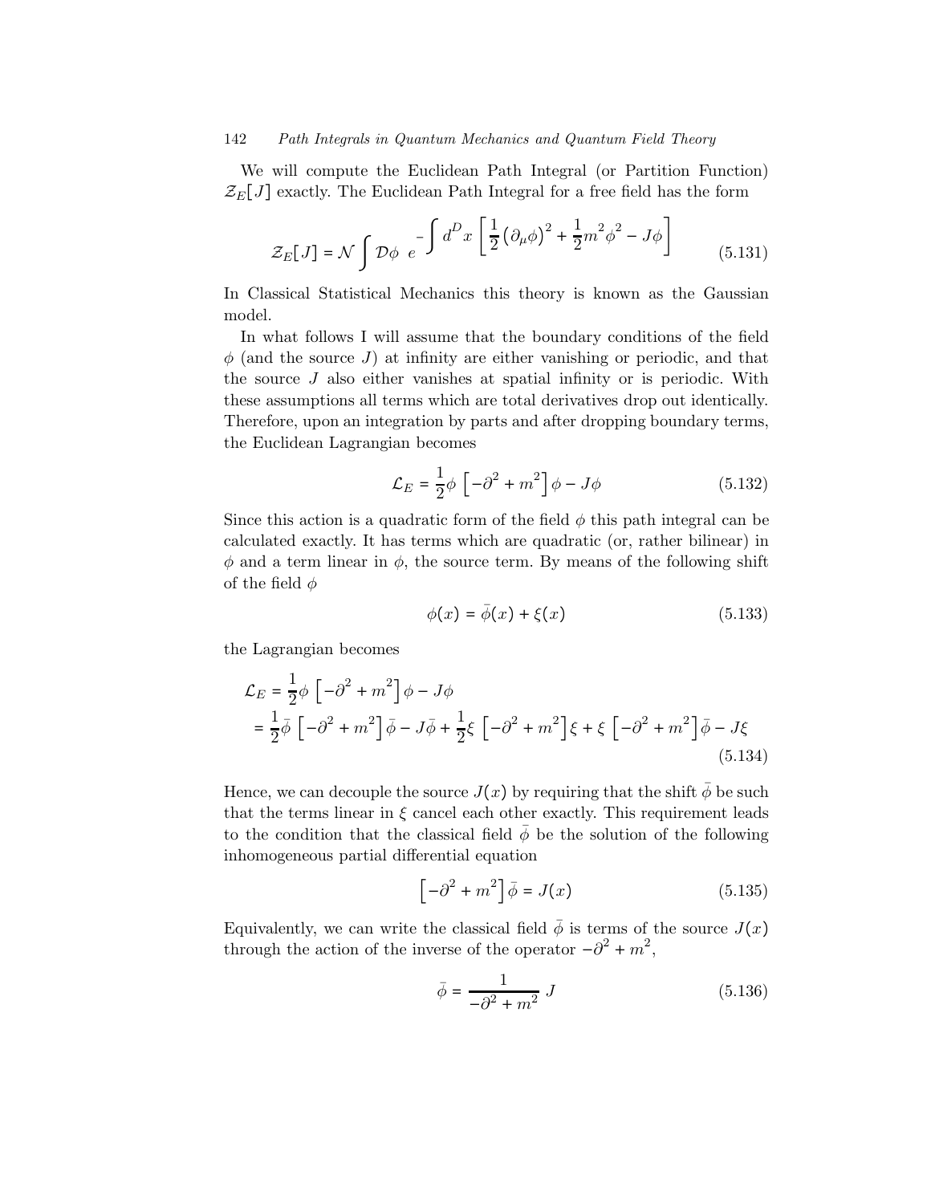We will compute the Euclidean Path Integral (or Partition Function) $\mathcal{Z}_E[J]$ exactly. The Euclidean Path Integral for a free field has the form

$$\mathcal{Z}_E[J] = \mathcal{N} \int \mathcal{D}\phi \; e^{-\int d^D x \left[ \frac{1}{2} \left(\partial_\mu \phi\right)^2 + \frac{1}{2} m^2 \phi^2 - J\phi \right]} \tag{5.131}$$

In Classical Statistical Mechanics this theory is known as the Gaussian model.

In what follows I will assume that the boundary conditions of the field $\phi$ (and the source $J$) at infinity are either vanishing or periodic, and that the source $J$ also either vanishes at spatial infinity or is periodic. With these assumptions all terms which are total derivatives drop out identically. Therefore, upon an integration by parts and after dropping boundary terms, the Euclidean Lagrangian becomes

$$\mathcal{L}_E = \frac{1}{2} \phi \left[ -\partial^2 + m^2 \right] \phi - J\phi \tag{5.132}$$

Since this action is a quadratic form of the field $\phi$ this path integral can be calculated exactly. It has terms which are quadratic (or, rather bilinear) in $\phi$ and a term linear in $\phi$, the source term. By means of the following shift of the field $\phi$

$$\phi(x) = \bar{\phi}(x) + \xi(x) \tag{5.133}$$

the Lagrangian becomes

$$\begin{aligned}
\mathcal{L}_E &= \frac{1}{2} \phi \left[ -\partial^2 + m^2 \right] \phi - J\phi \\
&= \frac{1}{2} \bar{\phi} \left[ -\partial^2 + m^2 \right] \bar{\phi} - J\bar{\phi} + \frac{1}{2} \xi \left[ -\partial^2 + m^2 \right] \xi + \xi \left[ -\partial^2 + m^2 \right] \bar{\phi} - J\xi
\end{aligned} \tag{5.134}$$

Hence, we can decouple the source $J(x)$ by requiring that the shift $\bar{\phi}$ be such that the terms linear in $\xi$ cancel each other exactly. This requirement leads to the condition that the classical field $\bar{\phi}$ be the solution of the following inhomogeneous partial differential equation

$$\left[ -\partial^2 + m^2 \right] \bar{\phi} = J(x) \tag{5.135}$$

Equivalently, we can write the classical field $\bar{\phi}$ is terms of the source $J(x)$ through the action of the inverse of the operator $-\partial^2 + m^2$,

$$\bar{\phi} = \frac{1}{-\partial^2 + m^2} \; J \tag{5.136}$$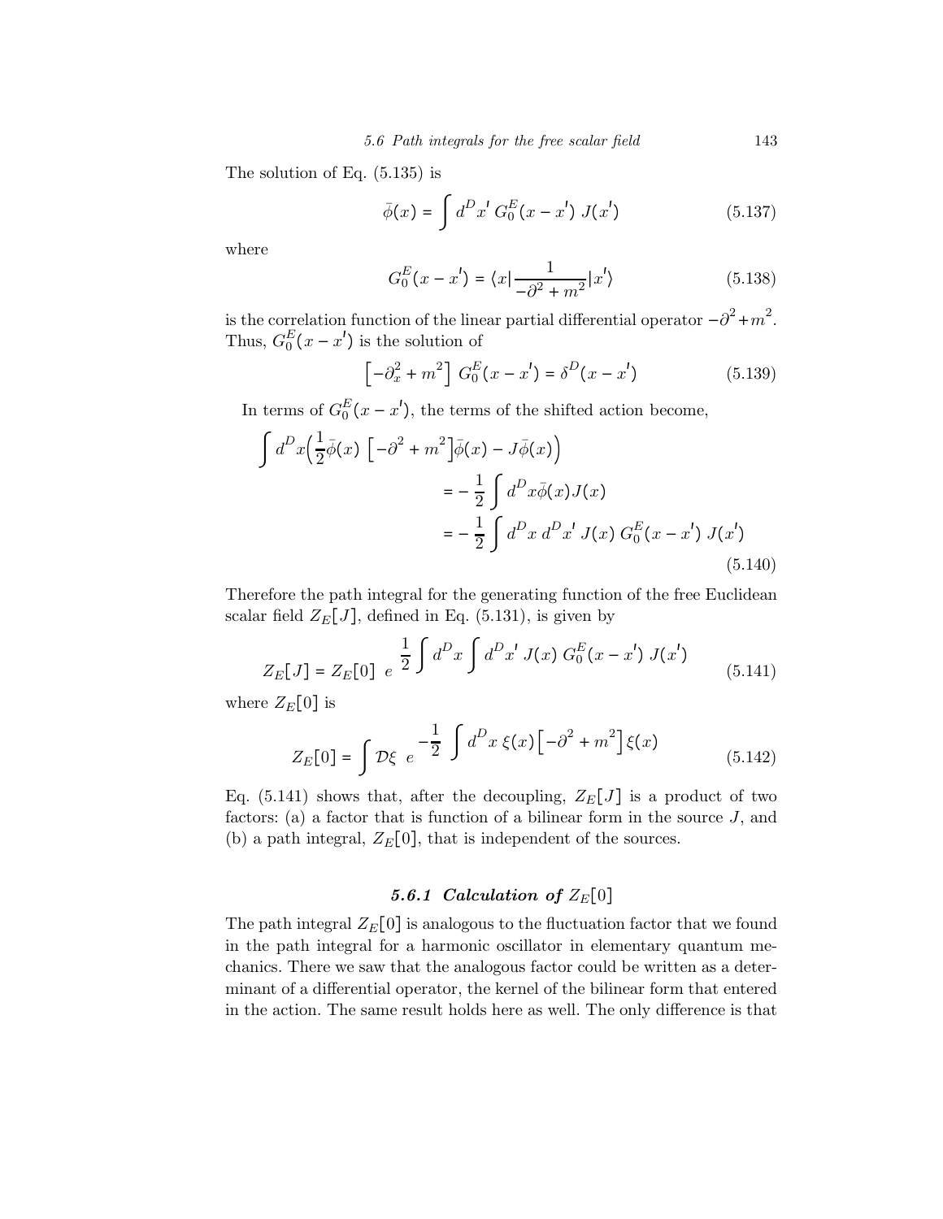The solution of Eq. (5.135) is

$$\bar{\phi}(x) = \int d^D x' \, G_0^E(x - x') \, J(x') \tag{5.137}$$

where

$$G_0^E(x - x') = \langle x | \frac{1}{-\partial^2 + m^2} | x' \rangle \tag{5.138}$$

is the correlation function of the linear partial differential operator $-\partial^2 + m^2$. Thus, $G_0^E(x - x')$ is the solution of

$$\left[-\partial_x^2 + m^2\right] G_0^E(x - x') = \delta^D(x - x') \tag{5.139}$$

In terms of $G_0^E(x - x')$, the terms of the shifted action become,

$$\begin{aligned}
\int d^D x \Big( \frac{1}{2} \bar{\phi}(x) \left[-\partial^2 + m^2\right] \bar{\phi}(x) - J\bar{\phi}(x) \Big) \\
&= -\frac{1}{2} \int d^D x \bar{\phi}(x) J(x) \\
&= -\frac{1}{2} \int d^D x \, d^D x' \, J(x) \, G_0^E(x - x') \, J(x')
\end{aligned} \tag{5.140}$$

Therefore the path integral for the generating function of the free Euclidean scalar field $Z_E[J]$, defined in Eq. (5.131), is given by

$$Z_E[J] = Z_E[0] \; e^{\frac{1}{2} \int d^D x \int d^D x' \, J(x) \, G_0^E(x - x') \, J(x')} \tag{5.141}$$

where $Z_E[0]$ is

$$Z_E[0] = \int \mathcal{D}\xi \; e^{-\frac{1}{2} \int d^D x \, \xi(x) \left[-\partial^2 + m^2\right] \xi(x)} \tag{5.142}$$

Eq. (5.141) shows that, after the decoupling, $Z_E[J]$ is a product of two factors: (a) a factor that is function of a bilinear form in the source $J$, and (b) a path integral, $Z_E[0]$, that is independent of the sources.

### *5.6.1 Calculation of $Z_E[0]$*

The path integral $Z_E[0]$ is analogous to the fluctuation factor that we found in the path integral for a harmonic oscillator in elementary quantum mechanics. There we saw that the analogous factor could be written as a determinant of a differential operator, the kernel of the bilinear form that entered in the action. The same result holds here as well. The only difference is that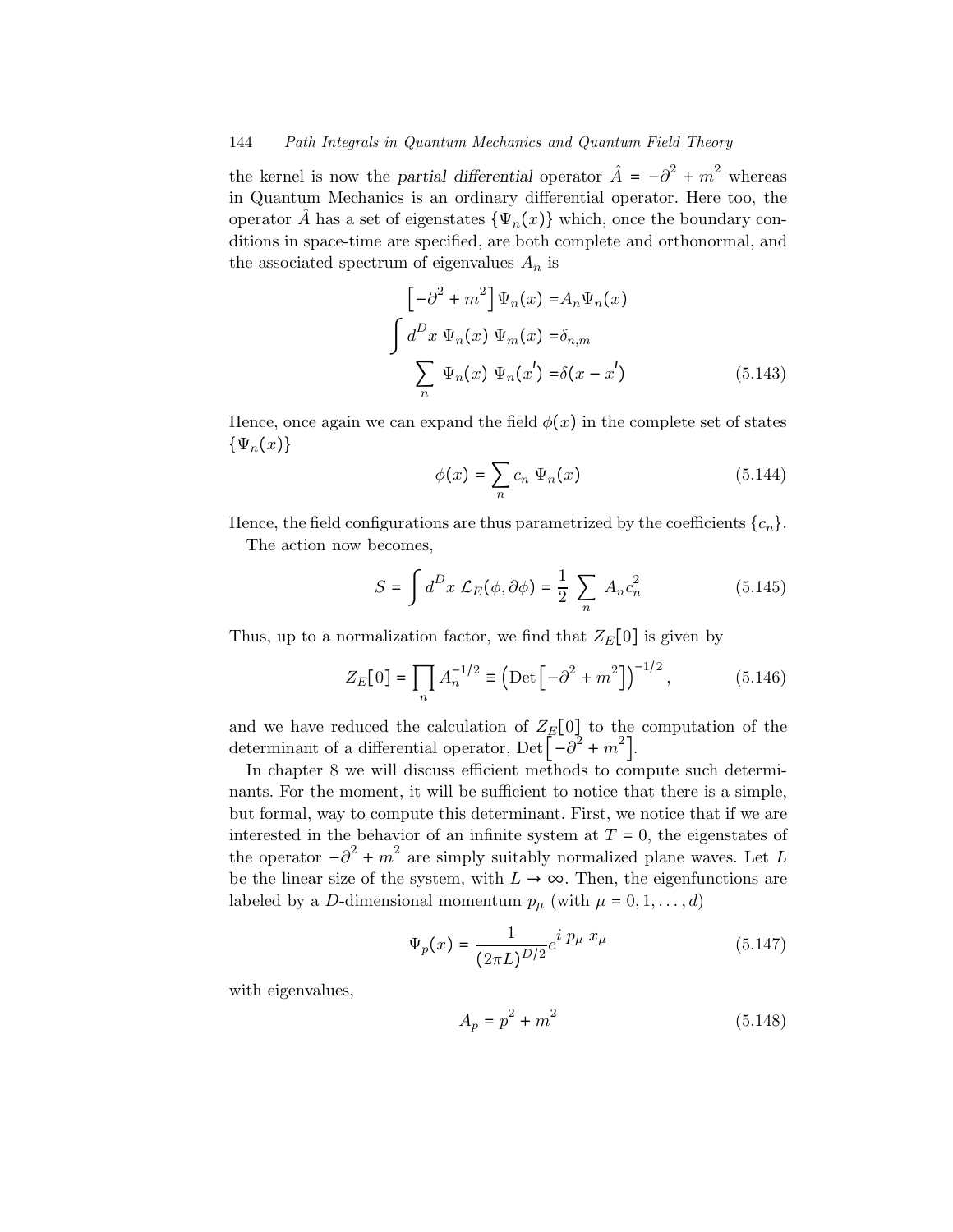the kernel is now the *partial differential* operator $\hat{A} = -\partial^2 + m^2$ whereas in Quantum Mechanics is an ordinary differential operator. Here too, the operator $\hat{A}$ has a set of eigenstates $\{\Psi_n(x)\}$ which, once the boundary conditions in space-time are specified, are both complete and orthonormal, and the associated spectrum of eigenvalues $A_n$ is

$$
\begin{aligned}
\left[-\partial^2 + m^2\right]\Psi_n(x) =& A_n \Psi_n(x) \\
\int d^D x \; \Psi_n(x) \; \Psi_m(x) =& \delta_{n,m} \\
\sum_n \; \Psi_n(x) \; \Psi_n(x') =& \delta(x - x')
\end{aligned}
\tag{5.143}
$$

Hence, once again we can expand the field $\phi(x)$ in the complete set of states $\{\Psi_n(x)\}$

$$
\phi(x) = \sum_n c_n \; \Psi_n(x) \tag{5.144}
$$

Hence, the field configurations are thus parametrized by the coefficients $\{c_n\}$.

The action now becomes,

$$
S = \int d^D x \; \mathcal{L}_E(\phi, \partial\phi) = \frac{1}{2} \sum_n A_n c_n^2 \tag{5.145}
$$

Thus, up to a normalization factor, we find that $Z_E[0]$ is given by

$$
Z_E[0] = \prod_n A_n^{-1/2} \equiv \left(\text{Det}\left[-\partial^2 + m^2\right]\right)^{-1/2}, \tag{5.146}
$$

and we have reduced the calculation of $Z_E[0]$ to the computation of the determinant of a differential operator, $\text{Det}\left[-\partial^2 + m^2\right]$.

In chapter 8 we will discuss efficient methods to compute such determinants. For the moment, it will be sufficient to notice that there is a simple, but formal, way to compute this determinant. First, we notice that if we are interested in the behavior of an infinite system at $T = 0$, the eigenstates of the operator $-\partial^2 + m^2$ are simply suitably normalized plane waves. Let $L$ be the linear size of the system, with $L \to \infty$. Then, the eigenfunctions are labeled by a $D$-dimensional momentum $p_\mu$ (with $\mu = 0, 1, \ldots, d$)

$$
\Psi_p(x) = \frac{1}{(2\pi L)^{D/2}} e^{i \; p_\mu \; x_\mu} \tag{5.147}
$$

with eigenvalues,

$$
A_p = p^2 + m^2 \tag{5.148}
$$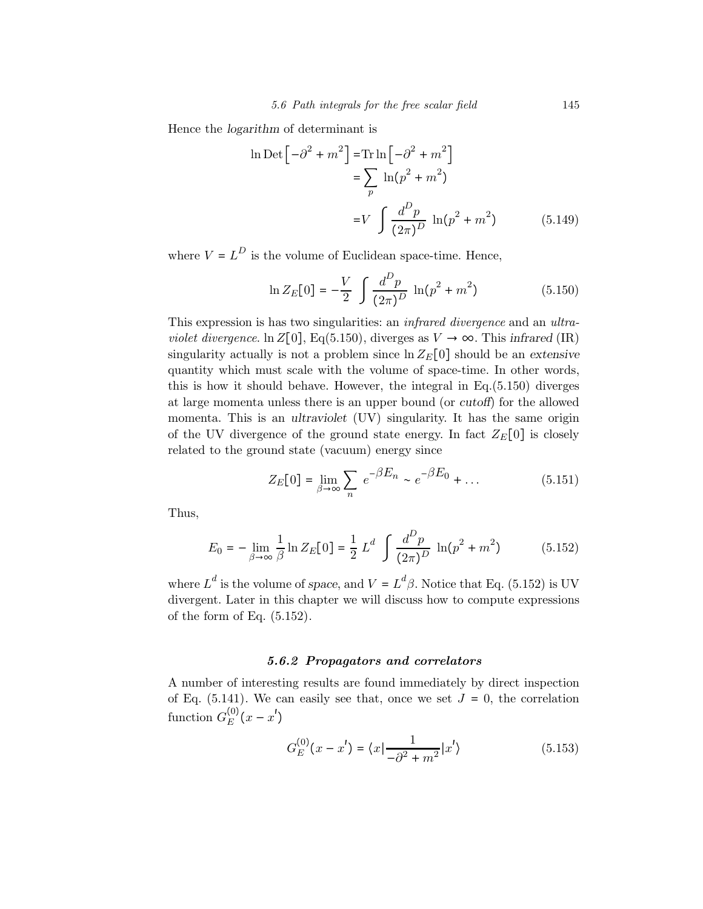Hence the *logarithm* of determinant is

$$\begin{aligned}
\ln \text{Det}\left[-\partial^2 + m^2\right] =& \text{Tr} \ln\left[-\partial^2 + m^2\right] \\
=& \sum_p \ln(p^2 + m^2) \\
=& V \int \frac{d^D p}{(2\pi)^D} \ln(p^2 + m^2)
\end{aligned} \tag{5.149}$$

where $V = L^D$ is the volume of Euclidean space-time. Hence,

$$\ln Z_E[0] = -\frac{V}{2} \int \frac{d^D p}{(2\pi)^D} \ln(p^2 + m^2) \tag{5.150}$$

This expression is has two singularities: an *infrared divergence* and an *ultraviolet divergence*. $\ln Z[0]$, Eq(5.150), diverges as $V \to \infty$. This *infrared* (IR) singularity actually is not a problem since $\ln Z_E[0]$ should be an *extensive* quantity which must scale with the volume of space-time. In other words, this is how it should behave. However, the integral in Eq.(5.150) diverges at large momenta unless there is an upper bound (or *cutoff*) for the allowed momenta. This is an *ultraviolet* (UV) singularity. It has the same origin of the UV divergence of the ground state energy. In fact $Z_E[0]$ is closely related to the ground state (vacuum) energy since

$$Z_E[0] = \lim_{\beta \to \infty} \sum_n e^{-\beta E_n} \sim e^{-\beta E_0} + \ldots \tag{5.151}$$

Thus,

$$E_0 = -\lim_{\beta \to \infty} \frac{1}{\beta} \ln Z_E[0] = \frac{1}{2} L^d \int \frac{d^D p}{(2\pi)^D} \ln(p^2 + m^2) \tag{5.152}$$

where $L^d$ is the volume of *space*, and $V = L^d \beta$. Notice that Eq. (5.152) is UV divergent. Later in this chapter we will discuss how to compute expressions of the form of Eq. (5.152).

### *5.6.2 Propagators and correlators*

A number of interesting results are found immediately by direct inspection of Eq. (5.141). We can easily see that, once we set $J = 0$, the correlation function $G_E^{(0)}(x - x')$

$$G_E^{(0)}(x - x') = \langle x | \frac{1}{-\partial^2 + m^2} | x' \rangle \tag{5.153}$$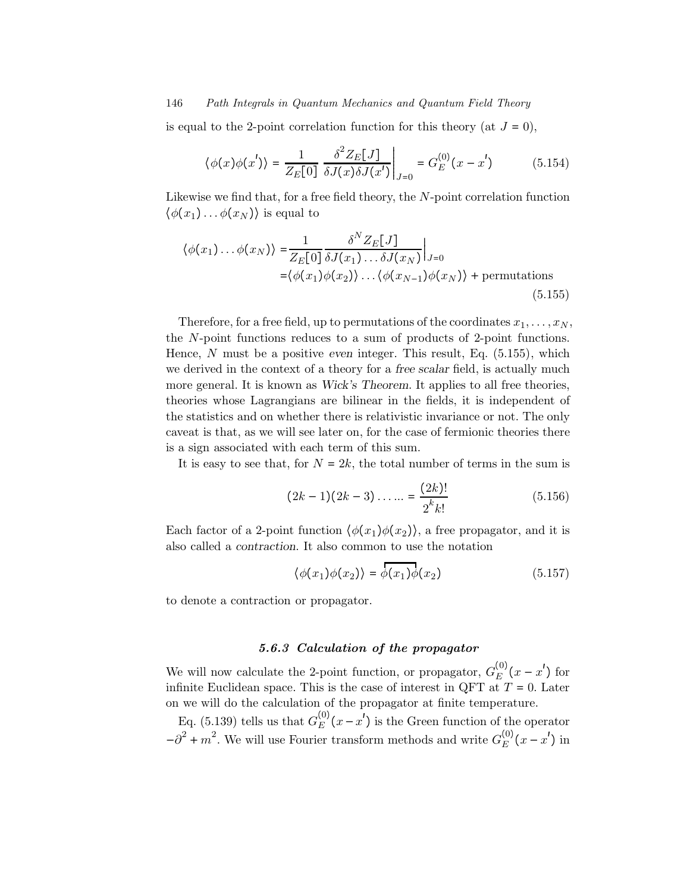is equal to the 2-point correlation function for this theory (at $J = 0$),

$$\langle \phi(x)\phi(x') \rangle = \frac{1}{Z_E[0]} \left. \frac{\delta^2 Z_E[J]}{\delta J(x)\delta J(x')} \right|_{J=0} = G_E^{(0)}(x - x') \tag{5.154}$$

Likewise we find that, for a free field theory, the $N$-point correlation function $\langle \phi(x_1) \dots \phi(x_N) \rangle$ is equal to

$$\begin{aligned}
\langle \phi(x_1) \dots \phi(x_N) \rangle =& \frac{1}{Z_E[0]} \frac{\delta^N Z_E[J]}{\delta J(x_1) \dots \delta J(x_N)} \Big|_{J=0} \\
=& \langle \phi(x_1)\phi(x_2) \rangle \dots \langle \phi(x_{N-1})\phi(x_N) \rangle + \text{permutations}
\end{aligned} \tag{5.155}$$

Therefore, for a free field, up to permutations of the coordinates $x_1, \dots, x_N$, the $N$-point functions reduces to a sum of products of 2-point functions. Hence, $N$ must be a positive *even* integer. This result, Eq. (5.155), which we derived in the context of a theory for a *free scalar* field, is actually much more general. It is known as *Wick's Theorem*. It applies to all free theories, theories whose Lagrangians are bilinear in the fields, it is independent of the statistics and on whether there is relativistic invariance or not. The only caveat is that, as we will see later on, for the case of fermionic theories there is a sign associated with each term of this sum.

It is easy to see that, for $N = 2k$, the total number of terms in the sum is

$$(2k - 1)(2k - 3) \dots \dots = \frac{(2k)!}{2^k k!} \tag{5.156}$$

Each factor of a 2-point function $\langle \phi(x_1)\phi(x_2) \rangle$, a free propagator, and it is also called a *contraction*. It also common to use the notation

$$\langle \phi(x_1)\phi(x_2) \rangle = \contraction{}{\phi}{(x_1)}{\phi}\phi(x_1)\phi(x_2) \tag{5.157}$$

to denote a contraction or propagator.

### *5.6.3 Calculation of the propagator*

We will now calculate the 2-point function, or propagator, $G_E^{(0)}(x - x')$ for infinite Euclidean space. This is the case of interest in QFT at $T = 0$. Later on we will do the calculation of the propagator at finite temperature.

Eq. (5.139) tells us that $G_E^{(0)}(x - x')$ is the Green function of the operator $-\partial^2 + m^2$. We will use Fourier transform methods and write $G_E^{(0)}(x - x')$ in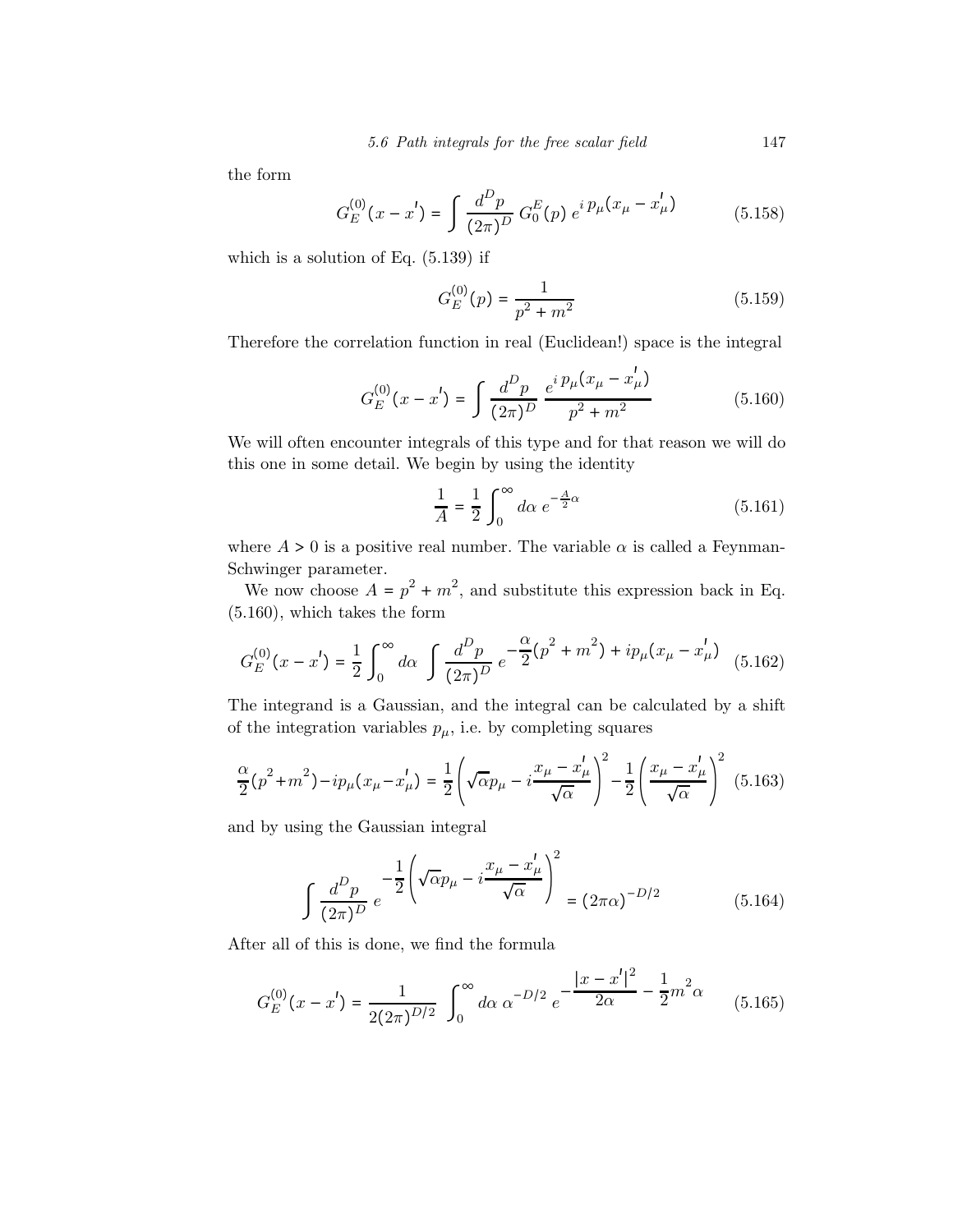the form

$$G_E^{(0)}(x - x') = \int \frac{d^D p}{(2\pi)^D} \, G_0^E(p) \, e^{i \, p_\mu (x_\mu - x'_\mu)} \tag{5.158}$$

which is a solution of Eq. (5.139) if

$$G_E^{(0)}(p) = \frac{1}{p^2 + m^2} \tag{5.159}$$

Therefore the correlation function in real (Euclidean!) space is the integral

$$G_E^{(0)}(x - x') = \int \frac{d^D p}{(2\pi)^D} \, \frac{e^{i \, p_\mu (x_\mu - x'_\mu)}}{p^2 + m^2} \tag{5.160}$$

We will often encounter integrals of this type and for that reason we will do this one in some detail. We begin by using the identity

$$\frac{1}{A} = \frac{1}{2} \int_0^\infty d\alpha \, e^{-\frac{A}{2}\alpha} \tag{5.161}$$

where $A > 0$ is a positive real number. The variable $\alpha$ is called a Feynman-Schwinger parameter.

We now choose $A = p^2 + m^2$, and substitute this expression back in Eq. (5.160), which takes the form

$$G_E^{(0)}(x - x') = \frac{1}{2} \int_0^\infty d\alpha \, \int \frac{d^D p}{(2\pi)^D} \, e^{-\frac{\alpha}{2}(p^2 + m^2) + i p_\mu (x_\mu - x'_\mu)} \tag{5.162}$$

The integrand is a Gaussian, and the integral can be calculated by a shift of the integration variables $p_\mu$, i.e. by completing squares

$$\frac{\alpha}{2}(p^2 + m^2) - i p_\mu (x_\mu - x'_\mu) = \frac{1}{2}\left(\sqrt{\alpha} p_\mu - i \frac{x_\mu - x'_\mu}{\sqrt{\alpha}}\right)^2 - \frac{1}{2}\left(\frac{x_\mu - x'_\mu}{\sqrt{\alpha}}\right)^2 \tag{5.163}$$

and by using the Gaussian integral

$$\int \frac{d^D p}{(2\pi)^D} \, e^{-\frac{1}{2}\left(\sqrt{\alpha} p_\mu - i \frac{x_\mu - x'_\mu}{\sqrt{\alpha}}\right)^2} = (2\pi\alpha)^{-D/2} \tag{5.164}$$

After all of this is done, we find the formula

$$G_E^{(0)}(x - x') = \frac{1}{2(2\pi)^{D/2}} \int_0^\infty d\alpha \, \alpha^{-D/2} \, e^{-\frac{|x - x'|^2}{2\alpha} - \frac{1}{2} m^2 \alpha} \tag{5.165}$$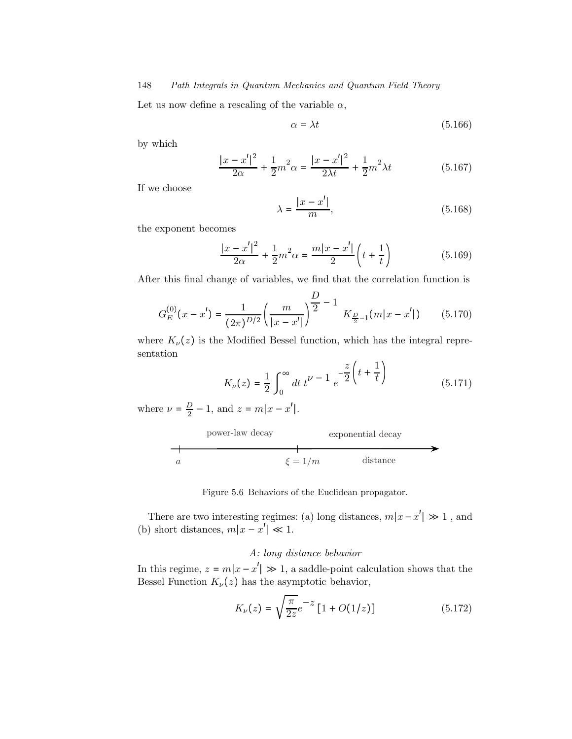Let us now define a rescaling of the variable $\alpha$,

$$\alpha = \lambda t \tag{5.166}$$

by which

$$\frac{|x - x'|^2}{2\alpha} + \frac{1}{2}m^2\alpha = \frac{|x - x'|^2}{2\lambda t} + \frac{1}{2}m^2\lambda t \tag{5.167}$$

If we choose

$$\lambda = \frac{|x - x'|}{m}, \tag{5.168}$$

the exponent becomes

$$\frac{|x - x'|^2}{2\alpha} + \frac{1}{2}m^2\alpha = \frac{m|x - x'|}{2}\left(t + \frac{1}{t}\right) \tag{5.169}$$

After this final change of variables, we find that the correlation function is

$$G_E^{(0)}(x - x') = \frac{1}{(2\pi)^{D/2}}\left(\frac{m}{|x - x'|}\right)^{\frac{D}{2} - 1} K_{\frac{D}{2}-1}(m|x - x'|) \tag{5.170}$$

where $K_\nu(z)$ is the Modified Bessel function, which has the integral representation

$$K_\nu(z) = \frac{1}{2}\int_0^\infty dt\, t^{\nu - 1}\, e^{-\frac{z}{2}\left(t + \frac{1}{t}\right)} \tag{5.171}$$

where $\nu = \frac{D}{2} - 1$, and $z = m|x - x'|$.

power-law decay | exponential decay

$a$ —— $\xi = 1/m$ —— distance

Figure 5.6 Behaviors of the Euclidean propagator.

There are two interesting regimes: (a) long distances, $m|x - x'| \gg 1$ , and (b) short distances, $m|x - x'| \ll 1$.

*A: long distance behavior*

In this regime, $z = m|x - x'| \gg 1$, a saddle-point calculation shows that the Bessel Function $K_\nu(z)$ has the asymptotic behavior,

$$K_\nu(z) = \sqrt{\frac{\pi}{2z}}e^{-z}\left[1 + O(1/z)\right] \tag{5.172}$$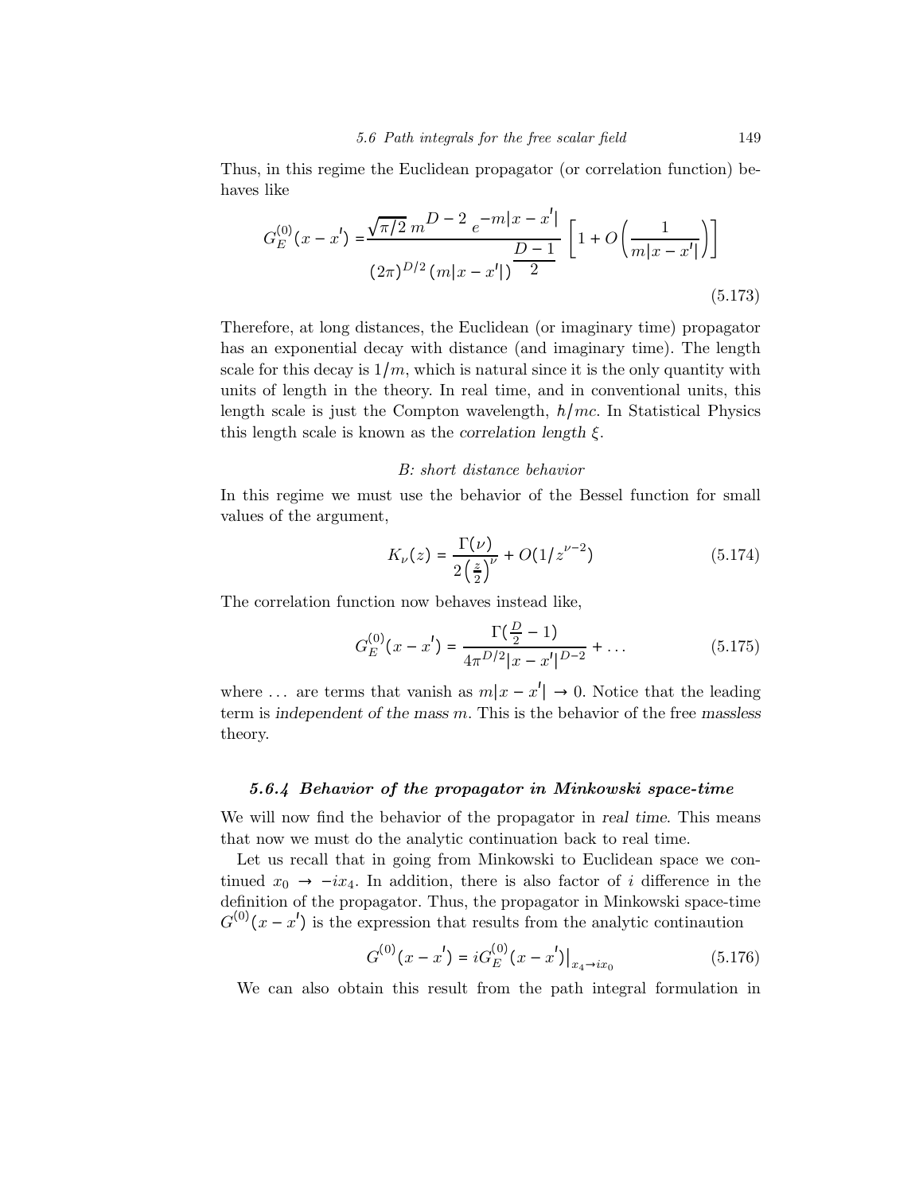Thus, in this regime the Euclidean propagator (or correlation function) behaves like

$$G_E^{(0)}(x-x') = \frac{\sqrt{\pi/2}\; m^{D-2}\; e^{-m|x-x'|}}{(2\pi)^{D/2}\,(m|x-x'|)^{\frac{D-1}{2}}}\left[1+O\left(\frac{1}{m|x-x'|}\right)\right] \tag{5.173}$$

Therefore, at long distances, the Euclidean (or imaginary time) propagator has an exponential decay with distance (and imaginary time). The length scale for this decay is $1/m$, which is natural since it is the only quantity with units of length in the theory. In real time, and in conventional units, this length scale is just the Compton wavelength, $\hbar/mc$. In Statistical Physics this length scale is known as the *correlation length* $\xi$.

*B: short distance behavior*

In this regime we must use the behavior of the Bessel function for small values of the argument,

$$K_\nu(z) = \frac{\Gamma(\nu)}{2\left(\frac{z}{2}\right)^\nu} + O(1/z^{\nu-2}) \tag{5.174}$$

The correlation function now behaves instead like,

$$G_E^{(0)}(x-x') = \frac{\Gamma(\frac{D}{2}-1)}{4\pi^{D/2}|x-x'|^{D-2}} + \dots \tag{5.175}$$

where $\dots$ are terms that vanish as $m|x-x'| \to 0$. Notice that the leading term is *independent of the mass* $m$. This is the behavior of the free *massless* theory.

### *5.6.4 Behavior of the propagator in Minkowski space-time*

We will now find the behavior of the propagator in *real time*. This means that now we must do the analytic continuation back to real time.

Let us recall that in going from Minkowski to Euclidean space we continued $x_0 \to -ix_4$. In addition, there is also factor of $i$ difference in the definition of the propagator. Thus, the propagator in Minkowski space-time $G^{(0)}(x-x')$ is the expression that results from the analytic continaution

$$G^{(0)}(x-x') = iG_E^{(0)}(x-x')\big|_{x_4 \to ix_0} \tag{5.176}$$

We can also obtain this result from the path integral formulation in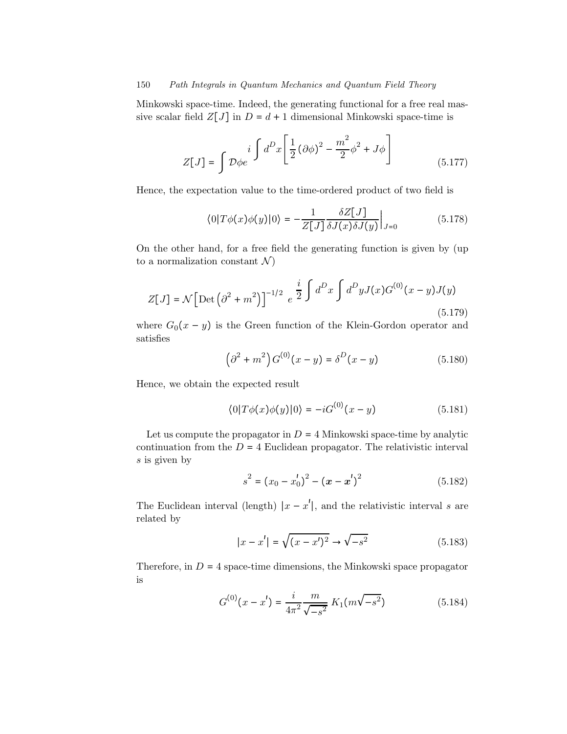Minkowski space-time. Indeed, the generating functional for a free real massive scalar field $Z[J]$ in $D = d + 1$ dimensional Minkowski space-time is

$$Z[J] = \int \mathcal{D}\phi e^{\displaystyle i \int d^D x \left[ \frac{1}{2} (\partial\phi)^2 - \frac{m^2}{2} \phi^2 + J\phi \right]} \tag{5.177}$$

Hence, the expectation value to the time-ordered product of two field is

$$\langle 0| T\phi(x)\phi(y) |0\rangle = -\frac{1}{Z[J]} \frac{\delta Z[J]}{\delta J(x) \delta J(y)} \Big|_{J=0} \tag{5.178}$$

On the other hand, for a free field the generating function is given by (up to a normalization constant $\mathcal{N}$)

$$Z[J] = \mathcal{N} \left[ \text{Det} \left( \partial^2 + m^2 \right) \right]^{-1/2} \; e^{\displaystyle \frac{i}{2} \int d^D x \int d^D y J(x) G^{(0)}(x-y) J(y)} \tag{5.179}$$

where $G_0(x-y)$ is the Green function of the Klein-Gordon operator and satisfies

$$\left( \partial^2 + m^2 \right) G^{(0)}(x-y) = \delta^D(x-y) \tag{5.180}$$

Hence, we obtain the expected result

$$\langle 0| T\phi(x)\phi(y) |0\rangle = -iG^{(0)}(x-y) \tag{5.181}$$

Let us compute the propagator in $D = 4$ Minkowski space-time by analytic continuation from the $D = 4$ Euclidean propagator. The relativistic interval $s$ is given by

$$s^2 = (x_0 - x_0')^2 - (\boldsymbol{x} - \boldsymbol{x}')^2 \tag{5.182}$$

The Euclidean interval (length) $|x - x'|$, and the relativistic interval $s$ are related by

$$|x - x'| = \sqrt{(x - x')^2} \to \sqrt{-s^2} \tag{5.183}$$

Therefore, in $D = 4$ space-time dimensions, the Minkowski space propagator is

$$G^{(0)}(x - x') = \frac{i}{4\pi^2} \frac{m}{\sqrt{-s^2}} \; K_1(m\sqrt{-s^2}) \tag{5.184}$$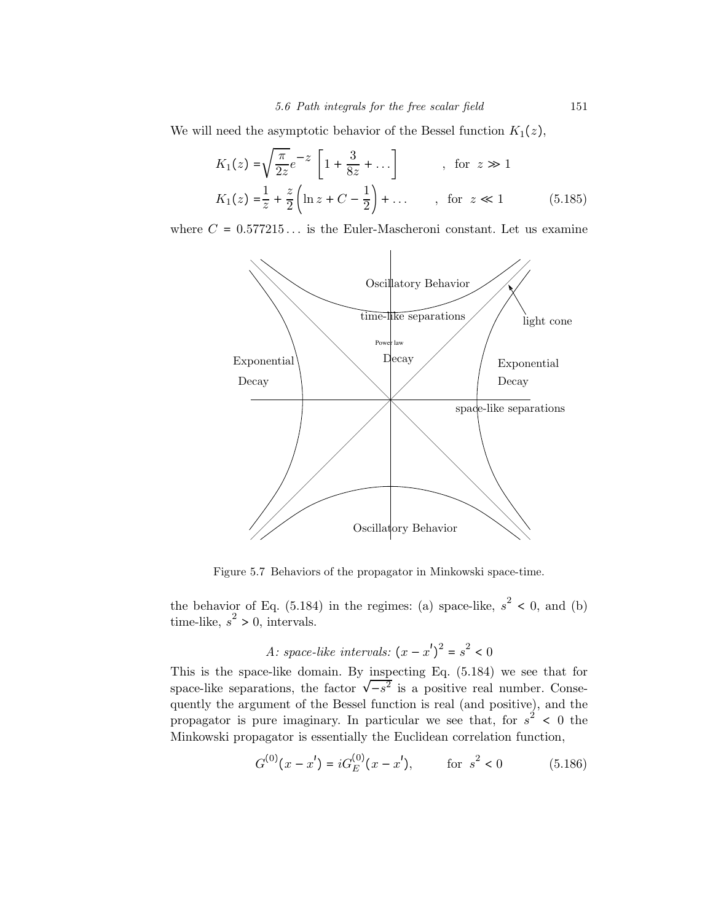We will need the asymptotic behavior of the Bessel function $K_1(z)$,

$$
\begin{aligned}
K_1(z) &= \sqrt{\frac{\pi}{2z}} e^{-z} \left[ 1 + \frac{3}{8z} + \dots \right] \qquad &, \text{ for } z \gg 1 \\
K_1(z) &= \frac{1}{z} + \frac{z}{2} \left( \ln z + C - \frac{1}{2} \right) + \dots \qquad &, \text{ for } z \ll 1
\end{aligned}
\tag{5.185}
$$

where $C = 0.577215\dots$ is the Euler-Mascheroni constant. Let us examine

Figure 5.7 Behaviors of the propagator in Minkowski space-time.

the behavior of Eq. (5.184) in the regimes: (a) space-like, $s^2 < 0$, and (b) time-like, $s^2 > 0$, intervals.

*A: space-like intervals:* $(x - x')^2 = s^2 < 0$

This is the space-like domain. By inspecting Eq. (5.184) we see that for space-like separations, the factor $\sqrt{-s^2}$ is a positive real number. Consequently the argument of the Bessel function is real (and positive), and the propagator is pure imaginary. In particular we see that, for $s^2 < 0$ the Minkowski propagator is essentially the Euclidean correlation function,

$$
G^{(0)}(x - x') = i G_E^{(0)}(x - x'), \qquad \text{for } s^2 < 0 \tag{5.186}
$$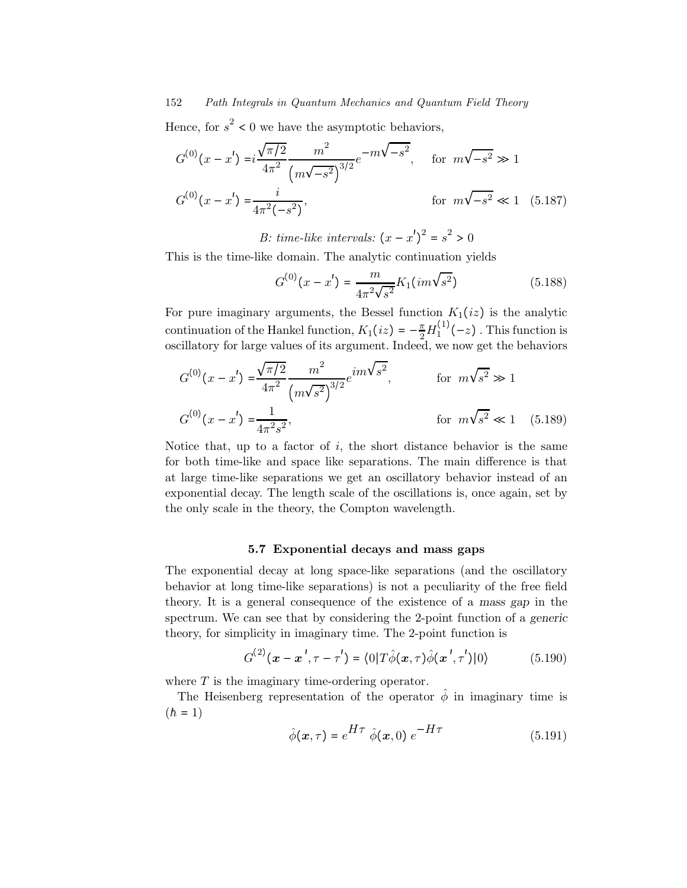Hence, for $s^2 < 0$ we have the asymptotic behaviors,

$$
\begin{aligned}
G^{(0)}(x - x') &= i\frac{\sqrt{\pi/2}}{4\pi^2}\frac{m^2}{\left(m\sqrt{-s^2}\right)^{3/2}}e^{-m\sqrt{-s^2}}, \qquad \text{for } \; m\sqrt{-s^2} \gg 1 \\
G^{(0)}(x - x') &= \frac{i}{4\pi^2(-s^2)}, \qquad \text{for } \; m\sqrt{-s^2} \ll 1
\end{aligned}
\tag{5.187}
$$

*B: time-like intervals:* $(x - x')^2 = s^2 > 0$

This is the time-like domain. The analytic continuation yields

$$
G^{(0)}(x - x') = \frac{m}{4\pi^2\sqrt{s^2}}K_1(im\sqrt{s^2}) \tag{5.188}
$$

For pure imaginary arguments, the Bessel function $K_1(iz)$ is the analytic continuation of the Hankel function, $K_1(iz) = -\frac{\pi}{2}H_1^{(1)}(-z)$ . This function is oscillatory for large values of its argument. Indeed, we now get the behaviors

$$
\begin{aligned}
G^{(0)}(x - x') &= \frac{\sqrt{\pi/2}}{4\pi^2}\frac{m^2}{\left(m\sqrt{s^2}\right)^{3/2}}e^{im\sqrt{s^2}}, \qquad \text{for } \; m\sqrt{s^2} \gg 1 \\
G^{(0)}(x - x') &= \frac{1}{4\pi^2 s^2}, \qquad \text{for } \; m\sqrt{s^2} \ll 1
\end{aligned}
\tag{5.189}
$$

Notice that, up to a factor of $i$, the short distance behavior is the same for both time-like and space like separations. The main difference is that at large time-like separations we get an oscillatory behavior instead of an exponential decay. The length scale of the oscillations is, once again, set by the only scale in the theory, the Compton wavelength.

### 5.7 Exponential decays and mass gaps

The exponential decay at long space-like separations (and the oscillatory behavior at long time-like separations) is not a peculiarity of the free field theory. It is a general consequence of the existence of a *mass gap* in the spectrum. We can see that by considering the 2-point function of a *generic* theory, for simplicity in imaginary time. The 2-point function is

$$
G^{(2)}(\boldsymbol{x} - \boldsymbol{x}', \tau - \tau') = \langle 0|T\hat{\phi}(\boldsymbol{x}, \tau)\hat{\phi}(\boldsymbol{x}', \tau')|0\rangle \tag{5.190}
$$

where $T$ is the imaginary time-ordering operator.

The Heisenberg representation of the operator $\hat{\phi}$ in imaginary time is ($\hbar = 1$)

$$
\hat{\phi}(\boldsymbol{x}, \tau) = e^{H\tau}\,\hat{\phi}(\boldsymbol{x}, 0)\,e^{-H\tau} \tag{5.191}
$$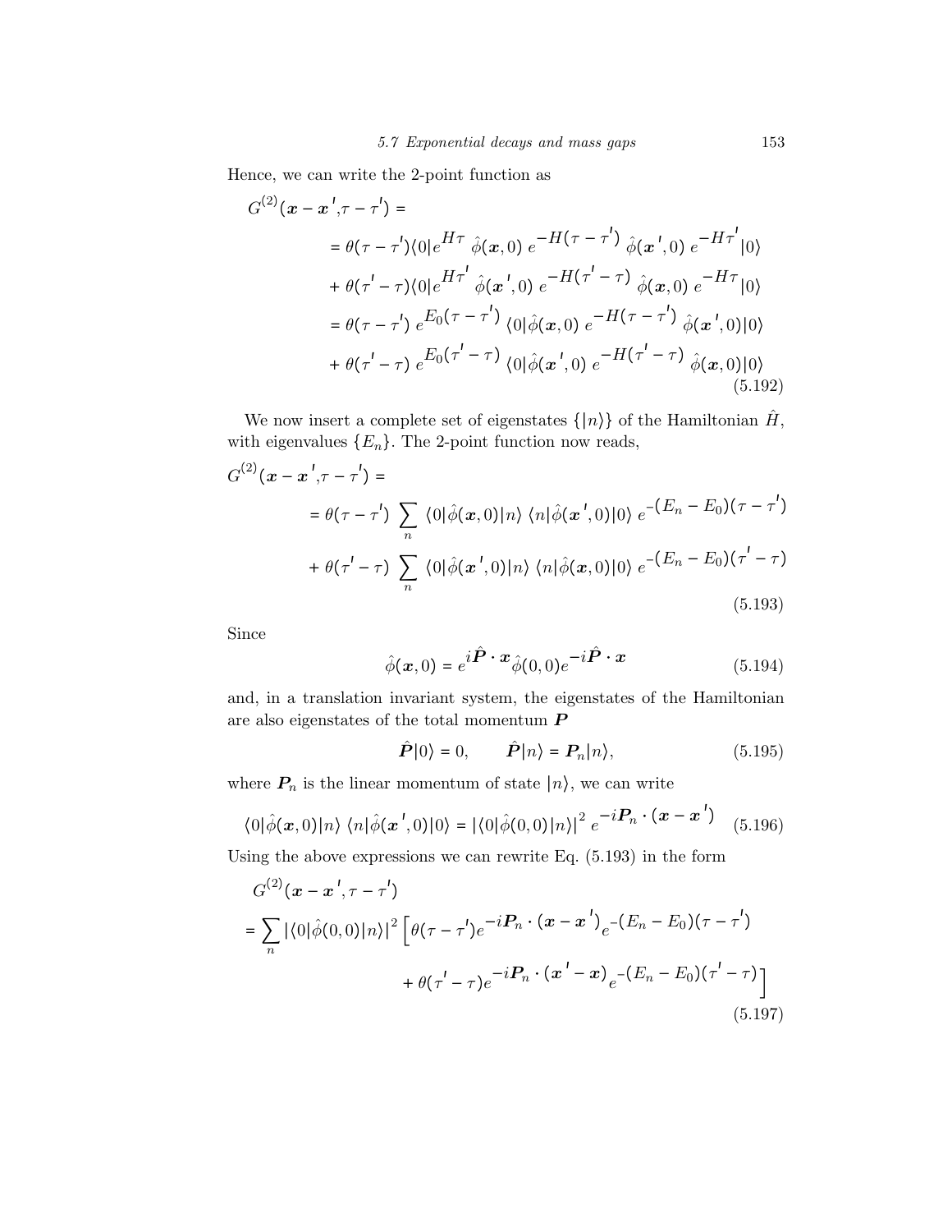Hence, we can write the 2-point function as

$$
\begin{aligned}
G^{(2)}(\boldsymbol{x}-\boldsymbol{x}',\tau-\tau') = \\
&= \theta(\tau-\tau')\langle 0|e^{H\tau}\ \hat{\phi}(\boldsymbol{x},0)\ e^{-H(\tau-\tau')}\ \hat{\phi}(\boldsymbol{x}',0)\ e^{-H\tau'}|0\rangle \\
&+ \theta(\tau'-\tau)\langle 0|e^{H\tau'}\ \hat{\phi}(\boldsymbol{x}',0)\ e^{-H(\tau'-\tau)}\ \hat{\phi}(\boldsymbol{x},0)\ e^{-H\tau}|0\rangle \\
&= \theta(\tau-\tau')\ e^{E_0(\tau-\tau')}\ \langle 0|\hat{\phi}(\boldsymbol{x},0)\ e^{-H(\tau-\tau')}\ \hat{\phi}(\boldsymbol{x}',0)|0\rangle \\
&+ \theta(\tau'-\tau)\ e^{E_0(\tau'-\tau)}\ \langle 0|\hat{\phi}(\boldsymbol{x}',0)\ e^{-H(\tau'-\tau)}\ \hat{\phi}(\boldsymbol{x},0)|0\rangle
\end{aligned}
\tag{5.192}
$$

We now insert a complete set of eigenstates $\{|n\rangle\}$ of the Hamiltonian $\hat{H}$, with eigenvalues $\{E_n\}$. The 2-point function now reads,

$$
\begin{aligned}
G^{(2)}(\boldsymbol{x}-\boldsymbol{x}',\tau-\tau') = \\
&= \theta(\tau-\tau')\ \sum_n\ \langle 0|\hat{\phi}(\boldsymbol{x},0)|n\rangle\ \langle n|\hat{\phi}(\boldsymbol{x}',0)|0\rangle\ e^{-(E_n-E_0)(\tau-\tau')} \\
&+ \theta(\tau'-\tau)\ \sum_n\ \langle 0|\hat{\phi}(\boldsymbol{x}',0)|n\rangle\ \langle n|\hat{\phi}(\boldsymbol{x},0)|0\rangle\ e^{-(E_n-E_0)(\tau'-\tau)}
\end{aligned}
\tag{5.193}
$$

Since

$$
\hat{\phi}(\boldsymbol{x},0) = e^{i\hat{\boldsymbol{P}}\cdot\boldsymbol{x}}\hat{\phi}(0,0)e^{-i\hat{\boldsymbol{P}}\cdot\boldsymbol{x}}
\tag{5.194}
$$

and, in a translation invariant system, the eigenstates of the Hamiltonian are also eigenstates of the total momentum $\boldsymbol{P}$

$$
\hat{\boldsymbol{P}}|0\rangle = 0, \qquad \hat{\boldsymbol{P}}|n\rangle = \boldsymbol{P}_n|n\rangle,
\tag{5.195}
$$

where $\boldsymbol{P}_n$ is the linear momentum of state $|n\rangle$, we can write

$$
\langle 0|\hat{\phi}(\boldsymbol{x},0)|n\rangle\ \langle n|\hat{\phi}(\boldsymbol{x}',0)|0\rangle = |\langle 0|\hat{\phi}(0,0)|n\rangle|^2\ e^{-i\boldsymbol{P}_n\cdot(\boldsymbol{x}-\boldsymbol{x}')}
\tag{5.196}
$$

Using the above expressions we can rewrite Eq. (5.193) in the form

$$
\begin{aligned}
&G^{(2)}(\boldsymbol{x}-\boldsymbol{x}',\tau-\tau') \\
&= \sum_n |\langle 0|\hat{\phi}(0,0)|n\rangle|^2 \Big[\theta(\tau-\tau')e^{-i\boldsymbol{P}_n\cdot(\boldsymbol{x}-\boldsymbol{x}')}e^{-(E_n-E_0)(\tau-\tau')} \\
&\qquad\qquad + \theta(\tau'-\tau)e^{-i\boldsymbol{P}_n\cdot(\boldsymbol{x}'-\boldsymbol{x})}e^{-(E_n-E_0)(\tau'-\tau)}\Big]
\end{aligned}
\tag{5.197}
$$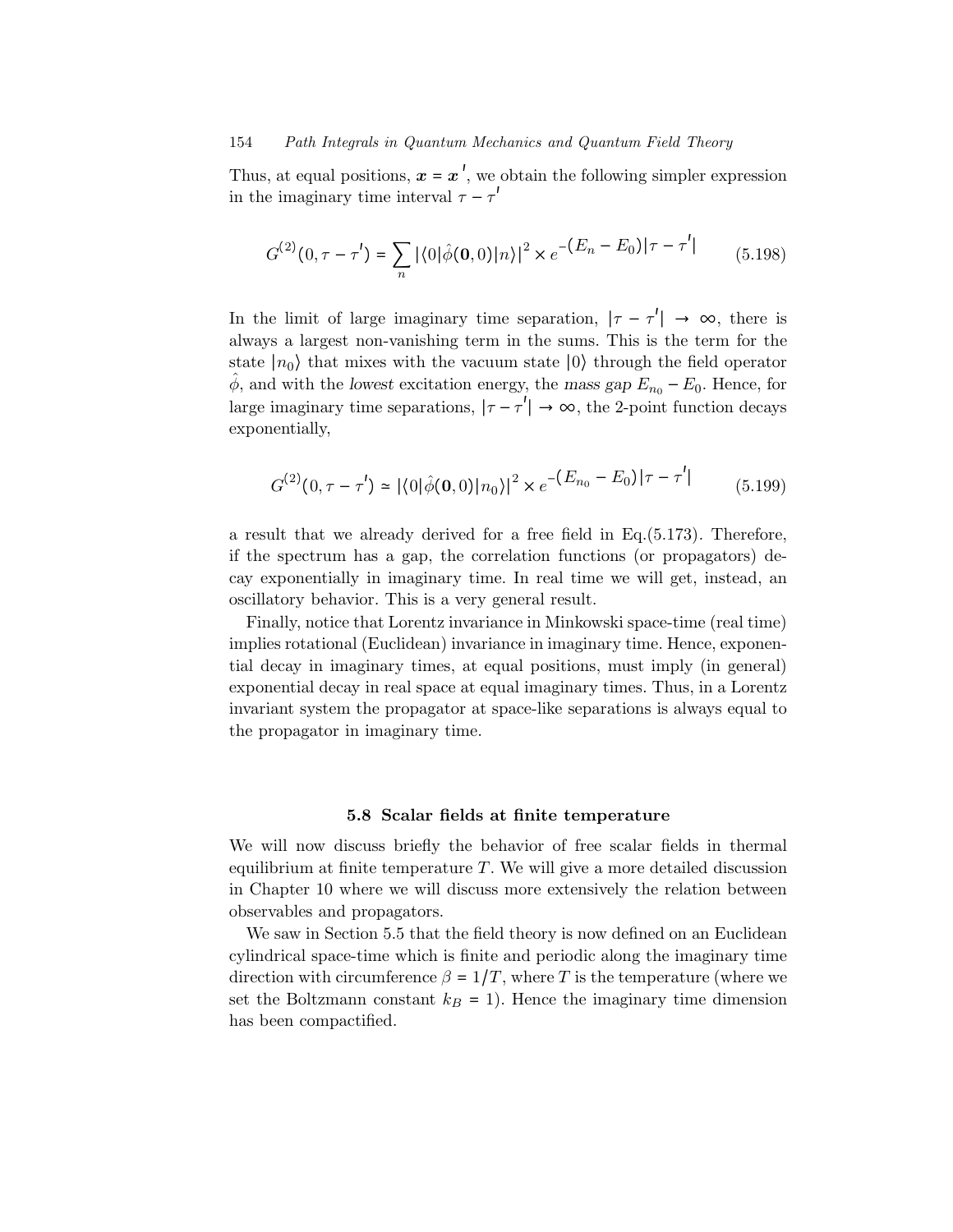Thus, at equal positions, $\boldsymbol{x} = \boldsymbol{x}'$, we obtain the following simpler expression in the imaginary time interval $\tau - \tau'$

$$G^{(2)}(0, \tau - \tau') = \sum_n |\langle 0|\hat{\phi}(\mathbf{0}, 0)|n\rangle|^2 \times e^{-(E_n - E_0)|\tau - \tau'|} \tag{5.198}$$

In the limit of large imaginary time separation, $|\tau - \tau'| \to \infty$, there is always a largest non-vanishing term in the sums. This is the term for the state $|n_0\rangle$ that mixes with the vacuum state $|0\rangle$ through the field operator $\hat{\phi}$, and with the *lowest* excitation energy, the *mass gap* $E_{n_0} - E_0$. Hence, for large imaginary time separations, $|\tau - \tau'| \to \infty$, the 2-point function decays exponentially,

$$G^{(2)}(0, \tau - \tau') \simeq |\langle 0|\hat{\phi}(\mathbf{0}, 0)|n_0\rangle|^2 \times e^{-(E_{n_0} - E_0)|\tau - \tau'|} \tag{5.199}$$

a result that we already derived for a free field in Eq.(5.173). Therefore, if the spectrum has a gap, the correlation functions (or propagators) decay exponentially in imaginary time. In real time we will get, instead, an oscillatory behavior. This is a very general result.

Finally, notice that Lorentz invariance in Minkowski space-time (real time) implies rotational (Euclidean) invariance in imaginary time. Hence, exponential decay in imaginary times, at equal positions, must imply (in general) exponential decay in real space at equal imaginary times. Thus, in a Lorentz invariant system the propagator at space-like separations is always equal to the propagator in imaginary time.

## 5.8 Scalar fields at finite temperature

We will now discuss briefly the behavior of free scalar fields in thermal equilibrium at finite temperature $T$. We will give a more detailed discussion in Chapter 10 where we will discuss more extensively the relation between observables and propagators.

We saw in Section 5.5 that the field theory is now defined on an Euclidean cylindrical space-time which is finite and periodic along the imaginary time direction with circumference $\beta = 1/T$, where $T$ is the temperature (where we set the Boltzmann constant $k_B = 1$). Hence the imaginary time dimension has been compactified.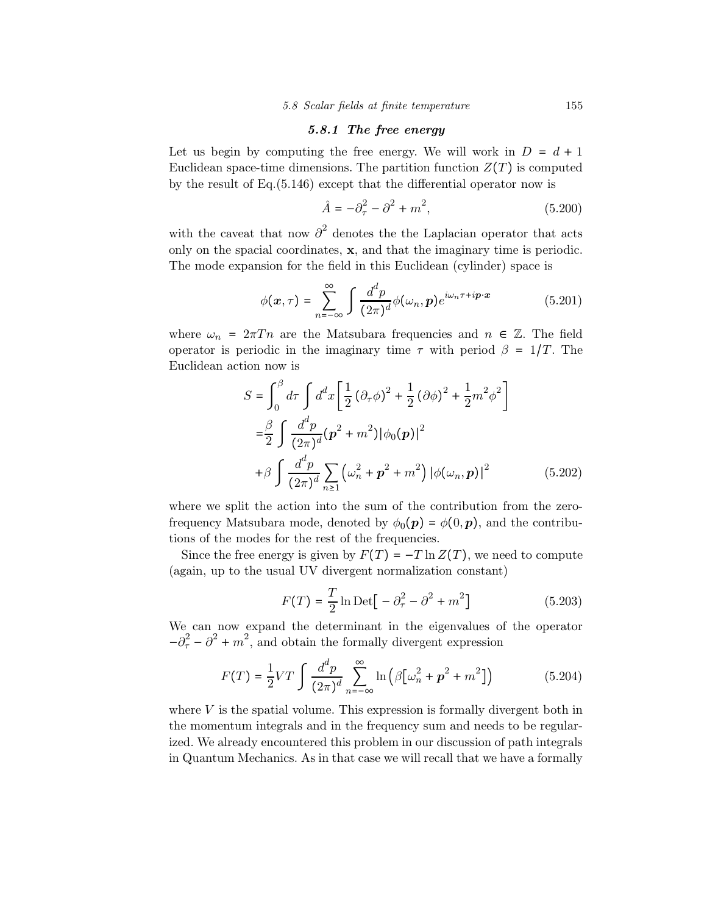### 5.8.1 The free energy

Let us begin by computing the free energy. We will work in $D = d + 1$ Euclidean space-time dimensions. The partition function $Z(T)$ is computed by the result of Eq.(5.146) except that the differential operator now is

$$\hat{A} = -\partial_\tau^2 - \partial^2 + m^2, \tag{5.200}$$

with the caveat that now $\partial^2$ denotes the the Laplacian operator that acts only on the spacial coordinates, $\mathbf{x}$, and that the imaginary time is periodic. The mode expansion for the field in this Euclidean (cylinder) space is

$$\phi(\boldsymbol{x}, \tau) = \sum_{n=-\infty}^{\infty} \int \frac{d^d p}{(2\pi)^d} \phi(\omega_n, \boldsymbol{p}) e^{i\omega_n \tau + i\boldsymbol{p}\cdot\boldsymbol{x}} \tag{5.201}$$

where $\omega_n = 2\pi T n$ are the Matsubara frequencies and $n \in \mathbb{Z}$. The field operator is periodic in the imaginary time $\tau$ with period $\beta = 1/T$. The Euclidean action now is

$$\begin{aligned}
S =& \int_0^\beta d\tau \int d^d x \left[ \frac{1}{2} \left(\partial_\tau \phi\right)^2 + \frac{1}{2} \left(\partial \phi\right)^2 + \frac{1}{2} m^2 \phi^2 \right] \\
=& \frac{\beta}{2} \int \frac{d^d p}{(2\pi)^d} (\boldsymbol{p}^2 + m^2) |\phi_0(\boldsymbol{p})|^2 \\
&+ \beta \int \frac{d^d p}{(2\pi)^d} \sum_{n \geq 1} \left(\omega_n^2 + \boldsymbol{p}^2 + m^2\right) |\phi(\omega_n, \boldsymbol{p})|^2
\end{aligned} \tag{5.202}$$

where we split the action into the sum of the contribution from the zero-frequency Matsubara mode, denoted by $\phi_0(\boldsymbol{p}) = \phi(0, \boldsymbol{p})$, and the contributions of the modes for the rest of the frequencies.

Since the free energy is given by $F(T) = -T \ln Z(T)$, we need to compute (again, up to the usual UV divergent normalization constant)

$$F(T) = \frac{T}{2} \ln \text{Det}\big[ -\partial_\tau^2 - \partial^2 + m^2 \big] \tag{5.203}$$

We can now expand the determinant in the eigenvalues of the operator $-\partial_\tau^2 - \partial^2 + m^2$, and obtain the formally divergent expression

$$F(T) = \frac{1}{2} V T \int \frac{d^d p}{(2\pi)^d} \sum_{n=-\infty}^{\infty} \ln\Big( \beta\big[\omega_n^2 + \boldsymbol{p}^2 + m^2\big] \Big) \tag{5.204}$$

where $V$ is the spatial volume. This expression is formally divergent both in the momentum integrals and in the frequency sum and needs to be regularized. We already encountered this problem in our discussion of path integrals in Quantum Mechanics. As in that case we will recall that we have a formally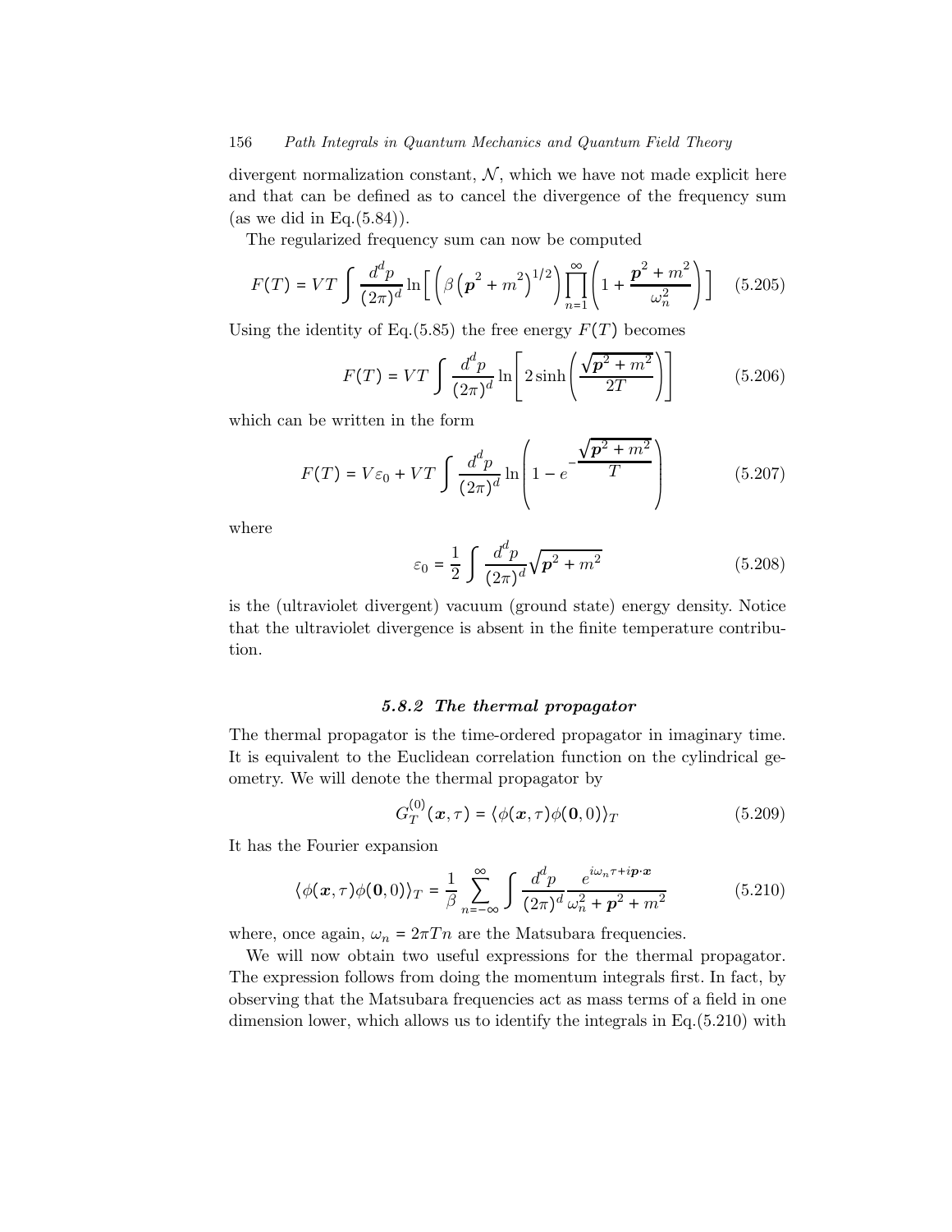divergent normalization constant, $\mathcal{N}$, which we have not made explicit here and that can be defined as to cancel the divergence of the frequency sum (as we did in Eq.(5.84)).

The regularized frequency sum can now be computed

$$F(T) = VT \int \frac{d^d p}{(2\pi)^d} \ln\Big[ \left(\beta \left(\boldsymbol{p}^2 + m^2\right)^{1/2}\right) \prod_{n=1}^{\infty} \left(1 + \frac{\boldsymbol{p}^2 + m^2}{\omega_n^2}\right) \Big] \quad (5.205)$$

Using the identity of Eq.(5.85) the free energy $F(T)$ becomes

$$F(T) = VT \int \frac{d^d p}{(2\pi)^d} \ln\left[2 \sinh\left(\frac{\sqrt{\boldsymbol{p}^2 + m^2}}{2T}\right)\right] \quad (5.206)$$

which can be written in the form

$$F(T) = V\varepsilon_0 + VT \int \frac{d^d p}{(2\pi)^d} \ln\left(1 - e^{-\frac{\sqrt{\boldsymbol{p}^2 + m^2}}{T}}\right) \quad (5.207)$$

where

$$\varepsilon_0 = \frac{1}{2} \int \frac{d^d p}{(2\pi)^d} \sqrt{\boldsymbol{p}^2 + m^2} \quad (5.208)$$

is the (ultraviolet divergent) vacuum (ground state) energy density. Notice that the ultraviolet divergence is absent in the finite temperature contribution.

### *5.8.2 The thermal propagator*

The thermal propagator is the time-ordered propagator in imaginary time. It is equivalent to the Euclidean correlation function on the cylindrical geometry. We will denote the thermal propagator by

$$G_T^{(0)}(\boldsymbol{x}, \tau) = \langle \phi(\boldsymbol{x}, \tau) \phi(\boldsymbol{0}, 0) \rangle_T \quad (5.209)$$

It has the Fourier expansion

$$\langle \phi(\boldsymbol{x}, \tau) \phi(\boldsymbol{0}, 0) \rangle_T = \frac{1}{\beta} \sum_{n=-\infty}^{\infty} \int \frac{d^d p}{(2\pi)^d} \frac{e^{i\omega_n \tau + i\boldsymbol{p}\cdot\boldsymbol{x}}}{\omega_n^2 + \boldsymbol{p}^2 + m^2} \quad (5.210)$$

where, once again, $\omega_n = 2\pi T n$ are the Matsubara frequencies.

We will now obtain two useful expressions for the thermal propagator. The expression follows from doing the momentum integrals first. In fact, by observing that the Matsubara frequencies act as mass terms of a field in one dimension lower, which allows us to identify the integrals in Eq.(5.210) with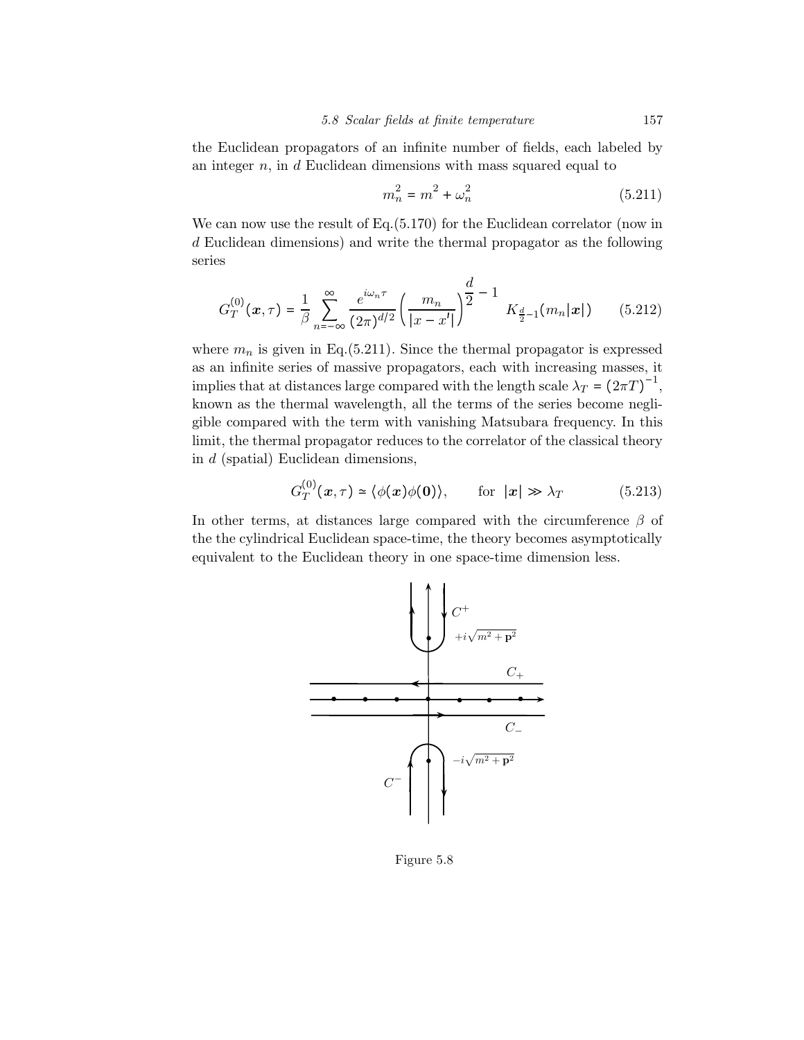the Euclidean propagators of an infinite number of fields, each labeled by an integer $n$, in $d$ Euclidean dimensions with mass squared equal to

$$m_n^2 = m^2 + \omega_n^2 \tag{5.211}$$

We can now use the result of Eq.(5.170) for the Euclidean correlator (now in $d$ Euclidean dimensions) and write the thermal propagator as the following series

$$G_T^{(0)}(\boldsymbol{x}, \tau) = \frac{1}{\beta} \sum_{n=-\infty}^{\infty} \frac{e^{i\omega_n \tau}}{(2\pi)^{d/2}} \left( \frac{m_n}{|x - x'|} \right)^{\frac{d}{2} - 1} K_{\frac{d}{2}-1}(m_n |\boldsymbol{x}|) \tag{5.212}$$

where $m_n$ is given in Eq.(5.211). Since the thermal propagator is expressed as an infinite series of massive propagators, each with increasing masses, it implies that at distances large compared with the length scale $\lambda_T = (2\pi T)^{-1}$, known as the thermal wavelength, all the terms of the series become negligible compared with the term with vanishing Matsubara frequency. In this limit, the thermal propagator reduces to the correlator of the classical theory in $d$ (spatial) Euclidean dimensions,

$$G_T^{(0)}(\boldsymbol{x}, \tau) \simeq \langle \phi(\boldsymbol{x}) \phi(\boldsymbol{0}) \rangle, \qquad \text{for } |\boldsymbol{x}| \gg \lambda_T \tag{5.213}$$

In other terms, at distances large compared with the circumference $\beta$ of the the cylindrical Euclidean space-time, the theory becomes asymptotically equivalent to the Euclidean theory in one space-time dimension less.

Figure 5.8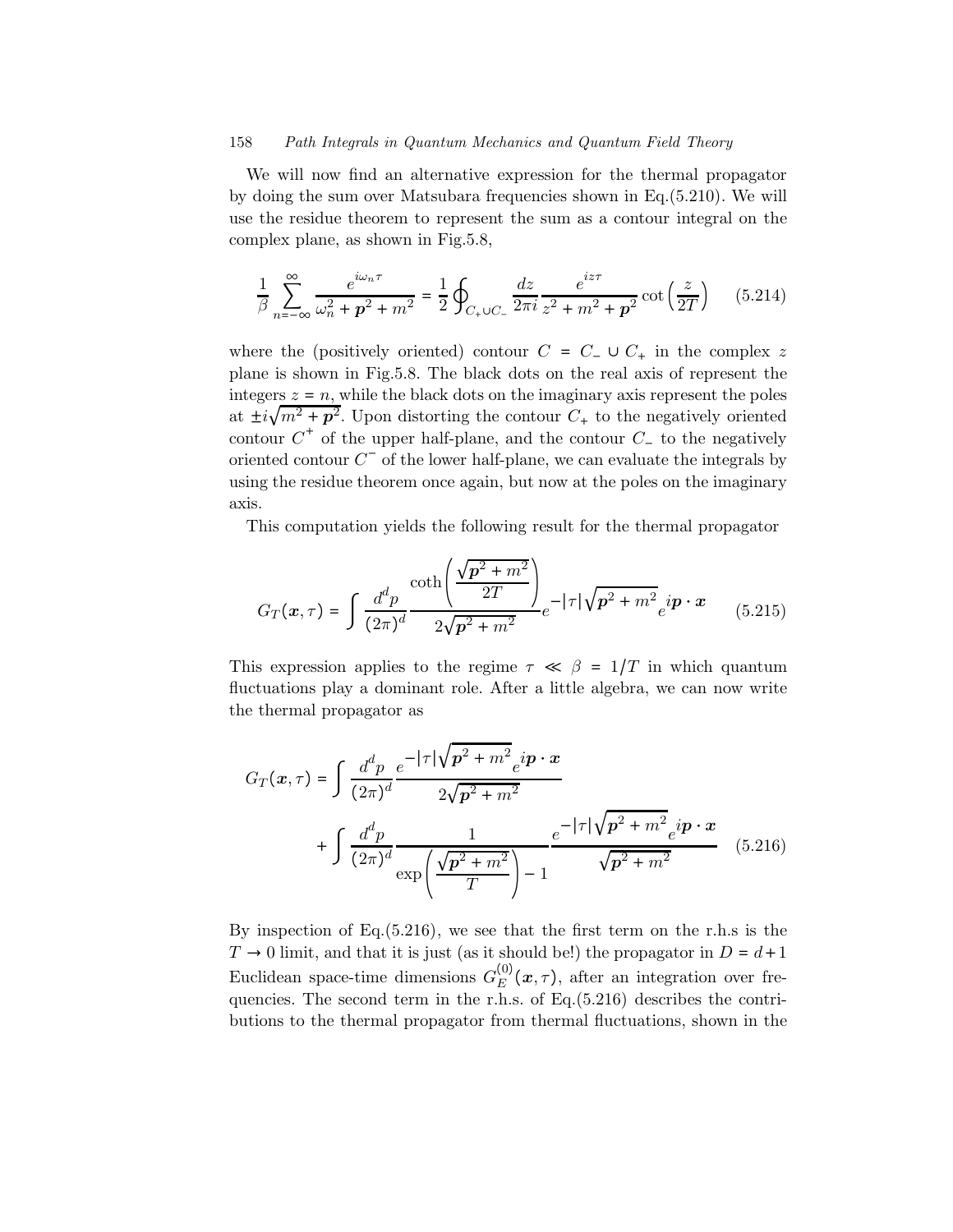We will now find an alternative expression for the thermal propagator by doing the sum over Matsubara frequencies shown in Eq.(5.210). We will use the residue theorem to represent the sum as a contour integral on the complex plane, as shown in Fig.5.8,

$$
\frac{1}{\beta}\sum_{n=-\infty}^{\infty}\frac{e^{i\omega_n\tau}}{\omega_n^2+\boldsymbol{p}^2+m^2}=\frac{1}{2}\oint_{C_+\cup C_-}\frac{dz}{2\pi i}\frac{e^{iz\tau}}{z^2+m^2+\boldsymbol{p}^2}\cot\left(\frac{z}{2T}\right) \tag{5.214}
$$

where the (positively oriented) contour $C=C_-\cup C_+$ in the complex $z$ plane is shown in Fig.5.8. The black dots on the real axis of represent the integers $z=n$, while the black dots on the imaginary axis represent the poles at $\pm i\sqrt{m^2+\boldsymbol{p}^2}$. Upon distorting the contour $C_+$ to the negatively oriented contour $C^+$ of the upper half-plane, and the contour $C_-$ to the negatively oriented contour $C^-$ of the lower half-plane, we can evaluate the integrals by using the residue theorem once again, but now at the poles on the imaginary axis.

This computation yields the following result for the thermal propagator

$$
G_T(\boldsymbol{x},\tau)=\int\frac{d^dp}{(2\pi)^d}\frac{\coth\left(\dfrac{\sqrt{\boldsymbol{p}^2+m^2}}{2T}\right)}{2\sqrt{\boldsymbol{p}^2+m^2}}e^{-|\tau|\sqrt{\boldsymbol{p}^2+m^2}}e^{i\boldsymbol{p}\cdot\boldsymbol{x}} \tag{5.215}
$$

This expression applies to the regime $\tau \ll \beta = 1/T$ in which quantum fluctuations play a dominant role. After a little algebra, we can now write the thermal propagator as

$$
\begin{aligned}
G_T(\boldsymbol{x},\tau)=&\int\frac{d^dp}{(2\pi)^d}\frac{e^{-|\tau|\sqrt{\boldsymbol{p}^2+m^2}}e^{i\boldsymbol{p}\cdot\boldsymbol{x}}}{2\sqrt{\boldsymbol{p}^2+m^2}}\\
&+\int\frac{d^dp}{(2\pi)^d}\frac{1}{\exp\left(\dfrac{\sqrt{\boldsymbol{p}^2+m^2}}{T}\right)-1}\frac{e^{-|\tau|\sqrt{\boldsymbol{p}^2+m^2}}e^{i\boldsymbol{p}\cdot\boldsymbol{x}}}{\sqrt{\boldsymbol{p}^2+m^2}}
\end{aligned} \tag{5.216}
$$

By inspection of Eq.(5.216), we see that the first term on the r.h.s is the $T\to 0$ limit, and that it is just (as it should be!) the propagator in $D=d+1$ Euclidean space-time dimensions $G_E^{(0)}(\boldsymbol{x},\tau)$, after an integration over frequencies. The second term in the r.h.s. of Eq.(5.216) describes the contributions to the thermal propagator from thermal fluctuations, shown in the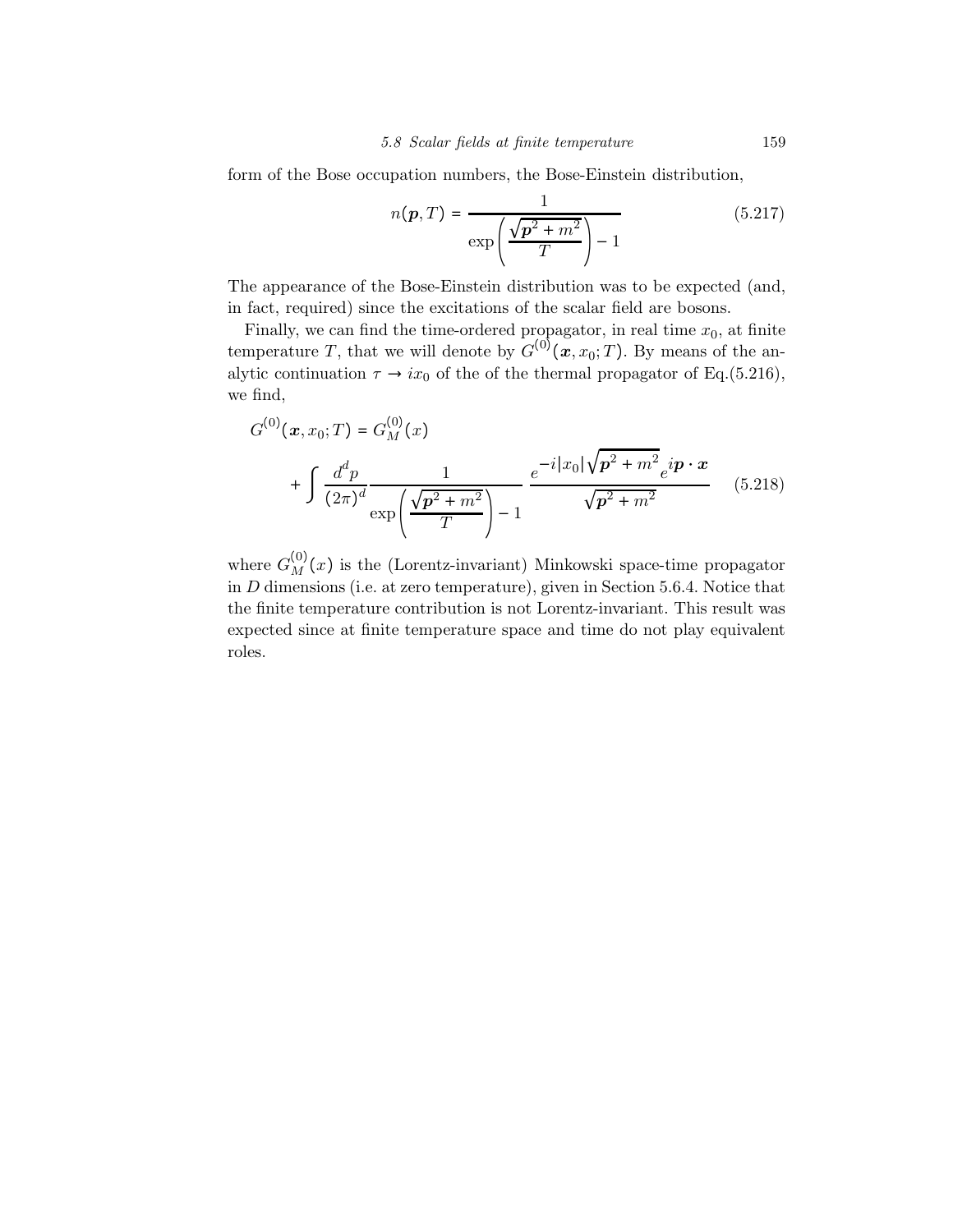form of the Bose occupation numbers, the Bose-Einstein distribution,

$$n(\boldsymbol{p}, T) = \frac{1}{\exp\left(\dfrac{\sqrt{\boldsymbol{p}^2 + m^2}}{T}\right) - 1} \tag{5.217}$$

The appearance of the Bose-Einstein distribution was to be expected (and, in fact, required) since the excitations of the scalar field are bosons.

Finally, we can find the time-ordered propagator, in real time $x_0$, at finite temperature $T$, that we will denote by $G^{(0)}(\boldsymbol{x}, x_0; T)$. By means of the analytic continuation $\tau \to i x_0$ of the of the thermal propagator of Eq.(5.216), we find,

$$G^{(0)}(\boldsymbol{x}, x_0; T) = G_M^{(0)}(x) + \int \frac{d^d p}{(2\pi)^d} \frac{1}{\exp\left(\dfrac{\sqrt{\boldsymbol{p}^2 + m^2}}{T}\right) - 1} \; \frac{e^{-i|x_0|\sqrt{\boldsymbol{p}^2 + m^2}} e^{i\boldsymbol{p}\cdot\boldsymbol{x}}}{\sqrt{\boldsymbol{p}^2 + m^2}} \tag{5.218}$$

where $G_M^{(0)}(x)$ is the (Lorentz-invariant) Minkowski space-time propagator in $D$ dimensions (i.e. at zero temperature), given in Section 5.6.4. Notice that the finite temperature contribution is not Lorentz-invariant. This result was expected since at finite temperature space and time do not play equivalent roles.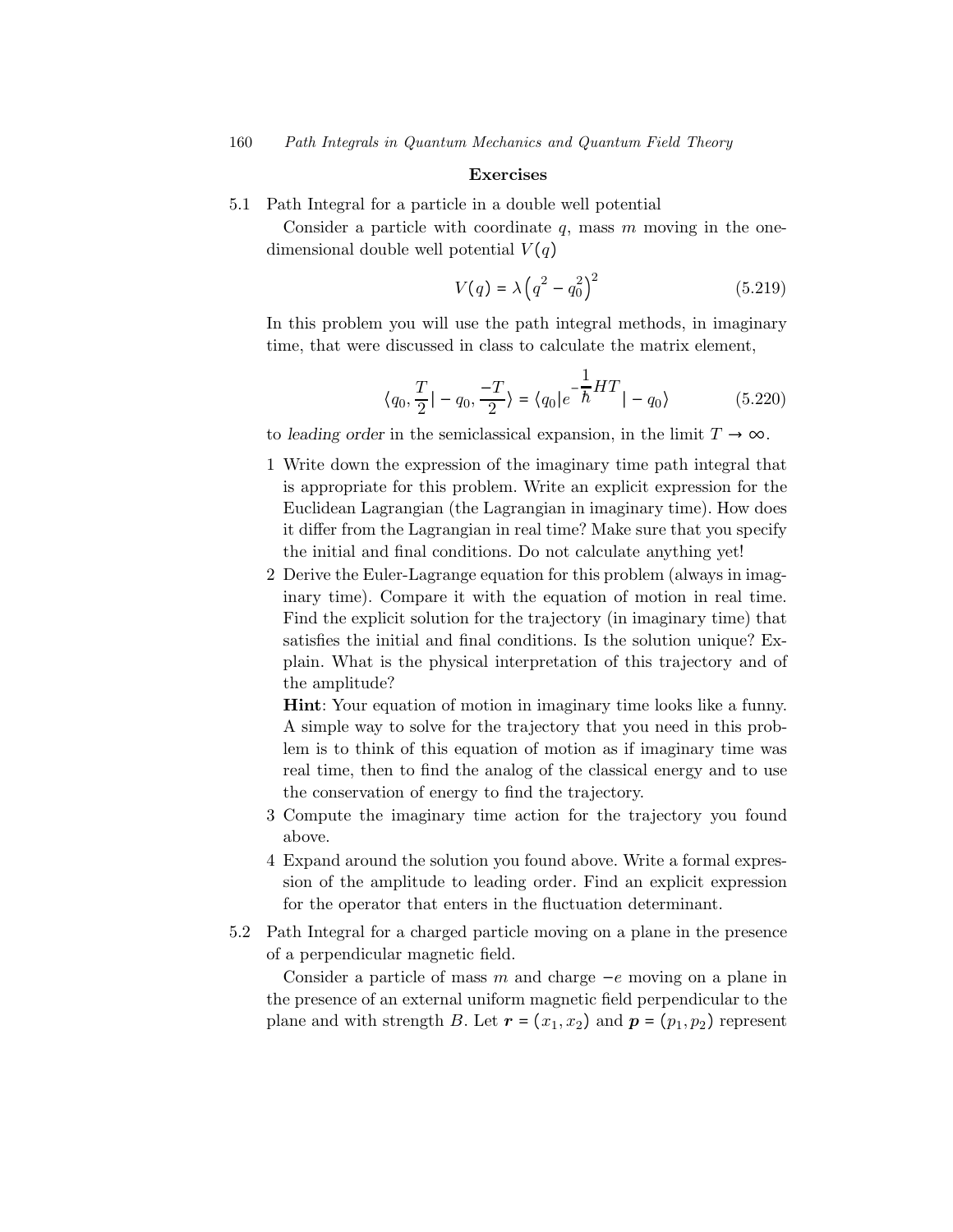## Exercises

5.1 Path Integral for a particle in a double well potential

Consider a particle with coordinate $q$, mass $m$ moving in the one-dimensional double well potential $V(q)$

$$V(q) = \lambda\left(q^2 - q_0^2\right)^2 \tag{5.219}$$

In this problem you will use the path integral methods, in imaginary time, that were discussed in class to calculate the matrix element,

$$\langle q_0, \frac{T}{2} | - q_0, \frac{-T}{2} \rangle = \langle q_0 | e^{-\frac{1}{\hbar}HT} | - q_0 \rangle \tag{5.220}$$

to *leading order* in the semiclassical expansion, in the limit $T \to \infty$.

1. Write down the expression of the imaginary time path integral that is appropriate for this problem. Write an explicit expression for the Euclidean Lagrangian (the Lagrangian in imaginary time). How does it differ from the Lagrangian in real time? Make sure that you specify the initial and final conditions. Do not calculate anything yet!
2. Derive the Euler-Lagrange equation for this problem (always in imaginary time). Compare it with the equation of motion in real time. Find the explicit solution for the trajectory (in imaginary time) that satisfies the initial and final conditions. Is the solution unique? Explain. What is the physical interpretation of this trajectory and of the amplitude?

   **Hint**: Your equation of motion in imaginary time looks like a funny. A simple way to solve for the trajectory that you need in this problem is to think of this equation of motion as if imaginary time was real time, then to find the analog of the classical energy and to use the conservation of energy to find the trajectory.
3. Compute the imaginary time action for the trajectory you found above.
4. Expand around the solution you found above. Write a formal expression of the amplitude to leading order. Find an explicit expression for the operator that enters in the fluctuation determinant.

5.2 Path Integral for a charged particle moving on a plane in the presence of a perpendicular magnetic field.

Consider a particle of mass $m$ and charge $-e$ moving on a plane in the presence of an external uniform magnetic field perpendicular to the plane and with strength $B$. Let $\boldsymbol{r} = (x_1, x_2)$ and $\boldsymbol{p} = (p_1, p_2)$ represent